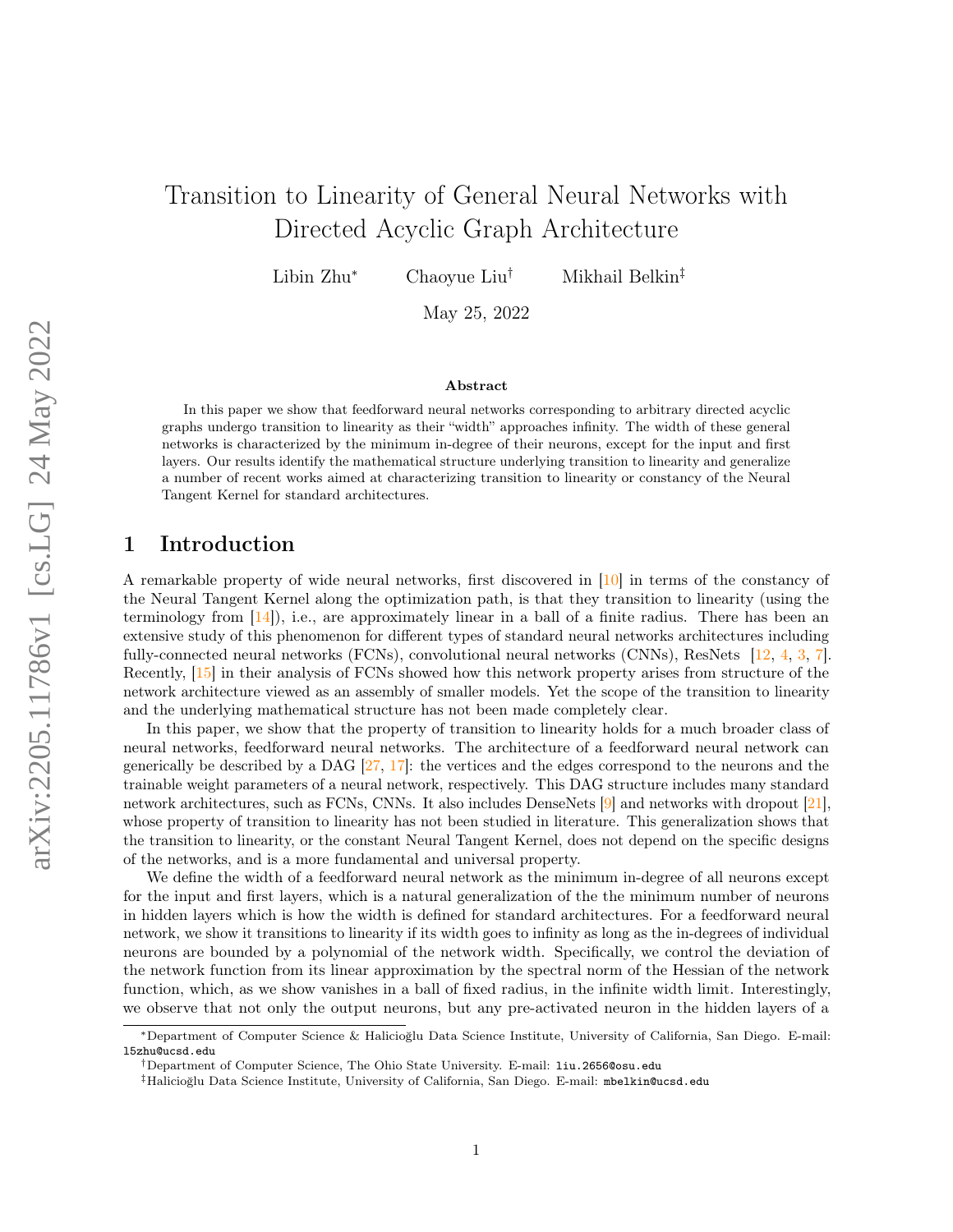# Transition to Linearity of General Neural Networks with Directed Acyclic Graph Architecture

Libin Zhu[*]    Chaoyue Liu[†]    Mikhail Belkin[‡]

May 25, 2022

### Abstract

In this paper we show that feedforward neural networks corresponding to arbitrary directed acyclic graphs undergo transition to linearity as their "width" approaches infinity. The width of these general networks is characterized by the minimum in-degree of their neurons, except for the input and first layers. Our results identify the mathematical structure underlying transition to linearity and generalize a number of recent works aimed at characterizing transition to linearity or constancy of the Neural Tangent Kernel for standard architectures.

## 1 Introduction

A remarkable property of wide neural networks, first discovered in [10] in terms of the constancy of the Neural Tangent Kernel along the optimization path, is that they transition to linearity (using the terminology from [14]), i.e., are approximately linear in a ball of a finite radius. There has been an extensive study of this phenomenon for different types of standard neural networks architectures including fully-connected neural networks (FCNs), convolutional neural networks (CNNs), ResNets [12, 4, 3, 7]. Recently, [15] in their analysis of FCNs showed how this network property arises from structure of the network architecture viewed as an assembly of smaller models. Yet the scope of the transition to linearity and the underlying mathematical structure has not been made completely clear.

In this paper, we show that the property of transition to linearity holds for a much broader class of neural networks, feedforward neural networks. The architecture of a feedforward neural network can generically be described by a DAG [27, 17]: the vertices and the edges correspond to the neurons and the trainable weight parameters of a neural network, respectively. This DAG structure includes many standard network architectures, such as FCNs, CNNs. It also includes DenseNets [9] and networks with dropout [21], whose property of transition to linearity has not been studied in literature. This generalization shows that the transition to linearity, or the constant Neural Tangent Kernel, does not depend on the specific designs of the networks, and is a more fundamental and universal property.

We define the width of a feedforward neural network as the minimum in-degree of all neurons except for the input and first layers, which is a natural generalization of the the minimum number of neurons in hidden layers which is how the width is defined for standard architectures. For a feedforward neural network, we show it transitions to linearity if its width goes to infinity as long as the in-degrees of individual neurons are bounded by a polynomial of the network width. Specifically, we control the deviation of the network function from its linear approximation by the spectral norm of the Hessian of the network function, which, as we show vanishes in a ball of fixed radius, in the infinite width limit. Interestingly, we observe that not only the output neurons, but any pre-activated neuron in the hidden layers of a

[*]Department of Computer Science & Halıcıoğlu Data Science Institute, University of California, San Diego. E-mail: l5zhu@ucsd.edu

[†]Department of Computer Science, The Ohio State University. E-mail: liu.2656@osu.edu

[‡]Halıcıoğlu Data Science Institute, University of California, San Diego. E-mail: mbelkin@ucsd.edu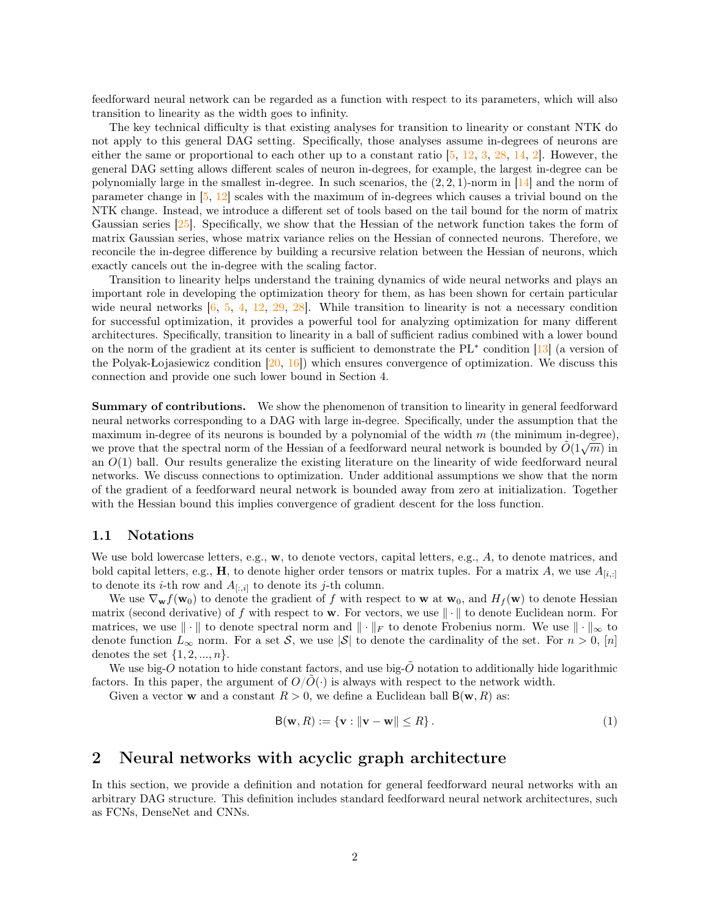feedforward neural network can be regarded as a function with respect to its parameters, which will also transition to linearity as the width goes to infinity.

The key technical difficulty is that existing analyses for transition to linearity or constant NTK do not apply to this general DAG setting. Specifically, those analyses assume in-degrees of neurons are either the same or proportional to each other up to a constant ratio [5, 12, 3, 28, 14, 2]. However, the general DAG setting allows different scales of neuron in-degrees, for example, the largest in-degree can be polynomially large in the smallest in-degree. In such scenarios, the $(2, 2, 1)$-norm in [14] and the norm of parameter change in [5, 12] scales with the maximum of in-degrees which causes a trivial bound on the NTK change. Instead, we introduce a different set of tools based on the tail bound for the norm of matrix Gaussian series [25]. Specifically, we show that the Hessian of the network function takes the form of matrix Gaussian series, whose matrix variance relies on the Hessian of connected neurons. Therefore, we reconcile the in-degree difference by building a recursive relation between the Hessian of neurons, which exactly cancels out the in-degree with the scaling factor.

Transition to linearity helps understand the training dynamics of wide neural networks and plays an important role in developing the optimization theory for them, as has been shown for certain particular wide neural networks [6, 5, 4, 12, 29, 28]. While transition to linearity is not a necessary condition for successful optimization, it provides a powerful tool for analyzing optimization for many different architectures. Specifically, transition to linearity in a ball of sufficient radius combined with a lower bound on the norm of the gradient at its center is sufficient to demonstrate the PL$^*$ condition [13] (a version of the Polyak-Łojasiewicz condition [20, 16]) which ensures convergence of optimization. We discuss this connection and provide one such lower bound in Section 4.

**Summary of contributions.** We show the phenomenon of transition to linearity in general feedforward neural networks corresponding to a DAG with large in-degree. Specifically, under the assumption that the maximum in-degree of its neurons is bounded by a polynomial of the width $m$ (the minimum in-degree), we prove that the spectral norm of the Hessian of a feedforward neural network is bounded by $\tilde{O}(1\sqrt{m})$ in an $O(1)$ ball. Our results generalize the existing literature on the linearity of wide feedforward neural networks. We discuss connections to optimization. Under additional assumptions we show that the norm of the gradient of a feedforward neural network is bounded away from zero at initialization. Together with the Hessian bound this implies convergence of gradient descent for the loss function.

### 1.1 Notations

We use bold lowercase letters, e.g., $\mathbf{w}$, to denote vectors, capital letters, e.g., $A$, to denote matrices, and bold capital letters, e.g., $\mathbf{H}$, to denote higher order tensors or matrix tuples. For a matrix $A$, we use $A_{[i,:]}$ to denote its $i$-th row and $A_{[:,i]}$ to denote its $j$-th column.

We use $\nabla_{\mathbf{w}} f(\mathbf{w}_0)$ to denote the gradient of $f$ with respect to $\mathbf{w}$ at $\mathbf{w}_0$, and $H_f(\mathbf{w})$ to denote Hessian matrix (second derivative) of $f$ with respect to $\mathbf{w}$. For vectors, we use $\|\cdot\|$ to denote Euclidean norm. For matrices, we use $\|\cdot\|$ to denote spectral norm and $\|\cdot\|_F$ to denote Frobenius norm. We use $\|\cdot\|_\infty$ to denote function $L_\infty$ norm. For a set $\mathcal{S}$, we use $|\mathcal{S}|$ to denote the cardinality of the set. For $n > 0$, $[n]$ denotes the set $\{1, 2, ..., n\}$.

We use big-$O$ notation to hide constant factors, and use big-$\tilde{O}$ notation to additionally hide logarithmic factors. In this paper, the argument of $O/\tilde{O}(\cdot)$ is always with respect to the network width.

Given a vector $\mathbf{w}$ and a constant $R > 0$, we define a Euclidean ball $\mathsf{B}(\mathbf{w}, R)$ as:

$$\mathsf{B}(\mathbf{w}, R) := \{\mathbf{v} : \|\mathbf{v} - \mathbf{w}\| \leq R\}. \tag{1}$$

## 2 Neural networks with acyclic graph architecture

In this section, we provide a definition and notation for general feedforward neural networks with an arbitrary DAG structure. This definition includes standard feedforward neural network architectures, such as FCNs, DenseNet and CNNs.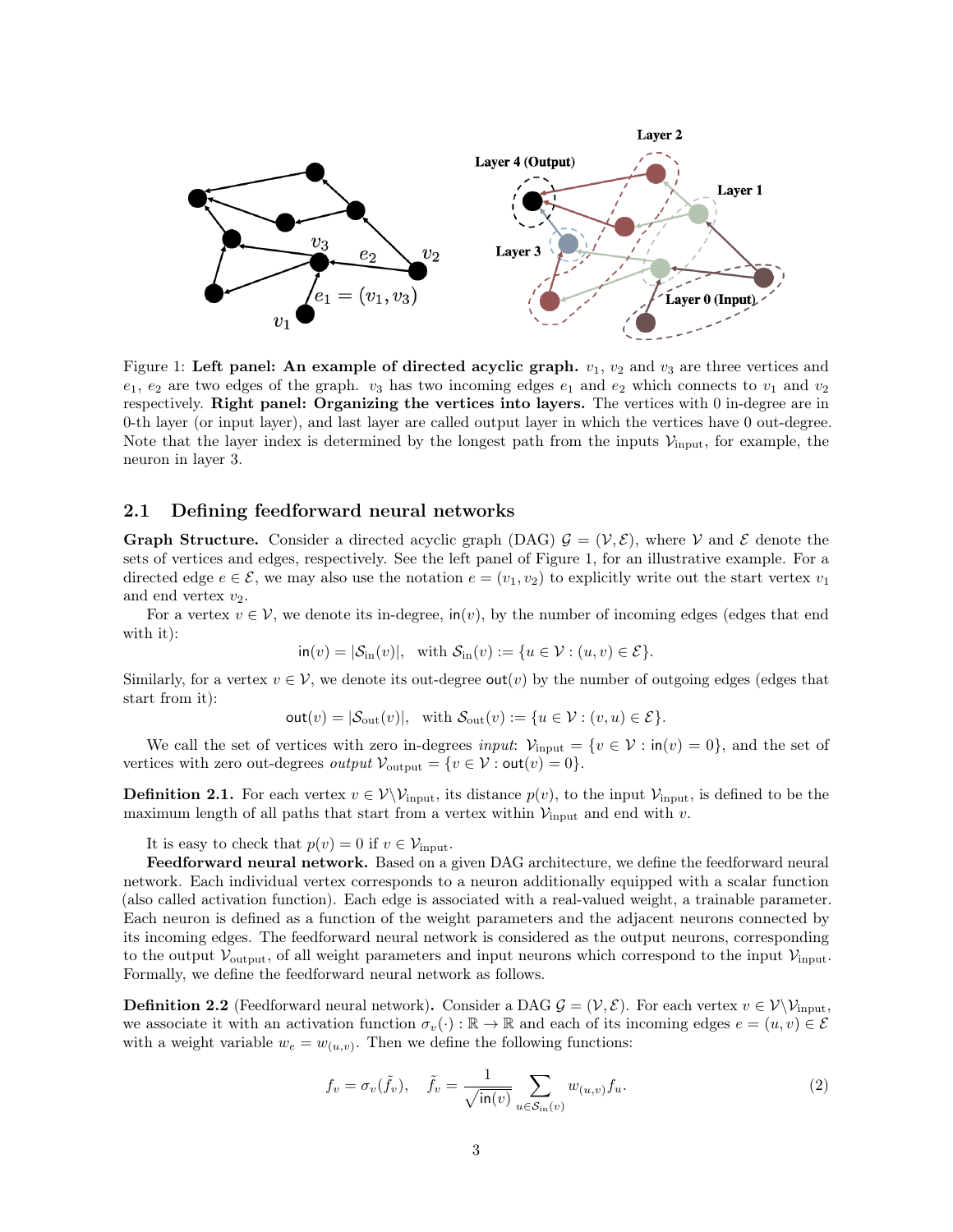Figure 1: **Left panel: An example of directed acyclic graph.** $v_1$, $v_2$ and $v_3$ are three vertices and $e_1$, $e_2$ are two edges of the graph. $v_3$ has two incoming edges $e_1$ and $e_2$ which connects to $v_1$ and $v_2$ respectively. **Right panel: Organizing the vertices into layers.** The vertices with 0 in-degree are in 0-th layer (or input layer), and last layer are called output layer in which the vertices have 0 out-degree. Note that the layer index is determined by the longest path from the inputs $\mathcal{V}_{\text{input}}$, for example, the neuron in layer 3.

## 2.1 Defining feedforward neural networks

**Graph Structure.** Consider a directed acyclic graph (DAG) $\mathcal{G} = (\mathcal{V}, \mathcal{E})$, where $\mathcal{V}$ and $\mathcal{E}$ denote the sets of vertices and edges, respectively. See the left panel of Figure 1, for an illustrative example. For a directed edge $e \in \mathcal{E}$, we may also use the notation $e = (v_1, v_2)$ to explicitly write out the start vertex $v_1$ and end vertex $v_2$.

For a vertex $v \in \mathcal{V}$, we denote its in-degree, $\mathsf{in}(v)$, by the number of incoming edges (edges that end with it):

$$\mathsf{in}(v) = |\mathcal{S}_{\text{in}}(v)|, \quad \text{with } \mathcal{S}_{\text{in}}(v) := \{u \in \mathcal{V} : (u, v) \in \mathcal{E}\}.$$

Similarly, for a vertex $v \in \mathcal{V}$, we denote its out-degree $\mathsf{out}(v)$ by the number of outgoing edges (edges that start from it):

$$\mathsf{out}(v) = |\mathcal{S}_{\text{out}}(v)|, \quad \text{with } \mathcal{S}_{\text{out}}(v) := \{u \in \mathcal{V} : (v, u) \in \mathcal{E}\}.$$

We call the set of vertices with zero in-degrees *input*: $\mathcal{V}_{\text{input}} = \{v \in \mathcal{V} : \mathsf{in}(v) = 0\}$, and the set of vertices with zero out-degrees *output* $\mathcal{V}_{\text{output}} = \{v \in \mathcal{V} : \mathsf{out}(v) = 0\}$.

**Definition 2.1.** For each vertex $v \in \mathcal{V} \backslash \mathcal{V}_{\text{input}}$, its distance $p(v)$, to the input $\mathcal{V}_{\text{input}}$, is defined to be the maximum length of all paths that start from a vertex within $\mathcal{V}_{\text{input}}$ and end with $v$.

It is easy to check that $p(v) = 0$ if $v \in \mathcal{V}_{\text{input}}$.

**Feedforward neural network.** Based on a given DAG architecture, we define the feedforward neural network. Each individual vertex corresponds to a neuron additionally equipped with a scalar function (also called activation function). Each edge is associated with a real-valued weight, a trainable parameter. Each neuron is defined as a function of the weight parameters and the adjacent neurons connected by its incoming edges. The feedforward neural network is considered as the output neurons, corresponding to the output $\mathcal{V}_{\text{output}}$, of all weight parameters and input neurons which correspond to the input $\mathcal{V}_{\text{input}}$. Formally, we define the feedforward neural network as follows.

**Definition 2.2** (Feedforward neural network)**.** Consider a DAG $\mathcal{G} = (\mathcal{V}, \mathcal{E})$. For each vertex $v \in \mathcal{V} \backslash \mathcal{V}_{\text{input}}$, we associate it with an activation function $\sigma_v(\cdot) : \mathbb{R} \to \mathbb{R}$ and each of its incoming edges $e = (u, v) \in \mathcal{E}$ with a weight variable $w_e = w_{(u,v)}$. Then we define the following functions:

$$f_v = \sigma_v(\tilde{f}_v), \quad \tilde{f}_v = \frac{1}{\sqrt{\mathsf{in}(v)}} \sum_{u \in \mathcal{S}_{\text{in}}(v)} w_{(u,v)} f_u. \tag{2}$$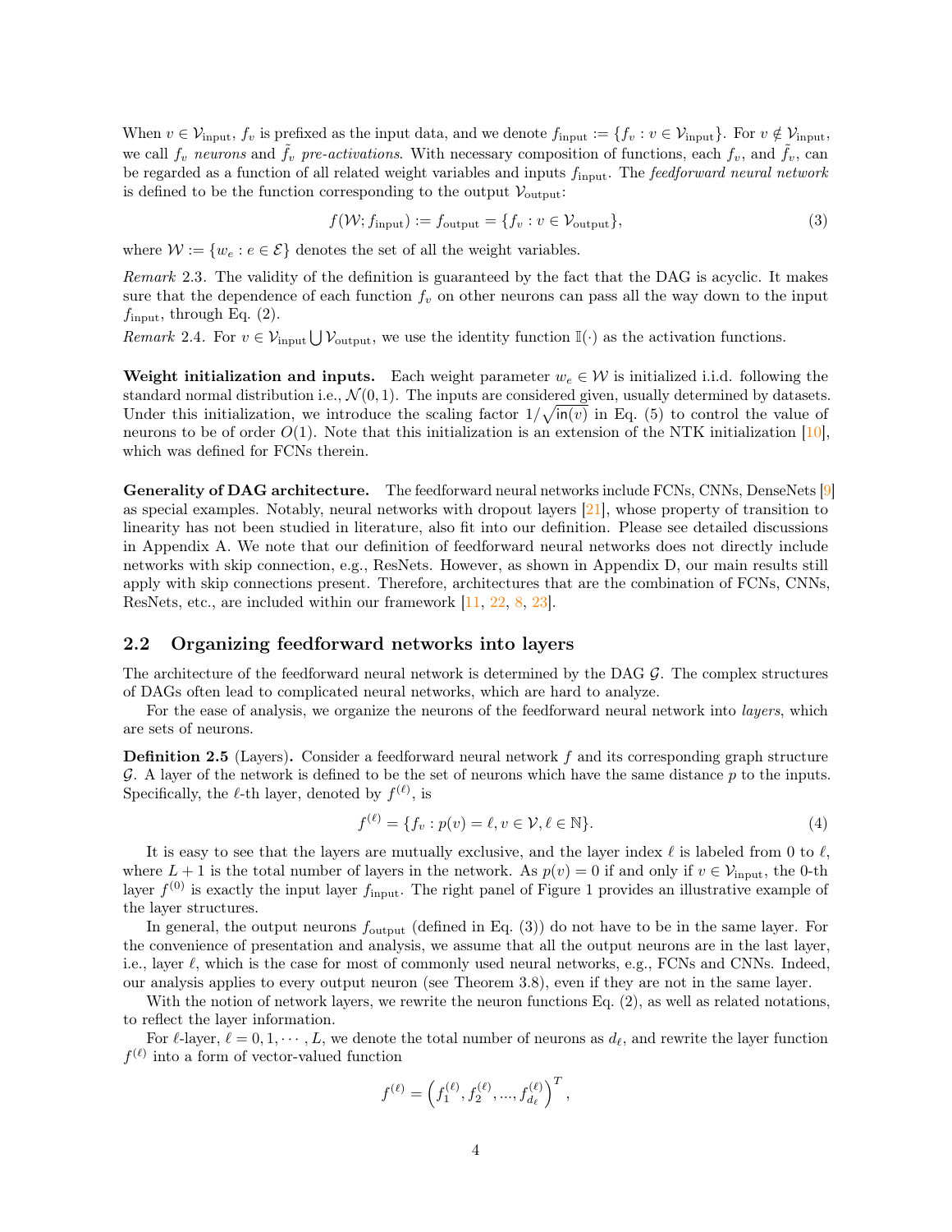When $v \in \mathcal{V}_{\text{input}}$, $f_v$ is prefixed as the input data, and we denote $f_{\text{input}} := \{f_v : v \in \mathcal{V}_{\text{input}}\}$. For $v \notin \mathcal{V}_{\text{input}}$, we call $f_v$ *neurons* and $\tilde{f}_v$ *pre-activations*. With necessary composition of functions, each $f_v$, and $\tilde{f}_v$, can be regarded as a function of all related weight variables and inputs $f_{\text{input}}$. The *feedforward neural network* is defined to be the function corresponding to the output $\mathcal{V}_{\text{output}}$:

$$f(\mathcal{W}; f_{\text{input}}) := f_{\text{output}} = \{f_v : v \in \mathcal{V}_{\text{output}}\}, \tag{3}$$

where $\mathcal{W} := \{w_e : e \in \mathcal{E}\}$ denotes the set of all the weight variables.

*Remark* 2.3. The validity of the definition is guaranteed by the fact that the DAG is acyclic. It makes sure that the dependence of each function $f_v$ on other neurons can pass all the way down to the input $f_{\text{input}}$, through Eq. (2).

*Remark* 2.4. For $v \in \mathcal{V}_{\text{input}} \bigcup \mathcal{V}_{\text{output}}$, we use the identity function $\mathbb{I}(\cdot)$ as the activation functions.

**Weight initialization and inputs.** Each weight parameter $w_e \in \mathcal{W}$ is initialized i.i.d. following the standard normal distribution i.e., $\mathcal{N}(0, 1)$. The inputs are considered given, usually determined by datasets. Under this initialization, we introduce the scaling factor $1/\sqrt{\mathsf{in}(v)}$ in Eq. (5) to control the value of neurons to be of order $O(1)$. Note that this initialization is an extension of the NTK initialization [10], which was defined for FCNs therein.

**Generality of DAG architecture.** The feedforward neural networks include FCNs, CNNs, DenseNets [9] as special examples. Notably, neural networks with dropout layers [21], whose property of transition to linearity has not been studied in literature, also fit into our definition. Please see detailed discussions in Appendix A. We note that our definition of feedforward neural networks does not directly include networks with skip connection, e.g., ResNets. However, as shown in Appendix D, our main results still apply with skip connections present. Therefore, architectures that are the combination of FCNs, CNNs, ResNets, etc., are included within our framework [11, 22, 8, 23].

## 2.2 Organizing feedforward networks into layers

The architecture of the feedforward neural network is determined by the DAG $\mathcal{G}$. The complex structures of DAGs often lead to complicated neural networks, which are hard to analyze.

For the ease of analysis, we organize the neurons of the feedforward neural network into *layers*, which are sets of neurons.

**Definition 2.5** (Layers)**.** Consider a feedforward neural network $f$ and its corresponding graph structure $\mathcal{G}$. A layer of the network is defined to be the set of neurons which have the same distance $p$ to the inputs. Specifically, the $\ell$-th layer, denoted by $f^{(\ell)}$, is

$$f^{(\ell)} = \{f_v : p(v) = \ell, v \in \mathcal{V}, \ell \in \mathbb{N}\}. \tag{4}$$

It is easy to see that the layers are mutually exclusive, and the layer index $\ell$ is labeled from 0 to $\ell$, where $L + 1$ is the total number of layers in the network. As $p(v) = 0$ if and only if $v \in \mathcal{V}_{\text{input}}$, the 0-th layer $f^{(0)}$ is exactly the input layer $f_{\text{input}}$. The right panel of Figure 1 provides an illustrative example of the layer structures.

In general, the output neurons $f_{\text{output}}$ (defined in Eq. (3)) do not have to be in the same layer. For the convenience of presentation and analysis, we assume that all the output neurons are in the last layer, i.e., layer $\ell$, which is the case for most of commonly used neural networks, e.g., FCNs and CNNs. Indeed, our analysis applies to every output neuron (see Theorem 3.8), even if they are not in the same layer.

With the notion of network layers, we rewrite the neuron functions Eq. (2), as well as related notations, to reflect the layer information.

For $\ell$-layer, $\ell = 0, 1, \cdots, L$, we denote the total number of neurons as $d_\ell$, and rewrite the layer function $f^{(\ell)}$ into a form of vector-valued function

$$f^{(\ell)} = \left(f_1^{(\ell)}, f_2^{(\ell)}, ..., f_{d_\ell}^{(\ell)}\right)^T,$$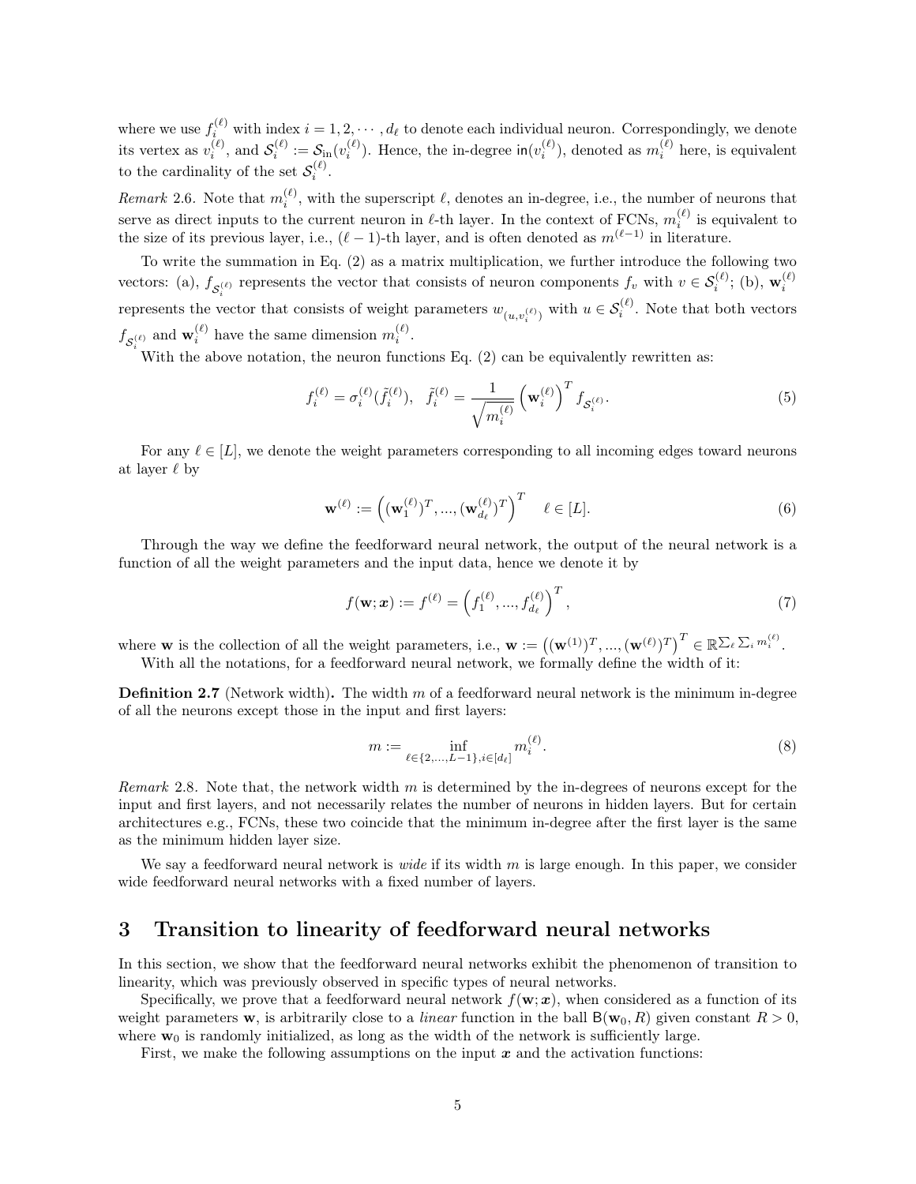where we use $f_i^{(\ell)}$ with index $i = 1, 2, \cdots, d_\ell$ to denote each individual neuron. Correspondingly, we denote its vertex as $v_i^{(\ell)}$, and $\mathcal{S}_i^{(\ell)} := \mathcal{S}_{\rm in}(v_i^{(\ell)})$. Hence, the in-degree $\mathsf{in}(v_i^{(\ell)})$, denoted as $m_i^{(\ell)}$ here, is equivalent to the cardinality of the set $\mathcal{S}_i^{(\ell)}$.

*Remark* 2.6. Note that $m_i^{(\ell)}$, with the superscript $\ell$, denotes an in-degree, i.e., the number of neurons that serve as direct inputs to the current neuron in $\ell$-th layer. In the context of FCNs, $m_i^{(\ell)}$ is equivalent to the size of its previous layer, i.e., $(\ell-1)$-th layer, and is often denoted as $m^{(\ell-1)}$ in literature.

To write the summation in Eq. (2) as a matrix multiplication, we further introduce the following two vectors: (a), $f_{\mathcal{S}_i^{(\ell)}}$ represents the vector that consists of neuron components $f_v$ with $v \in \mathcal{S}_i^{(\ell)}$; (b), $\mathbf{w}_i^{(\ell)}$ represents the vector that consists of weight parameters $w_{(u, v_i^{(\ell)})}$ with $u \in \mathcal{S}_i^{(\ell)}$. Note that both vectors $f_{\mathcal{S}_i^{(\ell)}}$ and $\mathbf{w}_i^{(\ell)}$ have the same dimension $m_i^{(\ell)}$.

With the above notation, the neuron functions Eq. (2) can be equivalently rewritten as:

$$f_i^{(\ell)} = \sigma_i^{(\ell)}(\tilde{f}_i^{(\ell)}), \quad \tilde{f}_i^{(\ell)} = \frac{1}{\sqrt{m_i^{(\ell)}}} \left(\mathbf{w}_i^{(\ell)}\right)^T f_{\mathcal{S}_i^{(\ell)}}. \tag{5}$$

For any $\ell \in [L]$, we denote the weight parameters corresponding to all incoming edges toward neurons at layer $\ell$ by

$$\mathbf{w}^{(\ell)} := \left((\mathbf{w}_1^{(\ell)})^T, ..., (\mathbf{w}_{d_\ell}^{(\ell)})^T\right)^T \quad \ell \in [L]. \tag{6}$$

Through the way we define the feedforward neural network, the output of the neural network is a function of all the weight parameters and the input data, hence we denote it by

$$f(\mathbf{w}; \boldsymbol{x}) := f^{(\ell)} = \left(f_1^{(\ell)}, ..., f_{d_\ell}^{(\ell)}\right)^T, \tag{7}$$

where $\mathbf{w}$ is the collection of all the weight parameters, i.e., $\mathbf{w} := \left((\mathbf{w}^{(1)})^T, ..., (\mathbf{w}^{(\ell)})^T\right)^T \in \mathbb{R}^{\sum_\ell \sum_i m_i^{(\ell)}}$.

With all the notations, for a feedforward neural network, we formally define the width of it:

**Definition 2.7** (Network width)**.** The width $m$ of a feedforward neural network is the minimum in-degree of all the neurons except those in the input and first layers:

$$m := \inf_{\ell \in \{2, ..., L-1\}, i \in [d_\ell]} m_i^{(\ell)}. \tag{8}$$

*Remark* 2.8. Note that, the network width $m$ is determined by the in-degrees of neurons except for the input and first layers, and not necessarily relates the number of neurons in hidden layers. But for certain architectures e.g., FCNs, these two coincide that the minimum in-degree after the first layer is the same as the minimum hidden layer size.

We say a feedforward neural network is *wide* if its width $m$ is large enough. In this paper, we consider wide feedforward neural networks with a fixed number of layers.

# 3 Transition to linearity of feedforward neural networks

In this section, we show that the feedforward neural networks exhibit the phenomenon of transition to linearity, which was previously observed in specific types of neural networks.

Specifically, we prove that a feedforward neural network $f(\mathbf{w}; \boldsymbol{x})$, when considered as a function of its weight parameters $\mathbf{w}$, is arbitrarily close to a *linear* function in the ball $\mathsf{B}(\mathbf{w}_0, R)$ given constant $R > 0$, where $\mathbf{w}_0$ is randomly initialized, as long as the width of the network is sufficiently large.

First, we make the following assumptions on the input $\boldsymbol{x}$ and the activation functions: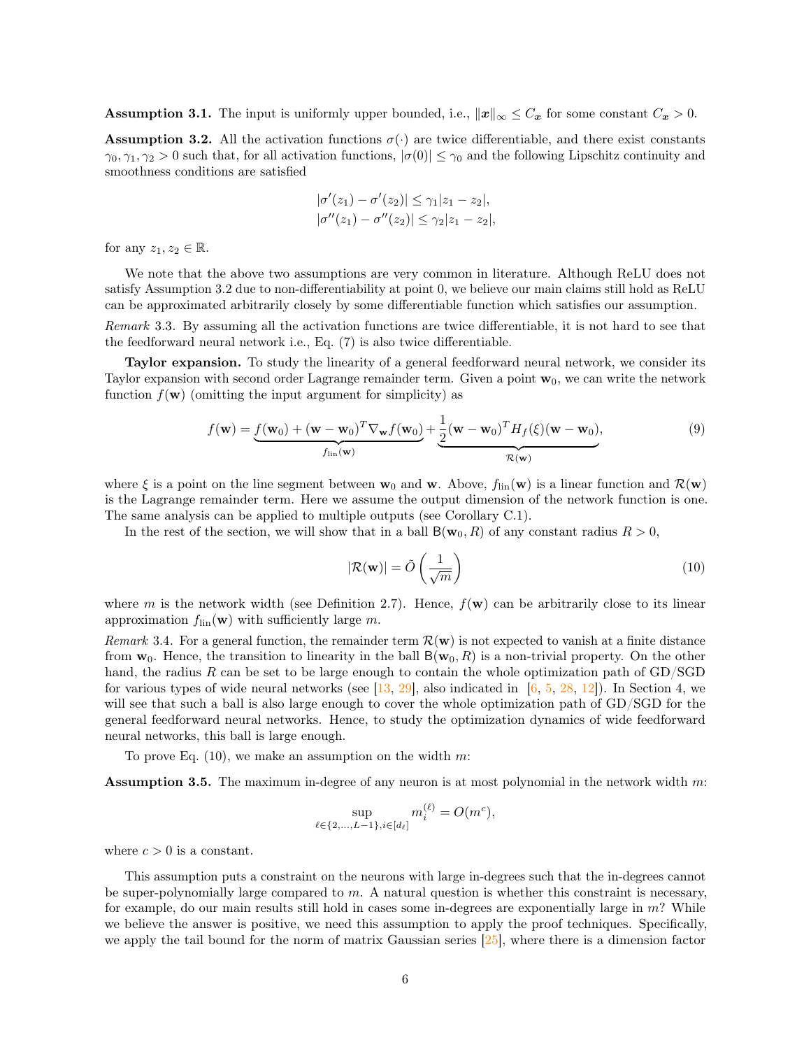**Assumption 3.1.** The input is uniformly upper bounded, i.e., $\|\boldsymbol{x}\|_\infty \le C_{\boldsymbol{x}}$ for some constant $C_{\boldsymbol{x}} > 0$.

**Assumption 3.2.** All the activation functions $\sigma(\cdot)$ are twice differentiable, and there exist constants $\gamma_0, \gamma_1, \gamma_2 > 0$ such that, for all activation functions, $|\sigma(0)| \le \gamma_0$ and the following Lipschitz continuity and smoothness conditions are satisfied

$$
\begin{aligned}
|\sigma'(z_1) - \sigma'(z_2)| &\le \gamma_1 |z_1 - z_2|, \\
|\sigma''(z_1) - \sigma''(z_2)| &\le \gamma_2 |z_1 - z_2|,
\end{aligned}
$$

for any $z_1, z_2 \in \mathbb{R}$.

We note that the above two assumptions are very common in literature. Although ReLU does not satisfy Assumption 3.2 due to non-differentiability at point 0, we believe our main claims still hold as ReLU can be approximated arbitrarily closely by some differentiable function which satisfies our assumption.

*Remark* 3.3. By assuming all the activation functions are twice differentiable, it is not hard to see that the feedforward neural network i.e., Eq. (7) is also twice differentiable.

**Taylor expansion.** To study the linearity of a general feedforward neural network, we consider its Taylor expansion with second order Lagrange remainder term. Given a point $\mathbf{w}_0$, we can write the network function $f(\mathbf{w})$ (omitting the input argument for simplicity) as

$$
f(\mathbf{w}) = \underbrace{f(\mathbf{w}_0) + (\mathbf{w} - \mathbf{w}_0)^T \nabla_{\mathbf{w}} f(\mathbf{w}_0)}_{f_{\text{lin}}(\mathbf{w})} + \underbrace{\frac{1}{2}(\mathbf{w} - \mathbf{w}_0)^T H_f(\xi)(\mathbf{w} - \mathbf{w}_0)}_{\mathcal{R}(\mathbf{w})}, \tag{9}
$$

where $\xi$ is a point on the line segment between $\mathbf{w}_0$ and $\mathbf{w}$. Above, $f_{\text{lin}}(\mathbf{w})$ is a linear function and $\mathcal{R}(\mathbf{w})$ is the Lagrange remainder term. Here we assume the output dimension of the network function is one. The same analysis can be applied to multiple outputs (see Corollary C.1).

In the rest of the section, we will show that in a ball $\mathsf{B}(\mathbf{w}_0, R)$ of any constant radius $R > 0$,

$$
|\mathcal{R}(\mathbf{w})| = \tilde{O}\left(\frac{1}{\sqrt{m}}\right) \tag{10}
$$

where $m$ is the network width (see Definition 2.7). Hence, $f(\mathbf{w})$ can be arbitrarily close to its linear approximation $f_{\text{lin}}(\mathbf{w})$ with sufficiently large $m$.

*Remark* 3.4. For a general function, the remainder term $\mathcal{R}(\mathbf{w})$ is not expected to vanish at a finite distance from $\mathbf{w}_0$. Hence, the transition to linearity in the ball $\mathsf{B}(\mathbf{w}_0, R)$ is a non-trivial property. On the other hand, the radius $R$ can be set to be large enough to contain the whole optimization path of GD/SGD for various types of wide neural networks (see [13, 29], also indicated in [6, 5, 28, 12]). In Section 4, we will see that such a ball is also large enough to cover the whole optimization path of GD/SGD for the general feedforward neural networks. Hence, to study the optimization dynamics of wide feedforward neural networks, this ball is large enough.

To prove Eq. (10), we make an assumption on the width $m$:

**Assumption 3.5.** The maximum in-degree of any neuron is at most polynomial in the network width $m$:

$$
\sup_{\ell \in \{2, \ldots, L-1\}, i \in [d_\ell]} m_i^{(\ell)} = O(m^c),
$$

where $c > 0$ is a constant.

This assumption puts a constraint on the neurons with large in-degrees such that the in-degrees cannot be super-polynomially large compared to $m$. A natural question is whether this constraint is necessary, for example, do our main results still hold in cases some in-degrees are exponentially large in $m$? While we believe the answer is positive, we need this assumption to apply the proof techniques. Specifically, we apply the tail bound for the norm of matrix Gaussian series [25], where there is a dimension factor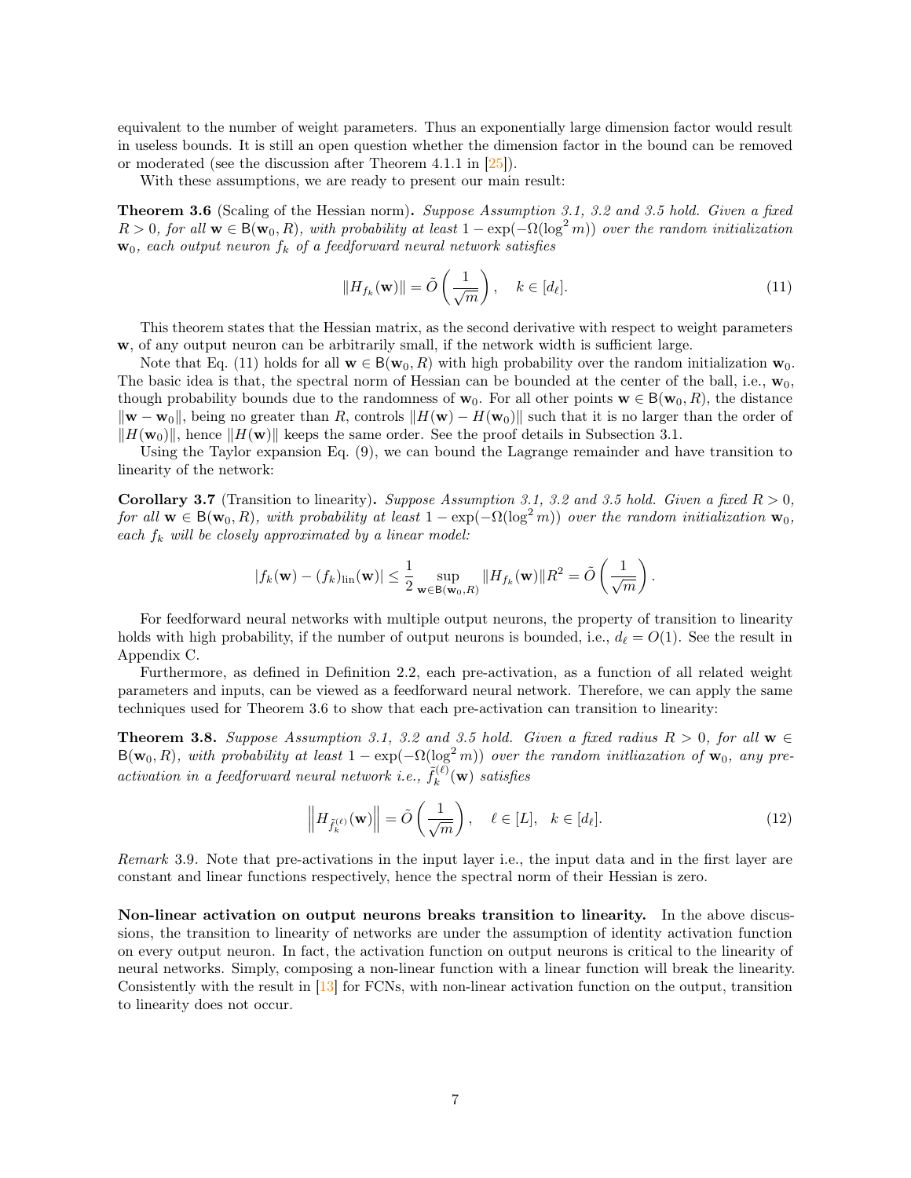equivalent to the number of weight parameters. Thus an exponentially large dimension factor would result in useless bounds. It is still an open question whether the dimension factor in the bound can be removed or moderated (see the discussion after Theorem 4.1.1 in [25]).

With these assumptions, we are ready to present our main result:

**Theorem 3.6** (Scaling of the Hessian norm). *Suppose Assumption 3.1, 3.2 and 3.5 hold. Given a fixed $R > 0$, for all $\mathbf{w} \in \mathsf{B}(\mathbf{w}_0, R)$, with probability at least $1 - \exp(-\Omega(\log^2 m))$ over the random initialization $\mathbf{w}_0$, each output neuron $f_k$ of a feedforward neural network satisfies*

$$\|H_{f_k}(\mathbf{w})\| = \tilde{O}\left(\frac{1}{\sqrt{m}}\right), \quad k \in [d_\ell]. \tag{11}$$

This theorem states that the Hessian matrix, as the second derivative with respect to weight parameters $\mathbf{w}$, of any output neuron can be arbitrarily small, if the network width is sufficient large.

Note that Eq. (11) holds for all $\mathbf{w} \in \mathsf{B}(\mathbf{w}_0, R)$ with high probability over the random initialization $\mathbf{w}_0$. The basic idea is that, the spectral norm of Hessian can be bounded at the center of the ball, i.e., $\mathbf{w}_0$, though probability bounds due to the randomness of $\mathbf{w}_0$. For all other points $\mathbf{w} \in \mathsf{B}(\mathbf{w}_0, R)$, the distance $\|\mathbf{w} - \mathbf{w}_0\|$, being no greater than $R$, controls $\|H(\mathbf{w}) - H(\mathbf{w}_0)\|$ such that it is no larger than the order of $\|H(\mathbf{w}_0)\|$, hence $\|H(\mathbf{w})\|$ keeps the same order. See the proof details in Subsection 3.1.

Using the Taylor expansion Eq. (9), we can bound the Lagrange remainder and have transition to linearity of the network:

**Corollary 3.7** (Transition to linearity). *Suppose Assumption 3.1, 3.2 and 3.5 hold. Given a fixed $R > 0$, for all $\mathbf{w} \in \mathsf{B}(\mathbf{w}_0, R)$, with probability at least $1 - \exp(-\Omega(\log^2 m))$ over the random initialization $\mathbf{w}_0$, each $f_k$ will be closely approximated by a linear model:*

$$|f_k(\mathbf{w}) - (f_k)_{\text{lin}}(\mathbf{w})| \leq \frac{1}{2} \sup_{\mathbf{w} \in \mathsf{B}(\mathbf{w}_0, R)} \|H_{f_k}(\mathbf{w})\| R^2 = \tilde{O}\left(\frac{1}{\sqrt{m}}\right).$$

For feedforward neural networks with multiple output neurons, the property of transition to linearity holds with high probability, if the number of output neurons is bounded, i.e., $d_\ell = O(1)$. See the result in Appendix C.

Furthermore, as defined in Definition 2.2, each pre-activation, as a function of all related weight parameters and inputs, can be viewed as a feedforward neural network. Therefore, we can apply the same techniques used for Theorem 3.6 to show that each pre-activation can transition to linearity:

**Theorem 3.8.** *Suppose Assumption 3.1, 3.2 and 3.5 hold. Given a fixed radius $R > 0$, for all $\mathbf{w} \in \mathsf{B}(\mathbf{w}_0, R)$, with probability at least $1 - \exp(-\Omega(\log^2 m))$ over the random initliazation of $\mathbf{w}_0$, any pre-activation in a feedforward neural network i.e., $\tilde{f}_k^{(\ell)}(\mathbf{w})$ satisfies*

$$\left\|H_{\tilde{f}_k^{(\ell)}}(\mathbf{w})\right\| = \tilde{O}\left(\frac{1}{\sqrt{m}}\right), \quad \ell \in [L], \quad k \in [d_\ell]. \tag{12}$$

*Remark* 3.9. Note that pre-activations in the input layer i.e., the input data and in the first layer are constant and linear functions respectively, hence the spectral norm of their Hessian is zero.

**Non-linear activation on output neurons breaks transition to linearity.** In the above discussions, the transition to linearity of networks are under the assumption of identity activation function on every output neuron. In fact, the activation function on output neurons is critical to the linearity of neural networks. Simply, composing a non-linear function with a linear function will break the linearity. Consistently with the result in [13] for FCNs, with non-linear activation function on the output, transition to linearity does not occur.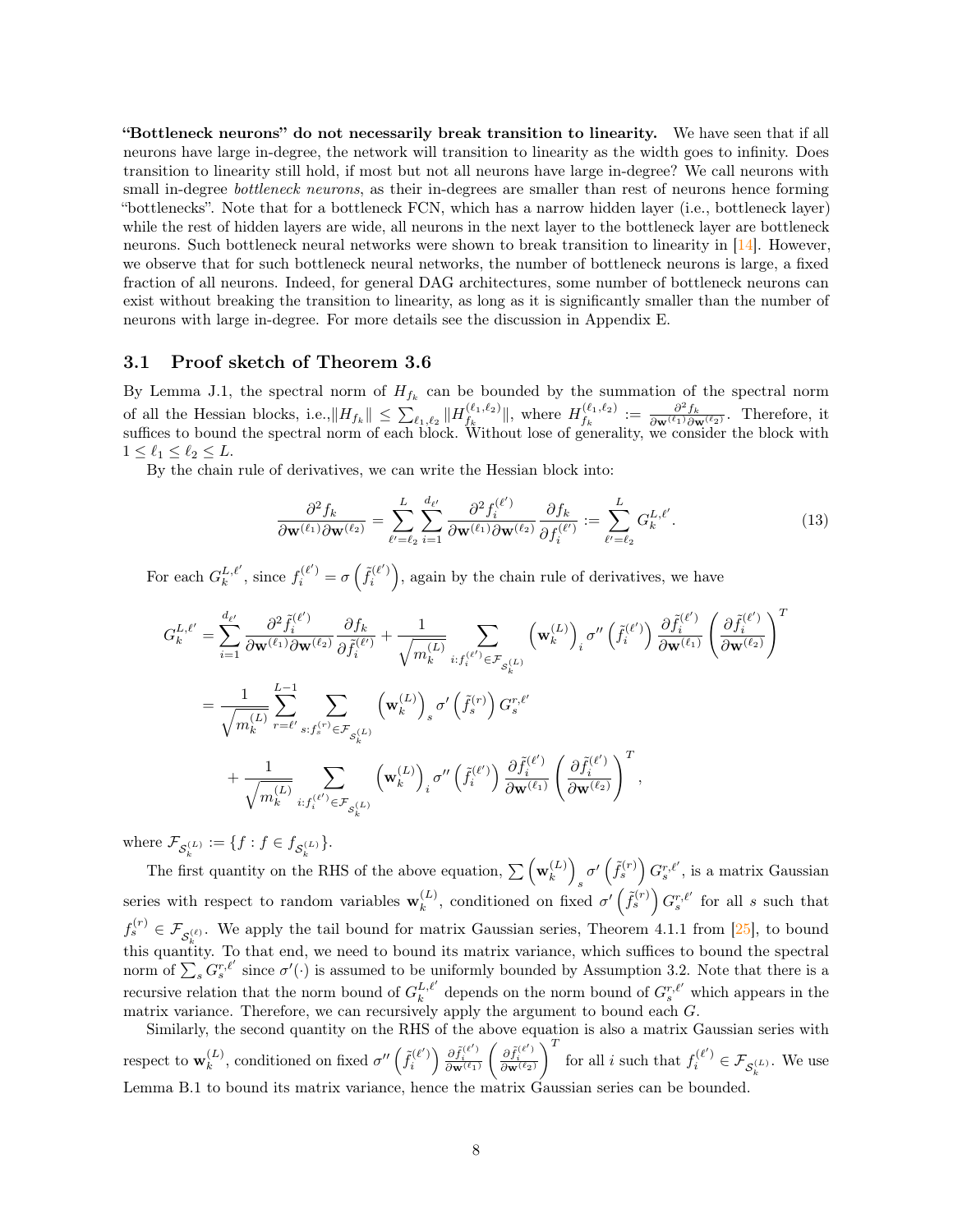**"Bottleneck neurons" do not necessarily break transition to linearity.** We have seen that if all neurons have large in-degree, the network will transition to linearity as the width goes to infinity. Does transition to linearity still hold, if most but not all neurons have large in-degree? We call neurons with small in-degree *bottleneck neurons*, as their in-degrees are smaller than rest of neurons hence forming "bottlenecks". Note that for a bottleneck FCN, which has a narrow hidden layer (i.e., bottleneck layer) while the rest of hidden layers are wide, all neurons in the next layer to the bottleneck layer are bottleneck neurons. Such bottleneck neural networks were shown to break transition to linearity in [14]. However, we observe that for such bottleneck neural networks, the number of bottleneck neurons is large, a fixed fraction of all neurons. Indeed, for general DAG architectures, some number of bottleneck neurons can exist without breaking the transition to linearity, as long as it is significantly smaller than the number of neurons with large in-degree. For more details see the discussion in Appendix E.

## 3.1 Proof sketch of Theorem 3.6

By Lemma J.1, the spectral norm of $H_{f_k}$ can be bounded by the summation of the spectral norm of all the Hessian blocks, i.e.,$\|H_{f_k}\| \le \sum_{\ell_1,\ell_2} \|H_{f_k}^{(\ell_1,\ell_2)}\|$, where $H_{f_k}^{(\ell_1,\ell_2)} := \frac{\partial^2 f_k}{\partial \mathbf{w}^{(\ell_1)} \partial \mathbf{w}^{(\ell_2)}}$. Therefore, it suffices to bound the spectral norm of each block. Without lose of generality, we consider the block with $1 \le \ell_1 \le \ell_2 \le L$.

By the chain rule of derivatives, we can write the Hessian block into:

$$\frac{\partial^2 f_k}{\partial \mathbf{w}^{(\ell_1)} \partial \mathbf{w}^{(\ell_2)}} = \sum_{\ell'=\ell_2}^{L} \sum_{i=1}^{d_{\ell'}} \frac{\partial^2 f_i^{(\ell')}}{\partial \mathbf{w}^{(\ell_1)} \partial \mathbf{w}^{(\ell_2)}} \frac{\partial f_k}{\partial f_i^{(\ell')}} := \sum_{\ell'=\ell_2}^{L} G_k^{L,\ell'}. \tag{13}$$

For each $G_k^{L,\ell'}$, since $f_i^{(\ell')} = \sigma\left(\tilde{f}_i^{(\ell')}\right)$, again by the chain rule of derivatives, we have

$$\begin{aligned}
G_k^{L,\ell'} &= \sum_{i=1}^{d_{\ell'}} \frac{\partial^2 \tilde{f}_i^{(\ell')}}{\partial \mathbf{w}^{(\ell_1)} \partial \mathbf{w}^{(\ell_2)}} \frac{\partial f_k}{\partial \tilde{f}_i^{(\ell')}} + \frac{1}{\sqrt{m_k^{(L)}}} \sum_{i: f_i^{(\ell')} \in \mathcal{F}_{\mathcal{S}_k^{(L)}}} \left(\mathbf{w}_k^{(L)}\right)_i \sigma''\left(\tilde{f}_i^{(\ell')}\right) \frac{\partial \tilde{f}_i^{(\ell')}}{\partial \mathbf{w}^{(\ell_1)}} \left(\frac{\partial \tilde{f}_i^{(\ell')}}{\partial \mathbf{w}^{(\ell_2)}}\right)^T \\
&= \frac{1}{\sqrt{m_k^{(L)}}} \sum_{r=\ell'}^{L-1} \sum_{s: f_s^{(r)} \in \mathcal{F}_{\mathcal{S}_k^{(L)}}} \left(\mathbf{w}_k^{(L)}\right)_s \sigma'\left(\tilde{f}_s^{(r)}\right) G_s^{r,\ell'} \\
&\quad + \frac{1}{\sqrt{m_k^{(L)}}} \sum_{i: f_i^{(\ell')} \in \mathcal{F}_{\mathcal{S}_k^{(L)}}} \left(\mathbf{w}_k^{(L)}\right)_i \sigma''\left(\tilde{f}_i^{(\ell')}\right) \frac{\partial \tilde{f}_i^{(\ell')}}{\partial \mathbf{w}^{(\ell_1)}} \left(\frac{\partial \tilde{f}_i^{(\ell')}}{\partial \mathbf{w}^{(\ell_2)}}\right)^T,
\end{aligned}$$

where $\mathcal{F}_{\mathcal{S}_k^{(L)}} := \{f : f \in f_{\mathcal{S}_k^{(L)}}\}$.

The first quantity on the RHS of the above equation, $\sum \left(\mathbf{w}_k^{(L)}\right)_s \sigma'\left(\tilde{f}_s^{(r)}\right) G_s^{r,\ell'}$, is a matrix Gaussian series with respect to random variables $\mathbf{w}_k^{(L)}$, conditioned on fixed $\sigma'\left(\tilde{f}_s^{(r)}\right) G_s^{r,\ell'}$ for all $s$ such that $f_s^{(r)} \in \mathcal{F}_{\mathcal{S}_k^{(\ell)}}$. We apply the tail bound for matrix Gaussian series, Theorem 4.1.1 from [25], to bound this quantity. To that end, we need to bound its matrix variance, which suffices to bound the spectral norm of $\sum_s G_s^{r,\ell'}$ since $\sigma'(\cdot)$ is assumed to be uniformly bounded by Assumption 3.2. Note that there is a recursive relation that the norm bound of $G_k^{L,\ell'}$ depends on the norm bound of $G_s^{r,\ell'}$ which appears in the matrix variance. Therefore, we can recursively apply the argument to bound each $G$.

Similarly, the second quantity on the RHS of the above equation is also a matrix Gaussian series with respect to $\mathbf{w}_k^{(L)}$, conditioned on fixed $\sigma''\left(\tilde{f}_i^{(\ell')}\right) \frac{\partial \tilde{f}_i^{(\ell')}}{\partial \mathbf{w}^{(\ell_1)}} \left(\frac{\partial \tilde{f}_i^{(\ell')}}{\partial \mathbf{w}^{(\ell_2)}}\right)^T$ for all $i$ such that $f_i^{(\ell')} \in \mathcal{F}_{\mathcal{S}_k^{(L)}}$. We use Lemma B.1 to bound its matrix variance, hence the matrix Gaussian series can be bounded.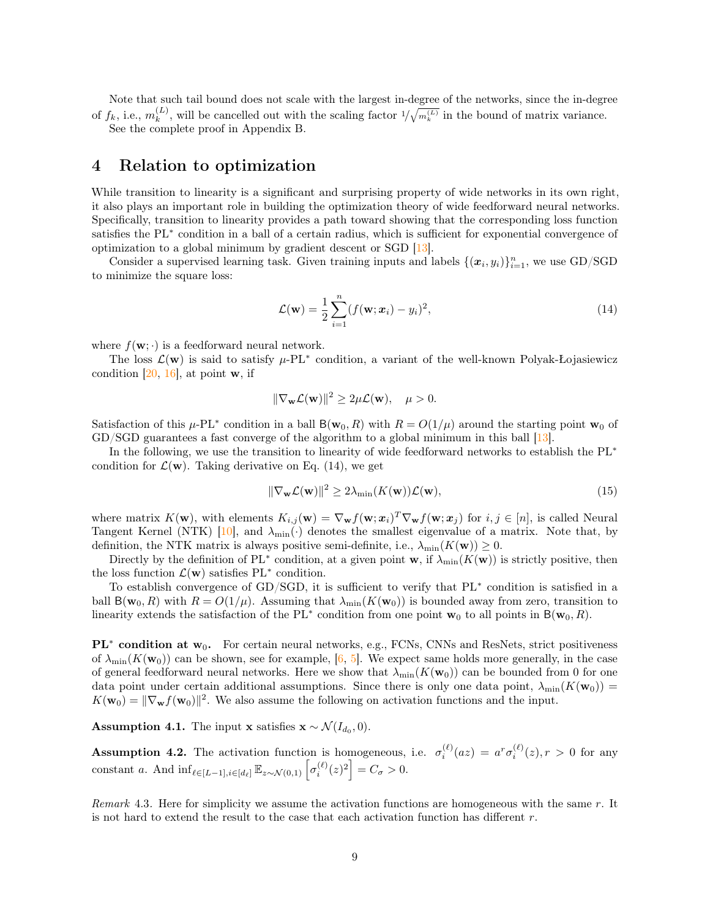Note that such tail bound does not scale with the largest in-degree of the networks, since the in-degree of $f_k$, i.e., $m_k^{(L)}$, will be cancelled out with the scaling factor $1/\sqrt{m_k^{(L)}}$ in the bound of matrix variance.

See the complete proof in Appendix B.

# 4 Relation to optimization

While transition to linearity is a significant and surprising property of wide networks in its own right, it also plays an important role in building the optimization theory of wide feedforward neural networks. Specifically, transition to linearity provides a path toward showing that the corresponding loss function satisfies the PL* condition in a ball of a certain radius, which is sufficient for exponential convergence of optimization to a global minimum by gradient descent or SGD [13].

Consider a supervised learning task. Given training inputs and labels $\{(\boldsymbol{x}_i, y_i)\}_{i=1}^n$, we use GD/SGD to minimize the square loss:

$$\mathcal{L}(\mathbf{w}) = \frac{1}{2}\sum_{i=1}^{n}(f(\mathbf{w};\boldsymbol{x}_i) - y_i)^2, \tag{14}$$

where $f(\mathbf{w};\cdot)$ is a feedforward neural network.

The loss $\mathcal{L}(\mathbf{w})$ is said to satisfy $\mu$-PL* condition, a variant of the well-known Polyak-Łojasiewicz condition [20, 16], at point $\mathbf{w}$, if

$$\|\nabla_{\mathbf{w}}\mathcal{L}(\mathbf{w})\|^2 \geq 2\mu\mathcal{L}(\mathbf{w}), \quad \mu > 0.$$

Satisfaction of this $\mu$-PL* condition in a ball $\mathsf{B}(\mathbf{w}_0, R)$ with $R = O(1/\mu)$ around the starting point $\mathbf{w}_0$ of GD/SGD guarantees a fast converge of the algorithm to a global minimum in this ball [13].

In the following, we use the transition to linearity of wide feedforward networks to establish the PL* condition for $\mathcal{L}(\mathbf{w})$. Taking derivative on Eq. (14), we get

$$\|\nabla_{\mathbf{w}}\mathcal{L}(\mathbf{w})\|^2 \geq 2\lambda_{\min}(K(\mathbf{w}))\mathcal{L}(\mathbf{w}), \tag{15}$$

where matrix $K(\mathbf{w})$, with elements $K_{i,j}(\mathbf{w}) = \nabla_{\mathbf{w}} f(\mathbf{w};\boldsymbol{x}_i)^T \nabla_{\mathbf{w}} f(\mathbf{w};\boldsymbol{x}_j)$ for $i,j \in [n]$, is called Neural Tangent Kernel (NTK) [10], and $\lambda_{\min}(\cdot)$ denotes the smallest eigenvalue of a matrix. Note that, by definition, the NTK matrix is always positive semi-definite, i.e., $\lambda_{\min}(K(\mathbf{w})) \geq 0$.

Directly by the definition of PL* condition, at a given point $\mathbf{w}$, if $\lambda_{\min}(K(\mathbf{w}))$ is strictly positive, then the loss function $\mathcal{L}(\mathbf{w})$ satisfies PL* condition.

To establish convergence of GD/SGD, it is sufficient to verify that PL* condition is satisfied in a ball $\mathsf{B}(\mathbf{w}_0, R)$ with $R = O(1/\mu)$. Assuming that $\lambda_{\min}(K(\mathbf{w}_0))$ is bounded away from zero, transition to linearity extends the satisfaction of the PL* condition from one point $\mathbf{w}_0$ to all points in $\mathsf{B}(\mathbf{w}_0, R)$.

**PL* condition at $\mathbf{w}_0$.** For certain neural networks, e.g., FCNs, CNNs and ResNets, strict positiveness of $\lambda_{\min}(K(\mathbf{w}_0))$ can be shown, see for example, [6, 5]. We expect same holds more generally, in the case of general feedforward neural networks. Here we show that $\lambda_{\min}(K(\mathbf{w}_0))$ can be bounded from 0 for one data point under certain additional assumptions. Since there is only one data point, $\lambda_{\min}(K(\mathbf{w}_0)) = K(\mathbf{w}_0) = \|\nabla_{\mathbf{w}} f(\mathbf{w}_0)\|^2$. We also assume the following on activation functions and the input.

**Assumption 4.1.** The input $\mathbf{x}$ satisfies $\mathbf{x} \sim \mathcal{N}(I_{d_0}, 0)$.

**Assumption 4.2.** The activation function is homogeneous, i.e. $\sigma_i^{(\ell)}(az) = a^r \sigma_i^{(\ell)}(z), r > 0$ for any constant $a$. And $\inf_{\ell\in[L-1], i\in[d_\ell]} \mathbb{E}_{z\sim\mathcal{N}(0,1)}\left[\sigma_i^{(\ell)}(z)^2\right] = C_\sigma > 0$.

*Remark* 4.3. Here for simplicity we assume the activation functions are homogeneous with the same $r$. It is not hard to extend the result to the case that each activation function has different $r$.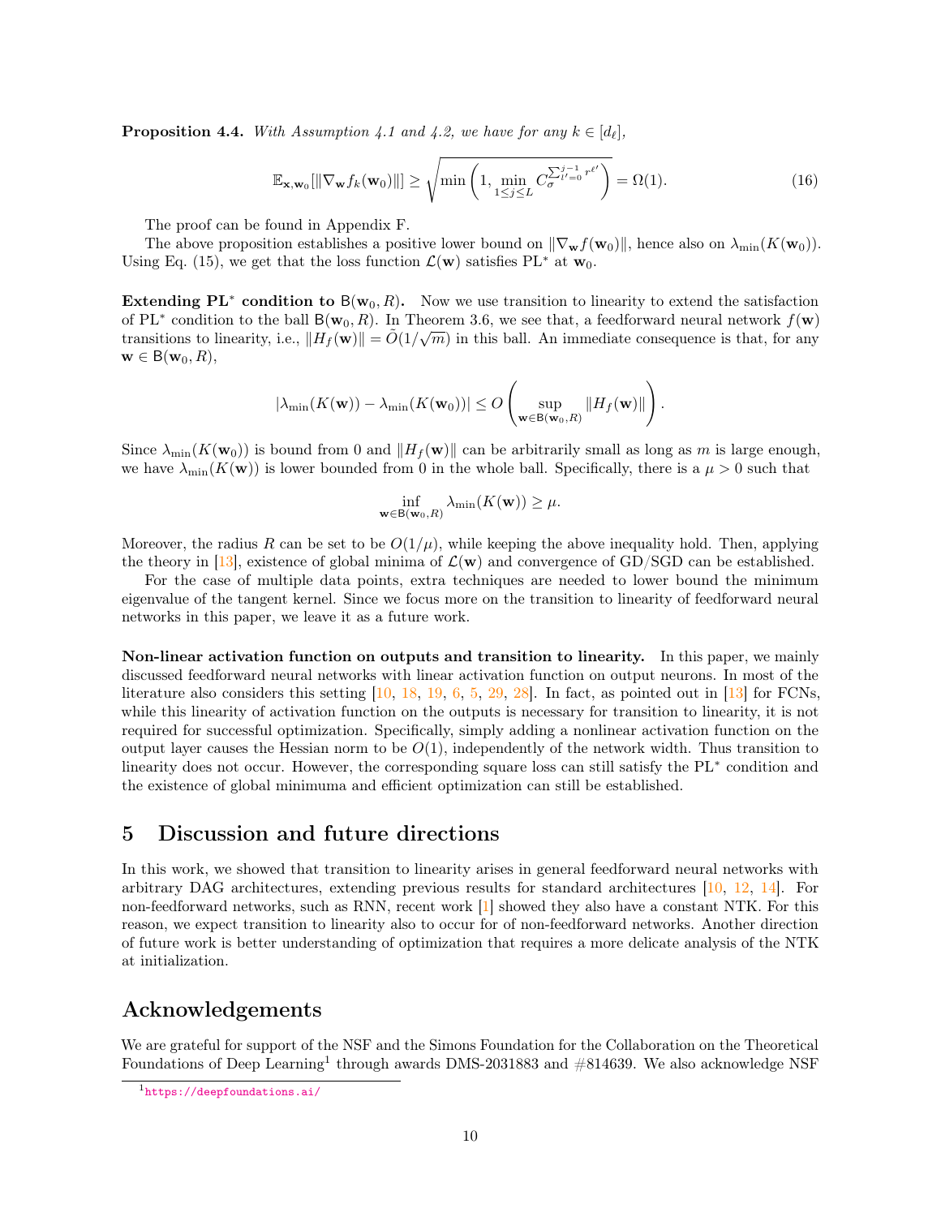**Proposition 4.4.** *With Assumption 4.1 and 4.2, we have for any $k \in [d_\ell]$,*

$$\mathbb{E}_{\mathbf{x},\mathbf{w}_0}[\|\nabla_{\mathbf{w}} f_k(\mathbf{w}_0)\|] \geq \sqrt{\min\left(1, \min_{1\leq j\leq L} C_\sigma^{\sum_{l'=0}^{j-1} r^{\ell'}}\right)} = \Omega(1). \tag{16}$$

The proof can be found in Appendix F.

The above proposition establishes a positive lower bound on $\|\nabla_{\mathbf{w}} f(\mathbf{w}_0)\|$, hence also on $\lambda_{\min}(K(\mathbf{w}_0))$. Using Eq. (15), we get that the loss function $\mathcal{L}(\mathbf{w})$ satisfies PL$^*$ at $\mathbf{w}_0$.

**Extending PL$^*$ condition to $\mathsf{B}(\mathbf{w}_0, R)$.** Now we use transition to linearity to extend the satisfaction of PL$^*$ condition to the ball $\mathsf{B}(\mathbf{w}_0, R)$. In Theorem 3.6, we see that, a feedforward neural network $f(\mathbf{w})$ transitions to linearity, i.e., $\|H_f(\mathbf{w})\| = \tilde{O}(1/\sqrt{m})$ in this ball. An immediate consequence is that, for any $\mathbf{w} \in \mathsf{B}(\mathbf{w}_0, R)$,

$$|\lambda_{\min}(K(\mathbf{w})) - \lambda_{\min}(K(\mathbf{w}_0))| \leq O\left(\sup_{\mathbf{w}\in\mathsf{B}(\mathbf{w}_0,R)} \|H_f(\mathbf{w})\|\right).$$

Since $\lambda_{\min}(K(\mathbf{w}_0))$ is bound from 0 and $\|H_f(\mathbf{w})\|$ can be arbitrarily small as long as $m$ is large enough, we have $\lambda_{\min}(K(\mathbf{w}))$ is lower bounded from 0 in the whole ball. Specifically, there is a $\mu > 0$ such that

$$\inf_{\mathbf{w}\in\mathsf{B}(\mathbf{w}_0,R)} \lambda_{\min}(K(\mathbf{w})) \geq \mu.$$

Moreover, the radius $R$ can be set to be $O(1/\mu)$, while keeping the above inequality hold. Then, applying the theory in [13], existence of global minima of $\mathcal{L}(\mathbf{w})$ and convergence of GD/SGD can be established.

For the case of multiple data points, extra techniques are needed to lower bound the minimum eigenvalue of the tangent kernel. Since we focus more on the transition to linearity of feedforward neural networks in this paper, we leave it as a future work.

**Non-linear activation function on outputs and transition to linearity.** In this paper, we mainly discussed feedforward neural networks with linear activation function on output neurons. In most of the literature also considers this setting [10, 18, 19, 6, 5, 29, 28]. In fact, as pointed out in [13] for FCNs, while this linearity of activation function on the outputs is necessary for transition to linearity, it is not required for successful optimization. Specifically, simply adding a nonlinear activation function on the output layer causes the Hessian norm to be $O(1)$, independently of the network width. Thus transition to linearity does not occur. However, the corresponding square loss can still satisfy the PL$^*$ condition and the existence of global minimuma and efficient optimization can still be established.

## 5 Discussion and future directions

In this work, we showed that transition to linearity arises in general feedforward neural networks with arbitrary DAG architectures, extending previous results for standard architectures [10, 12, 14]. For non-feedforward networks, such as RNN, recent work [1] showed they also have a constant NTK. For this reason, we expect transition to linearity also to occur for of non-feedforward networks. Another direction of future work is better understanding of optimization that requires a more delicate analysis of the NTK at initialization.

## Acknowledgements

We are grateful for support of the NSF and the Simons Foundation for the Collaboration on the Theoretical Foundations of Deep Learning[1] through awards DMS-2031883 and #814639. We also acknowledge NSF

[1] https://deepfoundations.ai/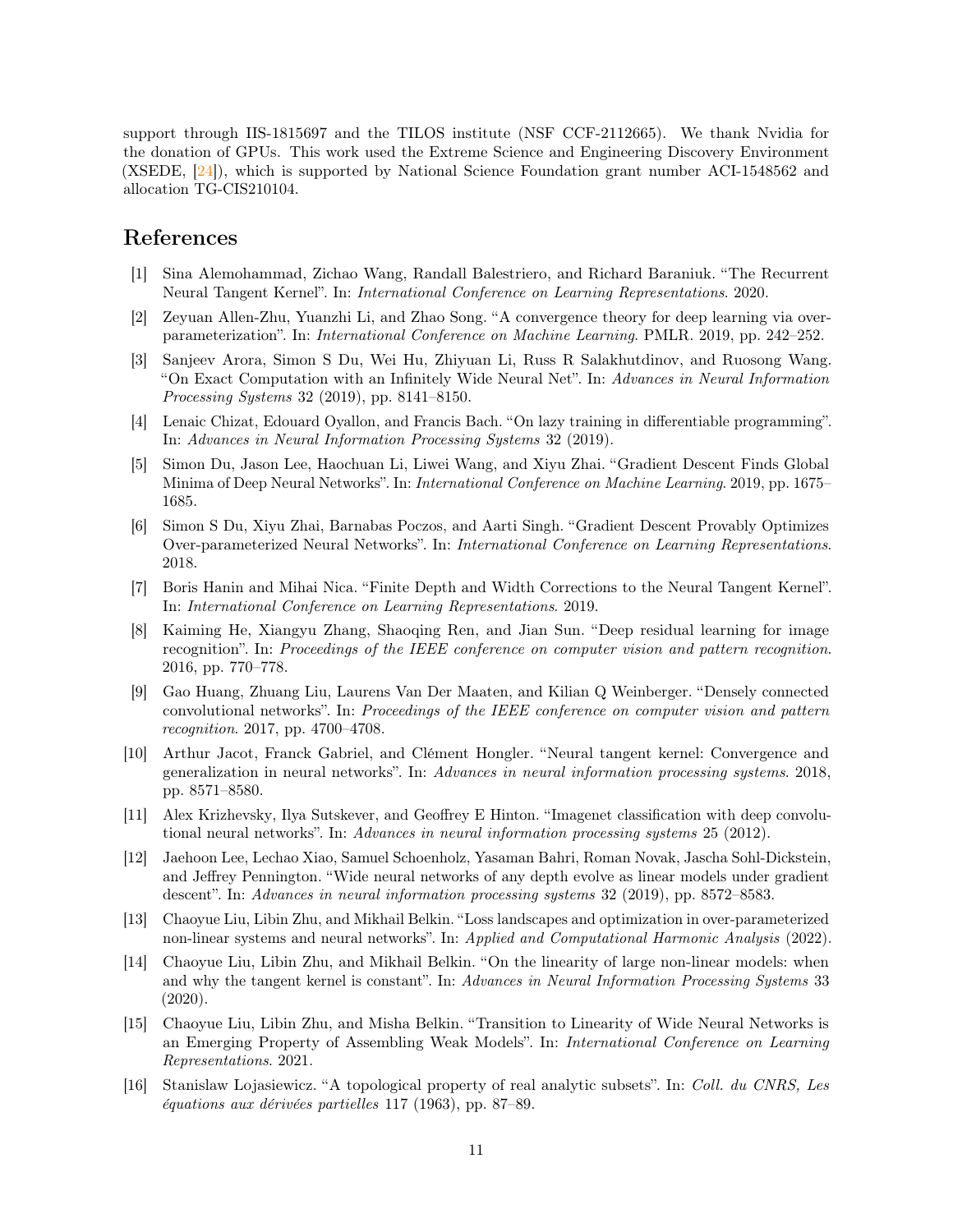support through IIS-1815697 and the TILOS institute (NSF CCF-2112665). We thank Nvidia for the donation of GPUs. This work used the Extreme Science and Engineering Discovery Environment (XSEDE, [24]), which is supported by National Science Foundation grant number ACI-1548562 and allocation TG-CIS210104.

## References

[1] Sina Alemohammad, Zichao Wang, Randall Balestriero, and Richard Baraniuk. "The Recurrent Neural Tangent Kernel". In: *International Conference on Learning Representations*. 2020.

[2] Zeyuan Allen-Zhu, Yuanzhi Li, and Zhao Song. "A convergence theory for deep learning via over-parameterization". In: *International Conference on Machine Learning*. PMLR. 2019, pp. 242–252.

[3] Sanjeev Arora, Simon S Du, Wei Hu, Zhiyuan Li, Russ R Salakhutdinov, and Ruosong Wang. "On Exact Computation with an Infinitely Wide Neural Net". In: *Advances in Neural Information Processing Systems* 32 (2019), pp. 8141–8150.

[4] Lenaic Chizat, Edouard Oyallon, and Francis Bach. "On lazy training in differentiable programming". In: *Advances in Neural Information Processing Systems* 32 (2019).

[5] Simon Du, Jason Lee, Haochuan Li, Liwei Wang, and Xiyu Zhai. "Gradient Descent Finds Global Minima of Deep Neural Networks". In: *International Conference on Machine Learning*. 2019, pp. 1675–1685.

[6] Simon S Du, Xiyu Zhai, Barnabas Poczos, and Aarti Singh. "Gradient Descent Provably Optimizes Over-parameterized Neural Networks". In: *International Conference on Learning Representations*. 2018.

[7] Boris Hanin and Mihai Nica. "Finite Depth and Width Corrections to the Neural Tangent Kernel". In: *International Conference on Learning Representations*. 2019.

[8] Kaiming He, Xiangyu Zhang, Shaoqing Ren, and Jian Sun. "Deep residual learning for image recognition". In: *Proceedings of the IEEE conference on computer vision and pattern recognition*. 2016, pp. 770–778.

[9] Gao Huang, Zhuang Liu, Laurens Van Der Maaten, and Kilian Q Weinberger. "Densely connected convolutional networks". In: *Proceedings of the IEEE conference on computer vision and pattern recognition*. 2017, pp. 4700–4708.

[10] Arthur Jacot, Franck Gabriel, and Clément Hongler. "Neural tangent kernel: Convergence and generalization in neural networks". In: *Advances in neural information processing systems*. 2018, pp. 8571–8580.

[11] Alex Krizhevsky, Ilya Sutskever, and Geoffrey E Hinton. "Imagenet classification with deep convolutional neural networks". In: *Advances in neural information processing systems* 25 (2012).

[12] Jaehoon Lee, Lechao Xiao, Samuel Schoenholz, Yasaman Bahri, Roman Novak, Jascha Sohl-Dickstein, and Jeffrey Pennington. "Wide neural networks of any depth evolve as linear models under gradient descent". In: *Advances in neural information processing systems* 32 (2019), pp. 8572–8583.

[13] Chaoyue Liu, Libin Zhu, and Mikhail Belkin. "Loss landscapes and optimization in over-parameterized non-linear systems and neural networks". In: *Applied and Computational Harmonic Analysis* (2022).

[14] Chaoyue Liu, Libin Zhu, and Mikhail Belkin. "On the linearity of large non-linear models: when and why the tangent kernel is constant". In: *Advances in Neural Information Processing Systems* 33 (2020).

[15] Chaoyue Liu, Libin Zhu, and Misha Belkin. "Transition to Linearity of Wide Neural Networks is an Emerging Property of Assembling Weak Models". In: *International Conference on Learning Representations*. 2021.

[16] Stanislaw Lojasiewicz. "A topological property of real analytic subsets". In: *Coll. du CNRS, Les équations aux dérivées partielles* 117 (1963), pp. 87–89.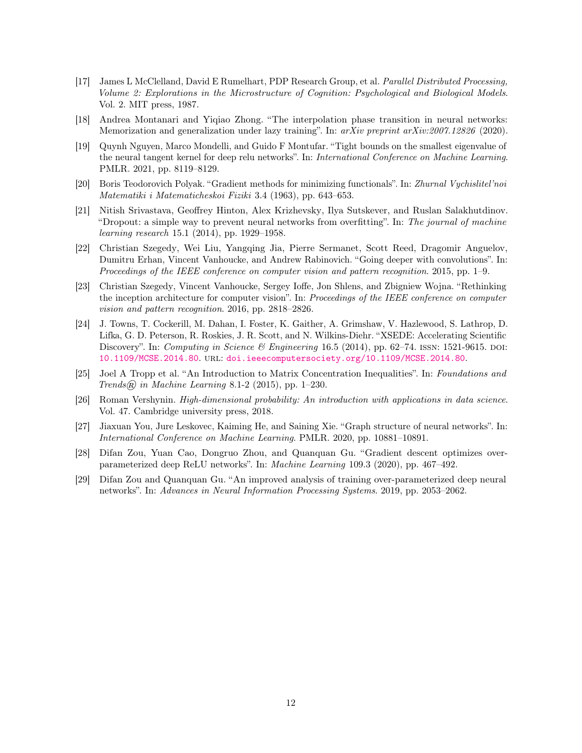[17] James L McClelland, David E Rumelhart, PDP Research Group, et al. *Parallel Distributed Processing, Volume 2: Explorations in the Microstructure of Cognition: Psychological and Biological Models*. Vol. 2. MIT press, 1987.

[18] Andrea Montanari and Yiqiao Zhong. "The interpolation phase transition in neural networks: Memorization and generalization under lazy training". In: *arXiv preprint arXiv:2007.12826* (2020).

[19] Quynh Nguyen, Marco Mondelli, and Guido F Montufar. "Tight bounds on the smallest eigenvalue of the neural tangent kernel for deep relu networks". In: *International Conference on Machine Learning*. PMLR. 2021, pp. 8119–8129.

[20] Boris Teodorovich Polyak. "Gradient methods for minimizing functionals". In: *Zhurnal Vychislitel'noi Matematiki i Matematicheskoi Fiziki* 3.4 (1963), pp. 643–653.

[21] Nitish Srivastava, Geoffrey Hinton, Alex Krizhevsky, Ilya Sutskever, and Ruslan Salakhutdinov. "Dropout: a simple way to prevent neural networks from overfitting". In: *The journal of machine learning research* 15.1 (2014), pp. 1929–1958.

[22] Christian Szegedy, Wei Liu, Yangqing Jia, Pierre Sermanet, Scott Reed, Dragomir Anguelov, Dumitru Erhan, Vincent Vanhoucke, and Andrew Rabinovich. "Going deeper with convolutions". In: *Proceedings of the IEEE conference on computer vision and pattern recognition*. 2015, pp. 1–9.

[23] Christian Szegedy, Vincent Vanhoucke, Sergey Ioffe, Jon Shlens, and Zbigniew Wojna. "Rethinking the inception architecture for computer vision". In: *Proceedings of the IEEE conference on computer vision and pattern recognition*. 2016, pp. 2818–2826.

[24] J. Towns, T. Cockerill, M. Dahan, I. Foster, K. Gaither, A. Grimshaw, V. Hazlewood, S. Lathrop, D. Lifka, G. D. Peterson, R. Roskies, J. R. Scott, and N. Wilkins-Diehr. "XSEDE: Accelerating Scientific Discovery". In: *Computing in Science & Engineering* 16.5 (2014), pp. 62–74. ISSN: 1521-9615. DOI: 10.1109/MCSE.2014.80. URL: doi.ieeecomputersociety.org/10.1109/MCSE.2014.80.

[25] Joel A Tropp et al. "An Introduction to Matrix Concentration Inequalities". In: *Foundations and Trends® in Machine Learning* 8.1-2 (2015), pp. 1–230.

[26] Roman Vershynin. *High-dimensional probability: An introduction with applications in data science*. Vol. 47. Cambridge university press, 2018.

[27] Jiaxuan You, Jure Leskovec, Kaiming He, and Saining Xie. "Graph structure of neural networks". In: *International Conference on Machine Learning*. PMLR. 2020, pp. 10881–10891.

[28] Difan Zou, Yuan Cao, Dongruo Zhou, and Quanquan Gu. "Gradient descent optimizes over-parameterized deep ReLU networks". In: *Machine Learning* 109.3 (2020), pp. 467–492.

[29] Difan Zou and Quanquan Gu. "An improved analysis of training over-parameterized deep neural networks". In: *Advances in Neural Information Processing Systems*. 2019, pp. 2053–2062.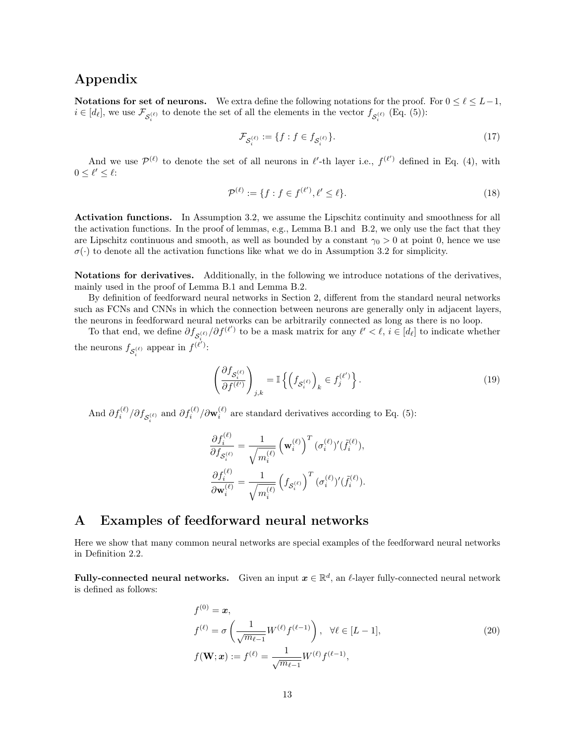## Appendix

**Notations for set of neurons.** We extra define the following notations for the proof. For $0 \le \ell \le L-1$, $i \in [d_\ell]$, we use $\mathcal{F}_{\mathcal{S}_i^{(\ell)}}$ to denote the set of all the elements in the vector $f_{\mathcal{S}_i^{(\ell)}}$ (Eq. (5)):

$$\mathcal{F}_{\mathcal{S}_i^{(\ell)}} := \{f : f \in f_{\mathcal{S}_i^{(\ell)}}\}. \tag{17}$$

And we use $\mathcal{P}^{(\ell)}$ to denote the set of all neurons in $\ell'$-th layer i.e., $f^{(\ell')}$ defined in Eq. (4), with $0 \le \ell' \le \ell$:

$$\mathcal{P}^{(\ell)} := \{f : f \in f^{(\ell')}, \ell' \le \ell\}. \tag{18}$$

**Activation functions.** In Assumption 3.2, we assume the Lipschitz continuity and smoothness for all the activation functions. In the proof of lemmas, e.g., Lemma B.1 and B.2, we only use the fact that they are Lipschitz continuous and smooth, as well as bounded by a constant $\gamma_0 > 0$ at point 0, hence we use $\sigma(\cdot)$ to denote all the activation functions like what we do in Assumption 3.2 for simplicity.

**Notations for derivatives.** Additionally, in the following we introduce notations of the derivatives, mainly used in the proof of Lemma B.1 and Lemma B.2.

By definition of feedforward neural networks in Section 2, different from the standard neural networks such as FCNs and CNNs in which the connection between neurons are generally only in adjacent layers, the neurons in feedforward neural networks can be arbitrarily connected as long as there is no loop.

To that end, we define $\partial f_{\mathcal{S}_i^{(\ell)}} / \partial f^{(\ell')}$ to be a mask matrix for any $\ell' < \ell$, $i \in [d_\ell]$ to indicate whether the neurons $f_{\mathcal{S}_i^{(\ell)}}$ appear in $f^{(\ell')}$:

$$\left(\frac{\partial f_{\mathcal{S}_i^{(\ell)}}}{\partial f^{(\ell')}}\right)_{j,k} = \mathbb{I}\left\{\left(f_{\mathcal{S}_i^{(\ell)}}\right)_k \in f_j^{(\ell')}\right\}. \tag{19}$$

And $\partial f_i^{(\ell)} / \partial f_{\mathcal{S}_i^{(\ell)}}$ and $\partial f_i^{(\ell)} / \partial \mathbf{w}_i^{(\ell)}$ are standard derivatives according to Eq. (5):

$$\frac{\partial f_i^{(\ell)}}{\partial f_{\mathcal{S}_i^{(\ell)}}} = \frac{1}{\sqrt{m_i^{(\ell)}}} \left(\mathbf{w}_i^{(\ell)}\right)^T (\sigma_i^{(\ell)})'(\tilde{f}_i^{(\ell)}),$$

$$\frac{\partial f_i^{(\ell)}}{\partial \mathbf{w}_i^{(\ell)}} = \frac{1}{\sqrt{m_i^{(\ell)}}} \left(f_{\mathcal{S}_i^{(\ell)}}\right)^T (\sigma_i^{(\ell)})'(\tilde{f}_i^{(\ell)}).$$

# A Examples of feedforward neural networks

Here we show that many common neural networks are special examples of the feedforward neural networks in Definition 2.2.

**Fully-connected neural networks.** Given an input $\boldsymbol{x} \in \mathbb{R}^d$, an $\ell$-layer fully-connected neural network is defined as follows:

$$\begin{aligned}
f^{(0)} &= \boldsymbol{x}, \\
f^{(\ell)} &= \sigma\left(\frac{1}{\sqrt{m_{\ell-1}}} W^{(\ell)} f^{(\ell-1)}\right), \quad \forall \ell \in [L-1], \\
f(\mathbf{W}; \boldsymbol{x}) &:= f^{(\ell)} = \frac{1}{\sqrt{m_{\ell-1}}} W^{(\ell)} f^{(\ell-1)},
\end{aligned} \tag{20}$$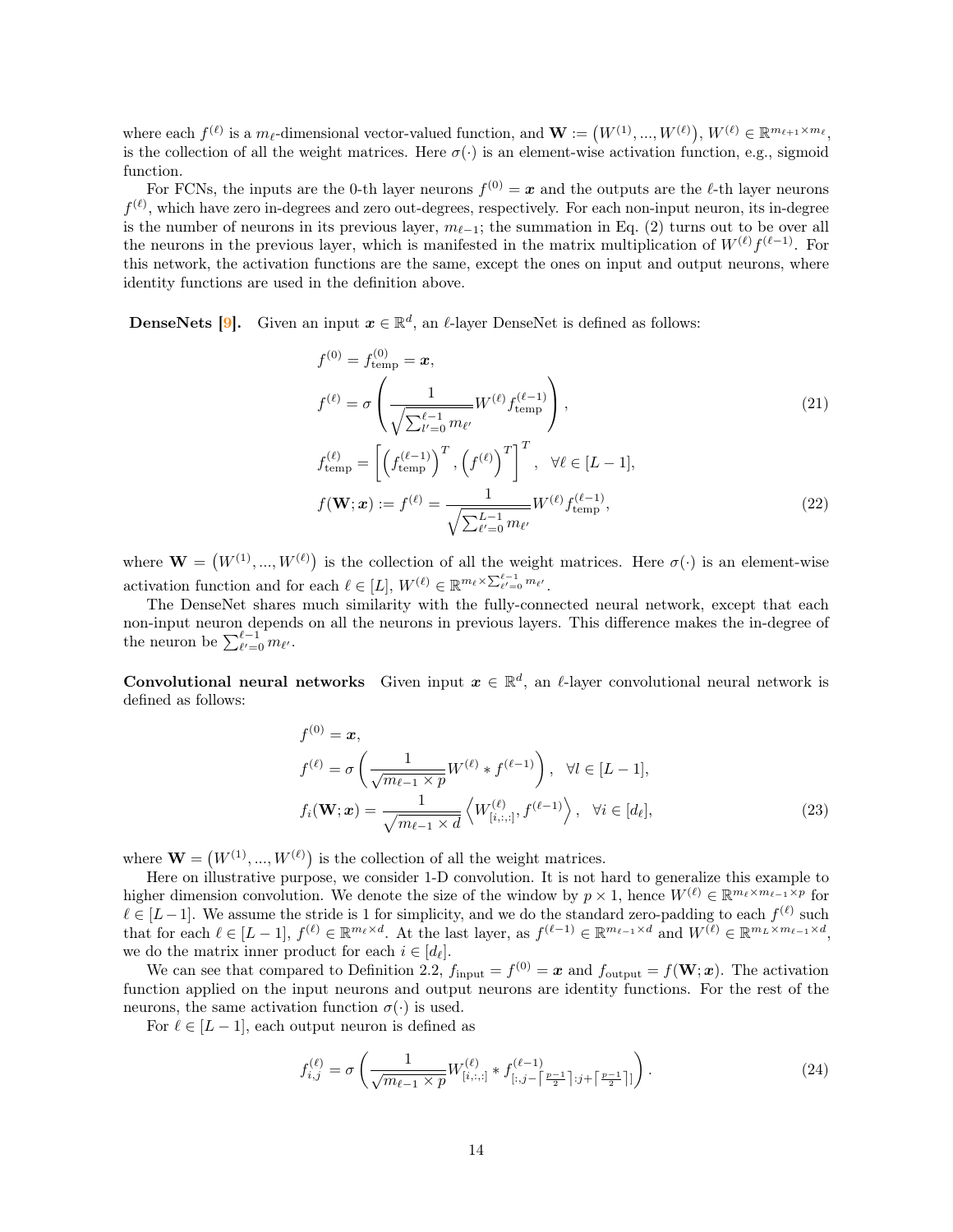where each $f^{(\ell)}$ is a $m_\ell$-dimensional vector-valued function, and $\mathbf{W} := \left(W^{(1)}, ..., W^{(\ell)}\right)$, $W^{(\ell)} \in \mathbb{R}^{m_{\ell+1} \times m_\ell}$, is the collection of all the weight matrices. Here $\sigma(\cdot)$ is an element-wise activation function, e.g., sigmoid function.

For FCNs, the inputs are the 0-th layer neurons $f^{(0)} = \boldsymbol{x}$ and the outputs are the $\ell$-th layer neurons $f^{(\ell)}$, which have zero in-degrees and zero out-degrees, respectively. For each non-input neuron, its in-degree is the number of neurons in its previous layer, $m_{\ell-1}$; the summation in Eq. (2) turns out to be over all the neurons in the previous layer, which is manifested in the matrix multiplication of $W^{(\ell)} f^{(\ell-1)}$. For this network, the activation functions are the same, except the ones on input and output neurons, where identity functions are used in the definition above.

**DenseNets [9].** Given an input $\boldsymbol{x} \in \mathbb{R}^d$, an $\ell$-layer DenseNet is defined as follows:

$$
\begin{aligned}
f^{(0)} &= f^{(0)}_{\text{temp}} = \boldsymbol{x}, \\
f^{(\ell)} &= \sigma\left( \frac{1}{\sqrt{\sum_{l'=0}^{\ell-1} m_{\ell'}}} W^{(\ell)} f^{(\ell-1)}_{\text{temp}} \right), && (21) \\
f^{(\ell)}_{\text{temp}} &= \left[ \left(f^{(\ell-1)}_{\text{temp}}\right)^T, \left(f^{(\ell)}\right)^T \right]^T, \quad \forall \ell \in [L-1], \\
f(\mathbf{W}; \boldsymbol{x}) := f^{(\ell)} &= \frac{1}{\sqrt{\sum_{\ell'=0}^{L-1} m_{\ell'}}} W^{(\ell)} f^{(\ell-1)}_{\text{temp}}, && (22)
\end{aligned}
$$

where $\mathbf{W} = \left(W^{(1)}, ..., W^{(\ell)}\right)$ is the collection of all the weight matrices. Here $\sigma(\cdot)$ is an element-wise activation function and for each $\ell \in [L]$, $W^{(\ell)} \in \mathbb{R}^{m_\ell \times \sum_{\ell'=0}^{\ell-1} m_{\ell'}}$.

The DenseNet shares much similarity with the fully-connected neural network, except that each non-input neuron depends on all the neurons in previous layers. This difference makes the in-degree of the neuron be $\sum_{\ell'=0}^{\ell-1} m_{\ell'}$.

**Convolutional neural networks** Given input $\boldsymbol{x} \in \mathbb{R}^d$, an $\ell$-layer convolutional neural network is defined as follows:

$$
\begin{aligned}
f^{(0)} &= \boldsymbol{x}, \\
f^{(\ell)} &= \sigma\left( \frac{1}{\sqrt{m_{\ell-1} \times p}} W^{(\ell)} * f^{(\ell-1)} \right), \quad \forall l \in [L-1], \\
f_i(\mathbf{W}; \boldsymbol{x}) &= \frac{1}{\sqrt{m_{\ell-1} \times d}} \left\langle W^{(\ell)}_{[i,:,:]}, f^{(\ell-1)} \right\rangle, \quad \forall i \in [d_\ell], && (23)
\end{aligned}
$$

where $\mathbf{W} = \left(W^{(1)}, ..., W^{(\ell)}\right)$ is the collection of all the weight matrices.

Here on illustrative purpose, we consider 1-D convolution. It is not hard to generalize this example to higher dimension convolution. We denote the size of the window by $p \times 1$, hence $W^{(\ell)} \in \mathbb{R}^{m_\ell \times m_{\ell-1} \times p}$ for $\ell \in [L-1]$. We assume the stride is 1 for simplicity, and we do the standard zero-padding to each $f^{(\ell)}$ such that for each $\ell \in [L-1]$, $f^{(\ell)} \in \mathbb{R}^{m_\ell \times d}$. At the last layer, as $f^{(\ell-1)} \in \mathbb{R}^{m_{\ell-1} \times d}$ and $W^{(\ell)} \in \mathbb{R}^{m_L \times m_{\ell-1} \times d}$, we do the matrix inner product for each $i \in [d_\ell]$.

We can see that compared to Definition 2.2, $f_{\text{input}} = f^{(0)} = \boldsymbol{x}$ and $f_{\text{output}} = f(\mathbf{W}; \boldsymbol{x})$. The activation function applied on the input neurons and output neurons are identity functions. For the rest of the neurons, the same activation function $\sigma(\cdot)$ is used.

For $\ell \in [L-1]$, each output neuron is defined as

$$
f^{(\ell)}_{i,j} = \sigma\left( \frac{1}{\sqrt{m_{\ell-1} \times p}} W^{(\ell)}_{[i,:,:]} * f^{(\ell-1)}_{[:, j - \lceil \frac{p-1}{2} \rceil : j + \lceil \frac{p-1}{2} \rceil]} \right). \quad (24)
$$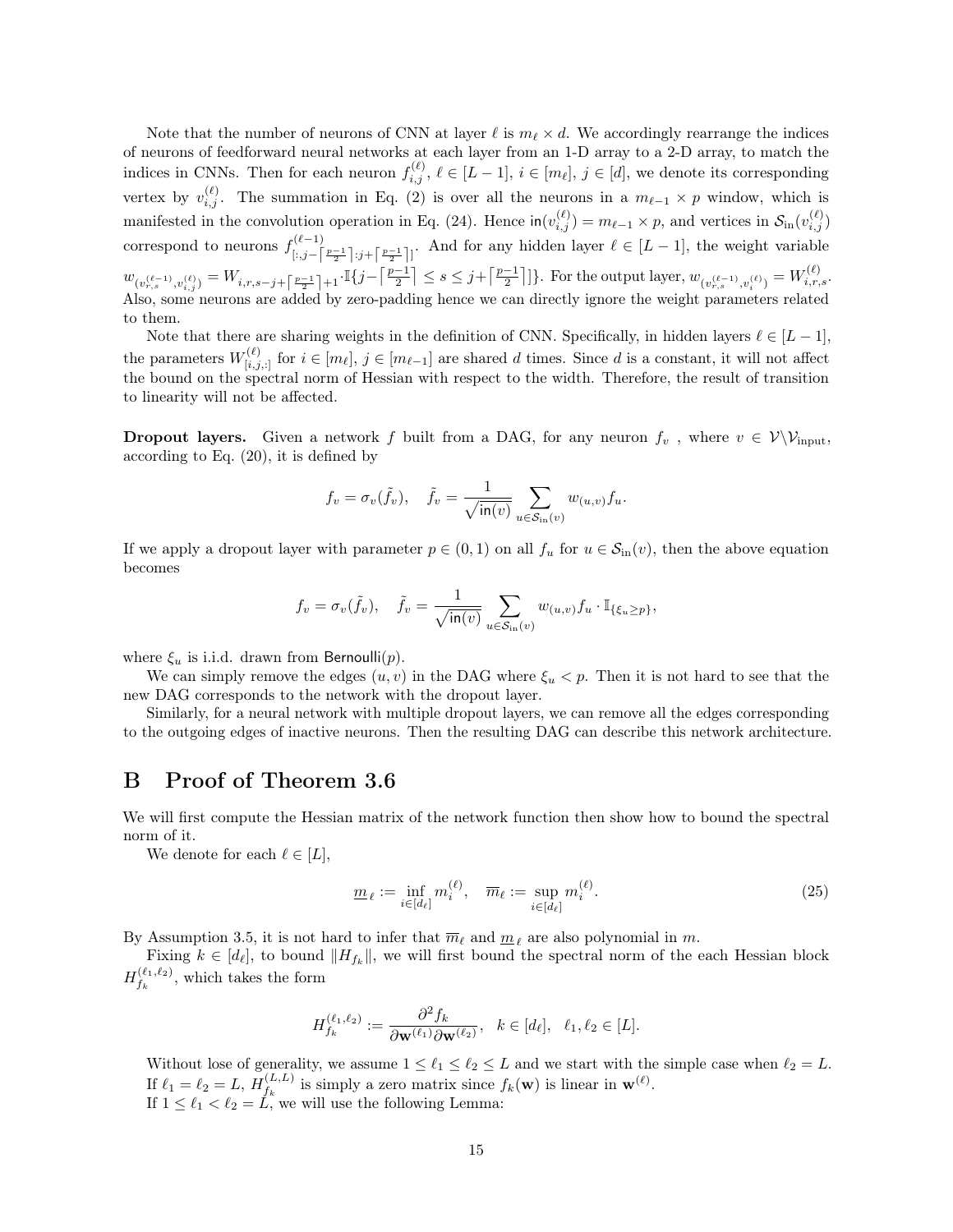Note that the number of neurons of CNN at layer $\ell$ is $m_\ell \times d$. We accordingly rearrange the indices of neurons of feedforward neural networks at each layer from an 1-D array to a 2-D array, to match the indices in CNNs. Then for each neuron $f_{i,j}^{(\ell)}$, $\ell \in [L-1]$, $i \in [m_\ell]$, $j \in [d]$, we denote its corresponding vertex by $v_{i,j}^{(\ell)}$. The summation in Eq. (2) is over all the neurons in a $m_{\ell-1} \times p$ window, which is manifested in the convolution operation in Eq. (24). Hence $\mathsf{in}(v_{i,j}^{(\ell)}) = m_{\ell-1} \times p$, and vertices in $\mathcal{S}_{\text{in}}(v_{i,j}^{(\ell)})$ correspond to neurons $f^{(\ell-1)}_{[:,j-\lceil \frac{p-1}{2} \rceil : j+\lceil \frac{p-1}{2} \rceil]}$. And for any hidden layer $\ell \in [L-1]$, the weight variable $w_{(v_{r,s}^{(\ell-1)}, v_{i,j}^{(\ell)})} = W_{i,r,s-j+\lceil \frac{p-1}{2} \rceil+1} \cdot \mathbb{I}\{j - \lceil \frac{p-1}{2} \rceil \le s \le j + \lceil \frac{p-1}{2} \rceil\}$. For the output layer, $w_{(v_{r,s}^{(\ell-1)}, v_i^{(\ell)})} = W_{i,r,s}^{(\ell)}$. Also, some neurons are added by zero-padding hence we can directly ignore the weight parameters related to them.

Note that there are sharing weights in the definition of CNN. Specifically, in hidden layers $\ell \in [L-1]$, the parameters $W_{[i,j,:]}^{(\ell)}$ for $i \in [m_\ell]$, $j \in [m_{\ell-1}]$ are shared $d$ times. Since $d$ is a constant, it will not affect the bound on the spectral norm of Hessian with respect to the width. Therefore, the result of transition to linearity will not be affected.

**Dropout layers.** Given a network $f$ built from a DAG, for any neuron $f_v$ , where $v \in \mathcal{V} \backslash \mathcal{V}_{\text{input}}$, according to Eq. (20), it is defined by

$$f_v = \sigma_v(\tilde{f}_v), \quad \tilde{f}_v = \frac{1}{\sqrt{\mathsf{in}(v)}} \sum_{u \in \mathcal{S}_{\text{in}}(v)} w_{(u,v)} f_u.$$

If we apply a dropout layer with parameter $p \in (0, 1)$ on all $f_u$ for $u \in \mathcal{S}_{\text{in}}(v)$, then the above equation becomes

$$f_v = \sigma_v(\tilde{f}_v), \quad \tilde{f}_v = \frac{1}{\sqrt{\mathsf{in}(v)}} \sum_{u \in \mathcal{S}_{\text{in}}(v)} w_{(u,v)} f_u \cdot \mathbb{I}_{\{\xi_u \ge p\}},$$

where $\xi_u$ is i.i.d. drawn from $\mathsf{Bernoulli}(p)$.

We can simply remove the edges $(u, v)$ in the DAG where $\xi_u < p$. Then it is not hard to see that the new DAG corresponds to the network with the dropout layer.

Similarly, for a neural network with multiple dropout layers, we can remove all the edges corresponding to the outgoing edges of inactive neurons. Then the resulting DAG can describe this network architecture.

# B Proof of Theorem 3.6

We will first compute the Hessian matrix of the network function then show how to bound the spectral norm of it.

We denote for each $\ell \in [L]$,

$$\underline{m}_\ell := \inf_{i \in [d_\ell]} m_i^{(\ell)}, \quad \overline{m}_\ell := \sup_{i \in [d_\ell]} m_i^{(\ell)}. \tag{25}$$

By Assumption 3.5, it is not hard to infer that $\overline{m}_\ell$ and $\underline{m}_\ell$ are also polynomial in $m$.

Fixing $k \in [d_\ell]$, to bound $\|H_{f_k}\|$, we will first bound the spectral norm of the each Hessian block $H_{f_k}^{(\ell_1, \ell_2)}$, which takes the form

$$H_{f_k}^{(\ell_1,\ell_2)} := \frac{\partial^2 f_k}{\partial \mathbf{w}^{(\ell_1)} \partial \mathbf{w}^{(\ell_2)}}, \quad k \in [d_\ell], \quad \ell_1, \ell_2 \in [L].$$

Without lose of generality, we assume $1 \le \ell_1 \le \ell_2 \le L$ and we start with the simple case when $\ell_2 = L$.
If $\ell_1 = \ell_2 = L$, $H_{f_k}^{(L,L)}$ is simply a zero matrix since $f_k(\mathbf{w})$ is linear in $\mathbf{w}^{(\ell)}$.
If $1 \le \ell_1 < \ell_2 = L$, we will use the following Lemma: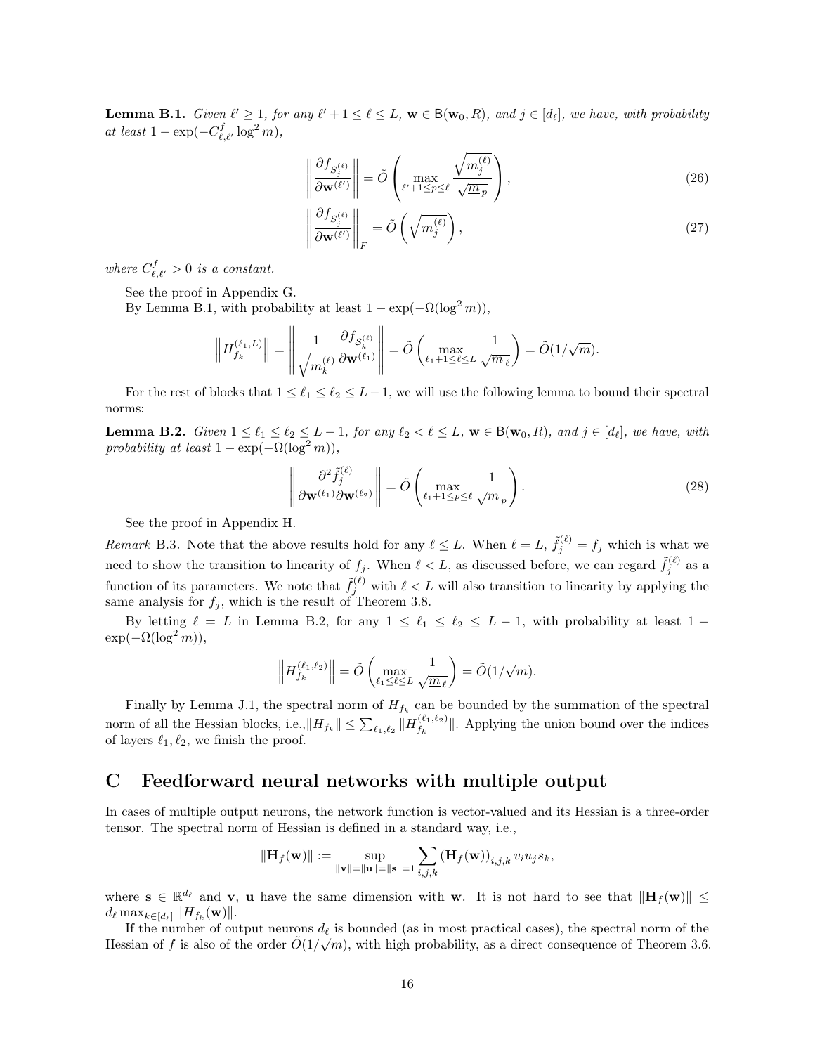**Lemma B.1.** *Given $\ell' \geq 1$, for any $\ell'+1 \leq \ell \leq L$, $\mathbf{w} \in \mathsf{B}(\mathbf{w}_0, R)$, and $j \in [d_\ell]$, we have, with probability at least $1 - \exp(-C^f_{\ell,\ell'} \log^2 m)$,*

$$\left\| \frac{\partial f_{\mathcal{S}_j^{(\ell)}}}{\partial \mathbf{w}^{(\ell')}} \right\| = \tilde{O}\left( \max_{\ell'+1 \leq p \leq \ell} \frac{\sqrt{m_j^{(\ell)}}}{\sqrt{\underline{m}_p}} \right), \tag{26}$$

$$\left\| \frac{\partial f_{\mathcal{S}_j^{(\ell)}}}{\partial \mathbf{w}^{(\ell')}} \right\|_F = \tilde{O}\left( \sqrt{m_j^{(\ell)}} \right), \tag{27}$$

*where $C^f_{\ell,\ell'} > 0$ is a constant.*

See the proof in Appendix G.

By Lemma B.1, with probability at least $1 - \exp(-\Omega(\log^2 m))$,

$$\left\| H_{f_k}^{(\ell_1, L)} \right\| = \left\| \frac{1}{\sqrt{m_k^{(\ell)}}} \frac{\partial f_{\mathcal{S}_k^{(\ell)}}}{\partial \mathbf{w}^{(\ell_1)}} \right\| = \tilde{O}\left( \max_{\ell_1+1 \leq \ell \leq L} \frac{1}{\sqrt{\underline{m}_\ell}} \right) = \tilde{O}(1/\sqrt{m}).$$

For the rest of blocks that $1 \leq \ell_1 \leq \ell_2 \leq L-1$, we will use the following lemma to bound their spectral norms:

**Lemma B.2.** *Given $1 \leq \ell_1 \leq \ell_2 \leq L-1$, for any $\ell_2 < \ell \leq L$, $\mathbf{w} \in \mathsf{B}(\mathbf{w}_0, R)$, and $j \in [d_\ell]$, we have, with probability at least $1 - \exp(-\Omega(\log^2 m))$,*

$$\left\| \frac{\partial^2 \tilde{f}_j^{(\ell)}}{\partial \mathbf{w}^{(\ell_1)} \partial \mathbf{w}^{(\ell_2)}} \right\| = \tilde{O}\left( \max_{\ell_1+1 \leq p \leq \ell} \frac{1}{\sqrt{\underline{m}_p}} \right). \tag{28}$$

See the proof in Appendix H.

*Remark* B.3. Note that the above results hold for any $\ell \leq L$. When $\ell = L$, $\tilde{f}_j^{(\ell)} = f_j$ which is what we need to show the transition to linearity of $f_j$. When $\ell < L$, as discussed before, we can regard $\tilde{f}_j^{(\ell)}$ as a function of its parameters. We note that $\tilde{f}_j^{(\ell)}$ with $\ell < L$ will also transition to linearity by applying the same analysis for $f_j$, which is the result of Theorem 3.8.

By letting $\ell = L$ in Lemma B.2, for any $1 \leq \ell_1 \leq \ell_2 \leq L-1$, with probability at least $1 - \exp(-\Omega(\log^2 m))$,

$$\left\| H_{f_k}^{(\ell_1, \ell_2)} \right\| = \tilde{O}\left( \max_{\ell_1 \leq \ell \leq L} \frac{1}{\sqrt{\underline{m}_\ell}} \right) = \tilde{O}(1/\sqrt{m}).$$

Finally by Lemma J.1, the spectral norm of $H_{f_k}$ can be bounded by the summation of the spectral norm of all the Hessian blocks, i.e.,$\|H_{f_k}\| \leq \sum_{\ell_1,\ell_2} \|H_{f_k}^{(\ell_1,\ell_2)}\|$. Applying the union bound over the indices of layers $\ell_1, \ell_2$, we finish the proof.

# C Feedforward neural networks with multiple output

In cases of multiple output neurons, the network function is vector-valued and its Hessian is a three-order tensor. The spectral norm of Hessian is defined in a standard way, i.e.,

$$\|\mathbf{H}_f(\mathbf{w})\| := \sup_{\|\mathbf{v}\|=\|\mathbf{u}\|=\|\mathbf{s}\|=1} \sum_{i,j,k} (\mathbf{H}_f(\mathbf{w}))_{i,j,k} \, v_i u_j s_k,$$

where $\mathbf{s} \in \mathbb{R}^{d_\ell}$ and $\mathbf{v}$, $\mathbf{u}$ have the same dimension with $\mathbf{w}$. It is not hard to see that $\|\mathbf{H}_f(\mathbf{w})\| \leq d_\ell \max_{k \in [d_\ell]} \|H_{f_k}(\mathbf{w})\|$.

If the number of output neurons $d_\ell$ is bounded (as in most practical cases), the spectral norm of the Hessian of $f$ is also of the order $\tilde{O}(1/\sqrt{m})$, with high probability, as a direct consequence of Theorem 3.6.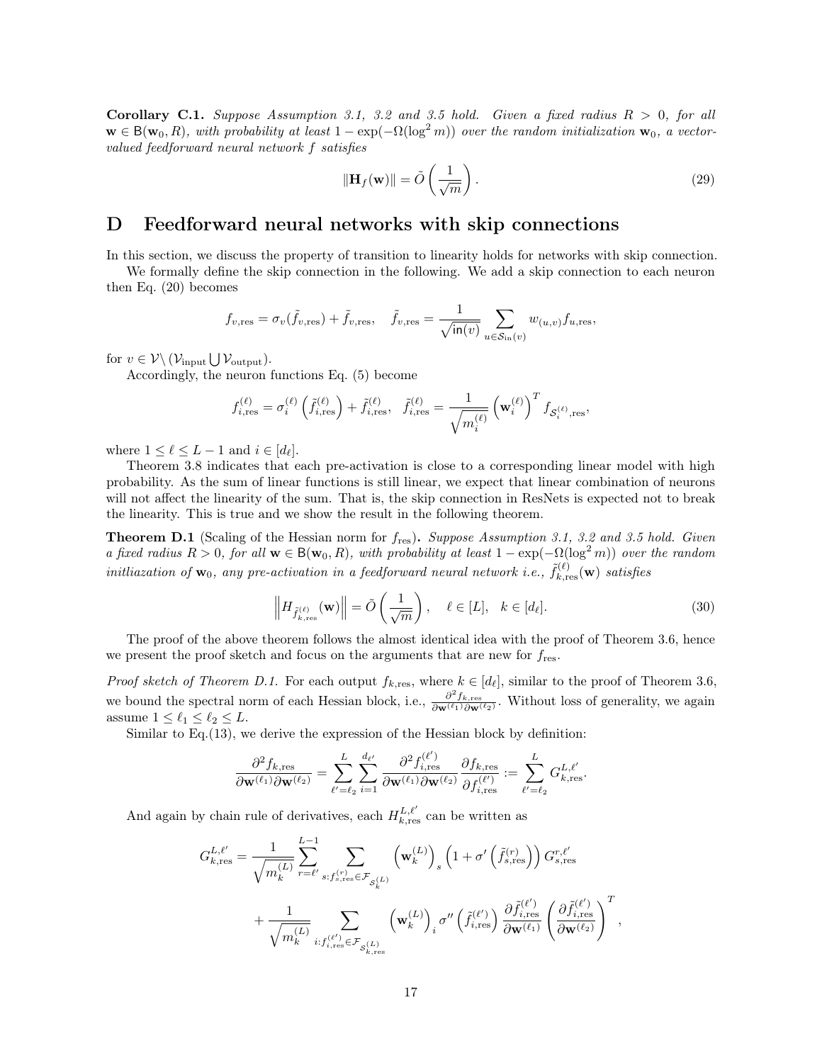**Corollary C.1.** *Suppose Assumption 3.1, 3.2 and 3.5 hold. Given a fixed radius $R > 0$, for all $\mathbf{w} \in \mathsf{B}(\mathbf{w}_0, R)$, with probability at least $1 - \exp(-\Omega(\log^2 m))$ over the random initialization $\mathbf{w}_0$, a vector-valued feedforward neural network $f$ satisfies*

$$\|\mathbf{H}_f(\mathbf{w})\| = \tilde{O}\left(\frac{1}{\sqrt{m}}\right). \tag{29}$$

# D Feedforward neural networks with skip connections

In this section, we discuss the property of transition to linearity holds for networks with skip connection.

We formally define the skip connection in the following. We add a skip connection to each neuron then Eq. (20) becomes

$$f_{v,\mathrm{res}} = \sigma_v(\tilde{f}_{v,\mathrm{res}}) + \tilde{f}_{v,\mathrm{res}}, \quad \tilde{f}_{v,\mathrm{res}} = \frac{1}{\sqrt{\mathsf{in}(v)}} \sum_{u \in \mathcal{S}_{\mathrm{in}}(v)} w_{(u,v)} f_{u,\mathrm{res}},$$

for $v \in \mathcal{V} \setminus (\mathcal{V}_{\mathrm{input}} \bigcup \mathcal{V}_{\mathrm{output}})$.

Accordingly, the neuron functions Eq. (5) become

$$f_{i,\mathrm{res}}^{(\ell)} = \sigma_i^{(\ell)}\left(\tilde{f}_{i,\mathrm{res}}^{(\ell)}\right) + \tilde{f}_{i,\mathrm{res}}^{(\ell)}, \quad \tilde{f}_{i,\mathrm{res}}^{(\ell)} = \frac{1}{\sqrt{m_i^{(\ell)}}} \left(\mathbf{w}_i^{(\ell)}\right)^T f_{\mathcal{S}_i^{(\ell)},\mathrm{res}},$$

where $1 \le \ell \le L-1$ and $i \in [d_\ell]$.

Theorem 3.8 indicates that each pre-activation is close to a corresponding linear model with high probability. As the sum of linear functions is still linear, we expect that linear combination of neurons will not affect the linearity of the sum. That is, the skip connection in ResNets is expected not to break the linearity. This is true and we show the result in the following theorem.

**Theorem D.1** (Scaling of the Hessian norm for $f_{\mathrm{res}}$)**.** *Suppose Assumption 3.1, 3.2 and 3.5 hold. Given a fixed radius $R > 0$, for all $\mathbf{w} \in \mathsf{B}(\mathbf{w}_0, R)$, with probability at least $1 - \exp(-\Omega(\log^2 m))$ over the random initliazation of $\mathbf{w}_0$, any pre-activation in a feedforward neural network i.e., $\tilde{f}_{k,\mathrm{res}}^{(\ell)}(\mathbf{w})$ satisfies*

$$\left\| H_{\tilde{f}_{k,\mathrm{res}}^{(\ell)}}(\mathbf{w}) \right\| = \tilde{O}\left(\frac{1}{\sqrt{m}}\right), \quad \ell \in [L], \quad k \in [d_\ell]. \tag{30}$$

The proof of the above theorem follows the almost identical idea with the proof of Theorem 3.6, hence we present the proof sketch and focus on the arguments that are new for $f_{\mathrm{res}}$.

*Proof sketch of Theorem D.1.* For each output $f_{k,\mathrm{res}}$, where $k \in [d_\ell]$, similar to the proof of Theorem 3.6, we bound the spectral norm of each Hessian block, i.e., $\frac{\partial^2 f_{k,\mathrm{res}}}{\partial \mathbf{w}^{(\ell_1)} \partial \mathbf{w}^{(\ell_2)}}$. Without loss of generality, we again assume $1 \le \ell_1 \le \ell_2 \le L$.

Similar to Eq.(13), we derive the expression of the Hessian block by definition:

$$\frac{\partial^2 f_{k,\mathrm{res}}}{\partial \mathbf{w}^{(\ell_1)} \partial \mathbf{w}^{(\ell_2)}} = \sum_{\ell'=\ell_2}^{L} \sum_{i=1}^{d_{\ell'}} \frac{\partial^2 f_{i,\mathrm{res}}^{(\ell')}}{\partial \mathbf{w}^{(\ell_1)} \partial \mathbf{w}^{(\ell_2)}} \frac{\partial f_{k,\mathrm{res}}}{\partial f_{i,\mathrm{res}}^{(\ell')}} := \sum_{\ell'=\ell_2}^{L} G_{k,\mathrm{res}}^{L,\ell'}.$$

And again by chain rule of derivatives, each $H_{k,\mathrm{res}}^{L,\ell'}$ can be written as

$$G_{k,\mathrm{res}}^{L,\ell'} = \frac{1}{\sqrt{m_k^{(L)}}} \sum_{r=\ell'}^{L-1} \sum_{s: f_{s,\mathrm{res}}^{(r)} \in \mathcal{F}_{\mathcal{S}_k^{(L)}}} \left(\mathbf{w}_k^{(L)}\right)_s \left(1 + \sigma'\left(\tilde{f}_{s,\mathrm{res}}^{(r)}\right)\right) G_{s,\mathrm{res}}^{r,\ell'}$$

$$+ \frac{1}{\sqrt{m_k^{(L)}}} \sum_{i: f_{i,\mathrm{res}}^{(\ell')} \in \mathcal{F}_{\mathcal{S}_{k,\mathrm{res}}^{(L)}}} \left(\mathbf{w}_k^{(L)}\right)_i \sigma''\left(\tilde{f}_{i,\mathrm{res}}^{(\ell')}\right) \frac{\partial \tilde{f}_{i,\mathrm{res}}^{(\ell')}}{\partial \mathbf{w}^{(\ell_1)}} \left(\frac{\partial \tilde{f}_{i,\mathrm{res}}^{(\ell')}}{\partial \mathbf{w}^{(\ell_2)}}\right)^T,$$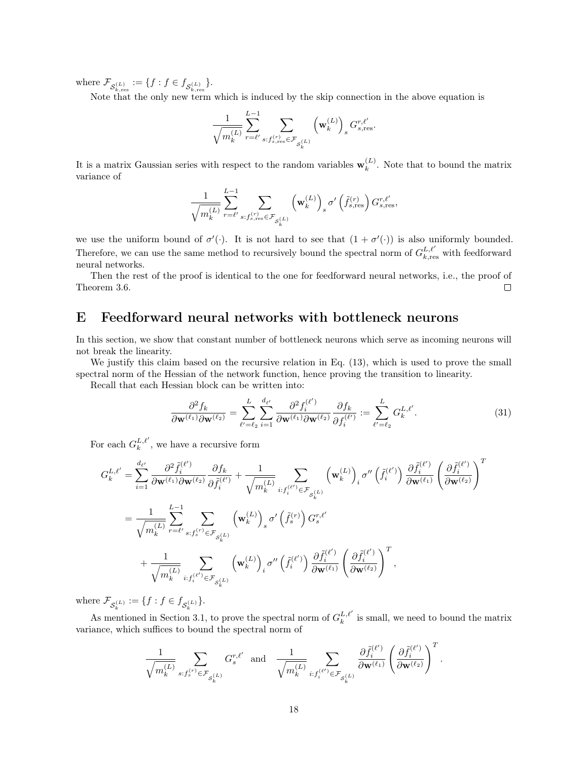where $\mathcal{F}_{\mathcal{S}_{k,\text{res}}^{(L)}} := \{f : f \in f_{\mathcal{S}_{k,\text{res}}^{(L)}}\}$.

Note that the only new term which is induced by the skip connection in the above equation is

$$\frac{1}{\sqrt{m_k^{(L)}}} \sum_{r=\ell'}^{L-1} \sum_{s: f_{s,\text{res}}^{(r)} \in \mathcal{F}_{\mathcal{S}_k^{(L)}}} \left(\mathbf{w}_k^{(L)}\right)_s G_{s,\text{res}}^{r,\ell'}.$$

It is a matrix Gaussian series with respect to the random variables $\mathbf{w}_k^{(L)}$. Note that to bound the matrix variance of

$$\frac{1}{\sqrt{m_k^{(L)}}} \sum_{r=\ell'}^{L-1} \sum_{s: f_{s,\text{res}}^{(r)} \in \mathcal{F}_{\mathcal{S}_k^{(L)}}} \left(\mathbf{w}_k^{(L)}\right)_s \sigma'\left(\tilde{f}_{s,\text{res}}^{(r)}\right) G_{s,\text{res}}^{r,\ell'},$$

we use the uniform bound of $\sigma'(\cdot)$. It is not hard to see that $(1 + \sigma'(\cdot))$ is also uniformly bounded. Therefore, we can use the same method to recursively bound the spectral norm of $G_{k,\text{res}}^{L,\ell'}$ with feedforward neural networks.

Then the rest of the proof is identical to the one for feedforward neural networks, i.e., the proof of Theorem 3.6. $\square$

# E Feedforward neural networks with bottleneck neurons

In this section, we show that constant number of bottleneck neurons which serve as incoming neurons will not break the linearity.

We justify this claim based on the recursive relation in Eq. (13), which is used to prove the small spectral norm of the Hessian of the network function, hence proving the transition to linearity.

Recall that each Hessian block can be written into:

$$\frac{\partial^2 f_k}{\partial \mathbf{w}^{(\ell_1)} \partial \mathbf{w}^{(\ell_2)}} = \sum_{\ell'=\ell_2}^{L} \sum_{i=1}^{d_{\ell'}} \frac{\partial^2 f_i^{(\ell')}}{\partial \mathbf{w}^{(\ell_1)} \partial \mathbf{w}^{(\ell_2)}} \frac{\partial f_k}{\partial f_i^{(\ell')}} := \sum_{\ell'=\ell_2}^{L} G_k^{L,\ell'}. \tag{31}$$

For each $G_k^{L,\ell'}$, we have a recursive form

$$\begin{aligned}
G_k^{L,\ell'} &= \sum_{i=1}^{d_{\ell'}} \frac{\partial^2 \tilde{f}_i^{(\ell')}}{\partial \mathbf{w}^{(\ell_1)} \partial \mathbf{w}^{(\ell_2)}} \frac{\partial f_k}{\partial \tilde{f}_i^{(\ell')}} + \frac{1}{\sqrt{m_k^{(L)}}} \sum_{i: f_i^{(\ell')} \in \mathcal{F}_{\mathcal{S}_k^{(L)}}} \left(\mathbf{w}_k^{(L)}\right)_i \sigma''\left(\tilde{f}_i^{(\ell')}\right) \frac{\partial \tilde{f}_i^{(\ell')}}{\partial \mathbf{w}^{(\ell_1)}} \left(\frac{\partial \tilde{f}_i^{(\ell')}}{\partial \mathbf{w}^{(\ell_2)}}\right)^T \\
&= \frac{1}{\sqrt{m_k^{(L)}}} \sum_{r=\ell'}^{L-1} \sum_{s: f_s^{(r)} \in \mathcal{F}_{\mathcal{S}_k^{(L)}}} \left(\mathbf{w}_k^{(L)}\right)_s \sigma'\left(\tilde{f}_s^{(r)}\right) G_s^{r,\ell'} \\
&\quad + \frac{1}{\sqrt{m_k^{(L)}}} \sum_{i: f_i^{(\ell')} \in \mathcal{F}_{\mathcal{S}_k^{(L)}}} \left(\mathbf{w}_k^{(L)}\right)_i \sigma''\left(\tilde{f}_i^{(\ell')}\right) \frac{\partial \tilde{f}_i^{(\ell')}}{\partial \mathbf{w}^{(\ell_1)}} \left(\frac{\partial \tilde{f}_i^{(\ell')}}{\partial \mathbf{w}^{(\ell_2)}}\right)^T,
\end{aligned}$$

where $\mathcal{F}_{\mathcal{S}_k^{(L)}} := \{f : f \in f_{\mathcal{S}_k^{(L)}}\}$.

As mentioned in Section 3.1, to prove the spectral norm of $G_k^{L,\ell'}$ is small, we need to bound the matrix variance, which suffices to bound the spectral norm of

$$\frac{1}{\sqrt{m_k^{(L)}}} \sum_{s: f_s^{(r)} \in \mathcal{F}_{\mathcal{S}_k^{(L)}}} G_s^{r,\ell'} \quad \text{and} \quad \frac{1}{\sqrt{m_k^{(L)}}} \sum_{i: f_i^{(\ell')} \in \mathcal{F}_{\mathcal{S}_k^{(L)}}} \frac{\partial \tilde{f}_i^{(\ell')}}{\partial \mathbf{w}^{(\ell_1)}} \left(\frac{\partial \tilde{f}_i^{(\ell')}}{\partial \mathbf{w}^{(\ell_2)}}\right)^T.$$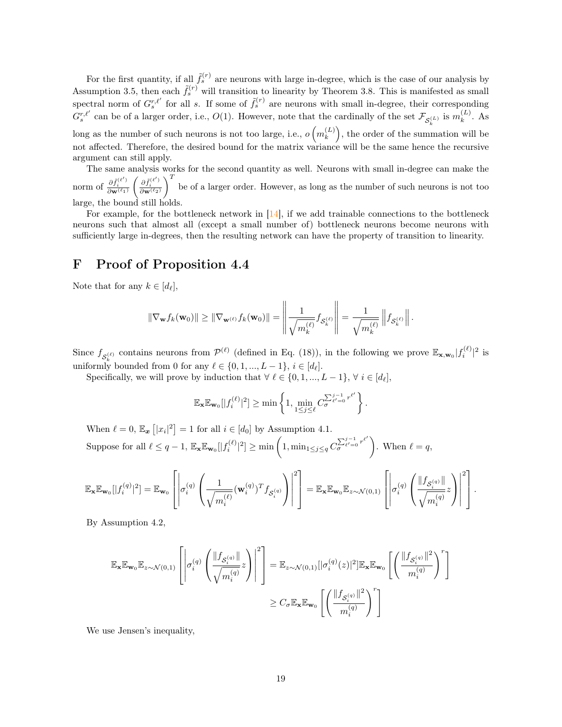For the first quantity, if all $\tilde{f}_s^{(r)}$ are neurons with large in-degree, which is the case of our analysis by Assumption 3.5, then each $\tilde{f}_s^{(r)}$ will transition to linearity by Theorem 3.8. This is manifested as small spectral norm of $G_s^{r,\ell'}$ for all $s$. If some of $\tilde{f}_s^{(r)}$ are neurons with small in-degree, their corresponding $G_s^{r,\ell'}$ can be of a larger order, i.e., $O(1)$. However, note that the cardinally of the set $\mathcal{F}_{\mathcal{S}_k^{(L)}}$ is $m_k^{(L)}$. As long as the number of such neurons is not too large, i.e., $o\left(m_k^{(L)}\right)$, the order of the summation will be not affected. Therefore, the desired bound for the matrix variance will be the same hence the recursive argument can still apply.

The same analysis works for the second quantity as well. Neurons with small in-degree can make the norm of $\frac{\partial \tilde{f}_i^{(\ell')}}{\partial \mathbf{w}^{(\ell_1)}} \left(\frac{\partial \tilde{f}_i^{(\ell')}}{\partial \mathbf{w}^{(\ell_2)}}\right)^T$ be of a larger order. However, as long as the number of such neurons is not too large, the bound still holds.

For example, for the bottleneck network in [14], if we add trainable connections to the bottleneck neurons such that almost all (except a small number of) bottleneck neurons become neurons with sufficiently large in-degrees, then the resulting network can have the property of transition to linearity.

# F Proof of Proposition 4.4

Note that for any $k \in [d_\ell]$,

$$\|\nabla_{\mathbf{w}} f_k(\mathbf{w}_0)\| \geq \|\nabla_{\mathbf{w}^{(\ell)}} f_k(\mathbf{w}_0)\| = \left\| \frac{1}{\sqrt{m_k^{(\ell)}}} f_{\mathcal{S}_k^{(\ell)}} \right\| = \frac{1}{\sqrt{m_k^{(\ell)}}} \left\| f_{\mathcal{S}_k^{(\ell)}} \right\|.$$

Since $f_{\mathcal{S}_k^{(\ell)}}$ contains neurons from $\mathcal{P}^{(\ell)}$ (defined in Eq. (18)), in the following we prove $\mathbb{E}_{\mathbf{x},\mathbf{w}_0} |f_i^{(\ell)}|^2$ is uniformly bounded from 0 for any $\ell \in \{0, 1, ..., L-1\}$, $i \in [d_\ell]$.

Specifically, we will prove by induction that $\forall\ \ell \in \{0, 1, ..., L-1\}$, $\forall\ i \in [d_\ell]$,

$$\mathbb{E}_{\mathbf{x}} \mathbb{E}_{\mathbf{w}_0}[|f_i^{(\ell)}|^2] \geq \min\left\{1, \min_{1 \leq j \leq \ell} C_\sigma^{\sum_{\ell'=0}^{j-1} r^{\ell'}}\right\}.$$

When $\ell = 0$, $\mathbb{E}_{\boldsymbol{x}}\left[|x_i|^2\right] = 1$ for all $i \in [d_0]$ by Assumption 4.1.

Suppose for all $\ell \leq q-1$, $\mathbb{E}_{\mathbf{x}} \mathbb{E}_{\mathbf{w}_0}[|f_i^{(\ell)}|^2] \geq \min\left(1, \min_{1 \leq j \leq q} C_\sigma^{\sum_{\ell'=0}^{j-1} r^{\ell'}}\right)$. When $\ell = q$,

$$\mathbb{E}_{\mathbf{x}} \mathbb{E}_{\mathbf{w}_0}[|f_i^{(q)}|^2] = \mathbb{E}_{\mathbf{w}_0}\left[\left|\sigma_i^{(q)}\left(\frac{1}{\sqrt{m_i^{(\ell)}}}(\mathbf{w}_i^{(q)})^T f_{\mathcal{S}_i^{(q)}}\right)\right|^2\right] = \mathbb{E}_{\mathbf{x}} \mathbb{E}_{\mathbf{w}_0} \mathbb{E}_{z \sim \mathcal{N}(0,1)}\left[\left|\sigma_i^{(q)}\left(\frac{\|f_{\mathcal{S}_i^{(q)}}\|}{\sqrt{m_i^{(q)}}} z\right)\right|^2\right].$$

By Assumption 4.2,

$$\begin{aligned}
\mathbb{E}_{\mathbf{x}} \mathbb{E}_{\mathbf{w}_0} \mathbb{E}_{z \sim \mathcal{N}(0,1)}\left[\left|\sigma_i^{(q)}\left(\frac{\|f_{\mathcal{S}_i^{(q)}}\|}{\sqrt{m_i^{(q)}}} z\right)\right|^2\right] &= \mathbb{E}_{z \sim \mathcal{N}(0,1)}[|\sigma_i^{(q)}(z)|^2] \mathbb{E}_{\mathbf{x}} \mathbb{E}_{\mathbf{w}_0}\left[\left(\frac{\|f_{\mathcal{S}_i^{(q)}}\|^2}{m_i^{(q)}}\right)^r\right] \\
&\geq C_\sigma \mathbb{E}_{\mathbf{x}} \mathbb{E}_{\mathbf{w}_0}\left[\left(\frac{\|f_{\mathcal{S}_i^{(q)}}\|^2}{m_i^{(q)}}\right)^r\right]
\end{aligned}$$

We use Jensen's inequality,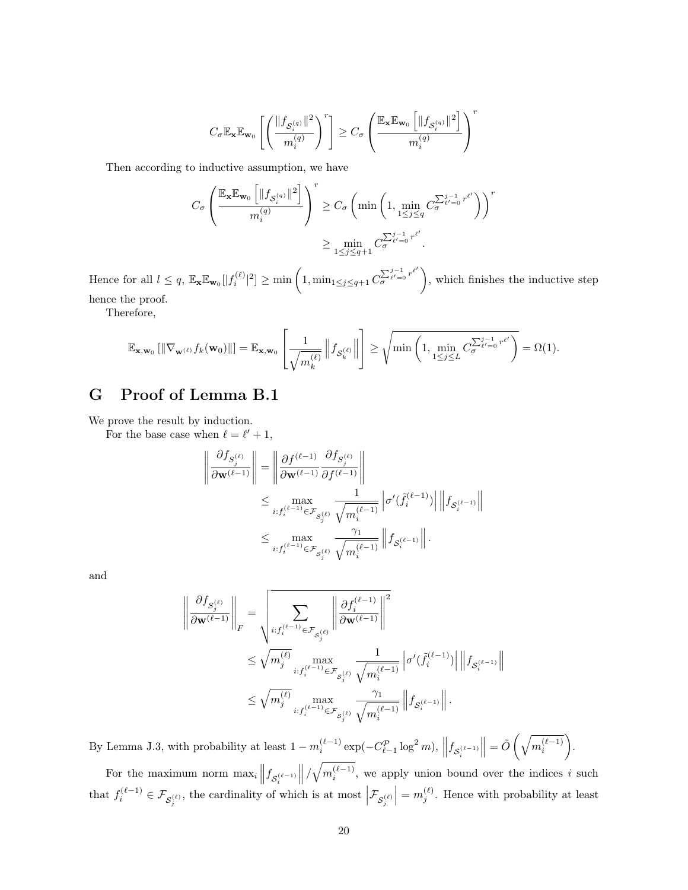$$C_\sigma \mathbb{E}_{\mathbf{x}} \mathbb{E}_{\mathbf{w}_0} \left[ \left( \frac{\|f_{\mathcal{S}_i^{(q)}}\|^2}{m_i^{(q)}} \right)^r \right] \geq C_\sigma \left( \frac{\mathbb{E}_{\mathbf{x}} \mathbb{E}_{\mathbf{w}_0} \left[ \|f_{\mathcal{S}_i^{(q)}}\|^2 \right]}{m_i^{(q)}} \right)^r$$

Then according to inductive assumption, we have

$$\begin{aligned} C_\sigma \left( \frac{\mathbb{E}_{\mathbf{x}} \mathbb{E}_{\mathbf{w}_0} \left[ \|f_{\mathcal{S}_i^{(q)}}\|^2 \right]}{m_i^{(q)}} \right)^r &\geq C_\sigma \left( \min \left( 1, \min_{1 \leq j \leq q} C_\sigma^{\sum_{\ell'=0}^{j-1} r^{\ell'}} \right) \right)^r \\ &\geq \min_{1 \leq j \leq q+1} C_\sigma^{\sum_{\ell'=0}^{j-1} r^{\ell'}}. \end{aligned}$$

Hence for all $l \leq q$, $\mathbb{E}_{\mathbf{x}} \mathbb{E}_{\mathbf{w}_0} [|f_i^{(\ell)}|^2] \geq \min \left( 1, \min_{1 \leq j \leq q+1} C_\sigma^{\sum_{\ell'=0}^{j-1} r^{\ell'}} \right)$, which finishes the inductive step hence the proof.

Therefore,

$$\mathbb{E}_{\mathbf{x}, \mathbf{w}_0} \left[ \|\nabla_{\mathbf{w}^{(\ell)}} f_k(\mathbf{w}_0)\| \right] = \mathbb{E}_{\mathbf{x}, \mathbf{w}_0} \left[ \frac{1}{\sqrt{m_k^{(\ell)}}} \left\| f_{\mathcal{S}_k^{(\ell)}} \right\| \right] \geq \sqrt{\min \left( 1, \min_{1 \leq j \leq L} C_\sigma^{\sum_{\ell'=0}^{j-1} r^{\ell'}} \right)} = \Omega(1).$$

# G Proof of Lemma B.1

We prove the result by induction.

For the base case when $\ell = \ell' + 1$,

$$\begin{aligned} \left\| \frac{\partial f_{S_j^{(\ell)}}}{\partial \mathbf{w}^{(\ell-1)}} \right\| &= \left\| \frac{\partial f^{(\ell-1)}}{\partial \mathbf{w}^{(\ell-1)}} \frac{\partial f_{S_j^{(\ell)}}}{\partial f^{(\ell-1)}} \right\| \\ &\leq \max_{i: f_i^{(\ell-1)} \in \mathcal{F}_{\mathcal{S}_j^{(\ell)}}} \frac{1}{\sqrt{m_i^{(\ell-1)}}} \left| \sigma'(\tilde{f}_i^{(\ell-1)}) \right| \left\| f_{\mathcal{S}_i^{(\ell-1)}} \right\| \\ &\leq \max_{i: f_i^{(\ell-1)} \in \mathcal{F}_{\mathcal{S}_j^{(\ell)}}} \frac{\gamma_1}{\sqrt{m_i^{(\ell-1)}}} \left\| f_{\mathcal{S}_i^{(\ell-1)}} \right\|. \end{aligned}$$

and

$$\begin{aligned} \left\| \frac{\partial f_{S_j^{(\ell)}}}{\partial \mathbf{w}^{(\ell-1)}} \right\|_F &= \sqrt{\sum_{i: f_i^{(\ell-1)} \in \mathcal{F}_{\mathcal{S}_j^{(\ell)}}} \left\| \frac{\partial f_i^{(\ell-1)}}{\partial \mathbf{w}^{(\ell-1)}} \right\|^2} \\ &\leq \sqrt{m_j^{(\ell)}} \max_{i: f_i^{(\ell-1)} \in \mathcal{F}_{\mathcal{S}_j^{(\ell)}}} \frac{1}{\sqrt{m_i^{(\ell-1)}}} \left| \sigma'(\tilde{f}_i^{(\ell-1)}) \right| \left\| f_{\mathcal{S}_i^{(\ell-1)}} \right\| \\ &\leq \sqrt{m_j^{(\ell)}} \max_{i: f_i^{(\ell-1)} \in \mathcal{F}_{\mathcal{S}_j^{(\ell)}}} \frac{\gamma_1}{\sqrt{m_i^{(\ell-1)}}} \left\| f_{\mathcal{S}_i^{(\ell-1)}} \right\|. \end{aligned}$$

By Lemma J.3, with probability at least $1 - m_i^{(\ell-1)} \exp(-C_{\ell-1}^{\mathcal{P}} \log^2 m)$, $\left\| f_{\mathcal{S}_i^{(\ell-1)}} \right\| = \tilde{O}\left( \sqrt{m_i^{(\ell-1)}} \right)$.

For the maximum norm $\max_i \left\| f_{\mathcal{S}_i^{(\ell-1)}} \right\| / \sqrt{m_i^{(\ell-1)}}$, we apply union bound over the indices $i$ such that $f_i^{(\ell-1)} \in \mathcal{F}_{\mathcal{S}_j^{(\ell)}}$, the cardinality of which is at most $\left| \mathcal{F}_{\mathcal{S}_j^{(\ell)}} \right| = m_j^{(\ell)}$. Hence with probability at least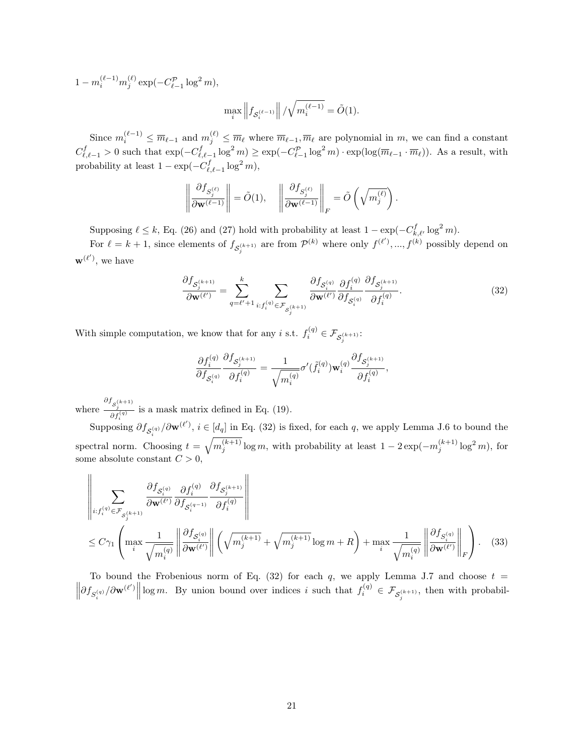$1 - m_i^{(\ell-1)} m_j^{(\ell)} \exp(-C_{\ell-1}^{\mathcal{P}} \log^2 m)$,

$$\max_i \left\| f_{\mathcal{S}_i^{(\ell-1)}} \right\| / \sqrt{m_i^{(\ell-1)}} = \tilde{O}(1).$$

Since $m_i^{(\ell-1)} \leq \overline{m}_{\ell-1}$ and $m_j^{(\ell)} \leq \overline{m}_\ell$ where $\overline{m}_{\ell-1}, \overline{m}_\ell$ are polynomial in $m$, we can find a constant $C_{\ell,\ell-1}^f > 0$ such that $\exp(-C_{\ell,\ell-1}^f \log^2 m) \geq \exp(-C_{\ell-1}^{\mathcal{P}} \log^2 m) \cdot \exp(\log(\overline{m}_{\ell-1} \cdot \overline{m}_\ell))$. As a result, with probability at least $1 - \exp(-C_{\ell,\ell-1}^f \log^2 m)$,

$$\left\| \frac{\partial f_{S_j^{(\ell)}}}{\partial \mathbf{w}^{(\ell-1)}} \right\| = \tilde{O}(1), \quad \left\| \frac{\partial f_{S_j^{(\ell)}}}{\partial \mathbf{w}^{(\ell-1)}} \right\|_F = \tilde{O}\left(\sqrt{m_j^{(\ell)}}\right).$$

Supposing $\ell \leq k$, Eq. (26) and (27) hold with probability at least $1 - \exp(-C_{k,\ell'}^f \log^2 m)$.

For $\ell = k+1$, since elements of $f_{\mathcal{S}_j^{(k+1)}}$ are from $\mathcal{P}^{(k)}$ where only $f^{(\ell')}, ..., f^{(k)}$ possibly depend on $\mathbf{w}^{(\ell')}$, we have

$$\frac{\partial f_{\mathcal{S}_j^{(k+1)}}}{\partial \mathbf{w}^{(\ell')}} = \sum_{q=\ell'+1}^{k} \sum_{i: f_i^{(q)} \in \mathcal{F}_{\mathcal{S}_j^{(k+1)}}} \frac{\partial f_{\mathcal{S}_i^{(q)}}}{\partial \mathbf{w}^{(\ell')}} \frac{\partial f_i^{(q)}}{\partial f_{\mathcal{S}_i^{(q)}}} \frac{\partial f_{\mathcal{S}_j^{(k+1)}}}{\partial f_i^{(q)}}. \tag{32}$$

With simple computation, we know that for any $i$ s.t. $f_i^{(q)} \in \mathcal{F}_{\mathcal{S}_j^{(k+1)}}$:

$$\frac{\partial f_i^{(q)}}{\partial f_{\mathcal{S}_i^{(q)}}} \frac{\partial f_{\mathcal{S}_j^{(k+1)}}}{\partial f_i^{(q)}} = \frac{1}{\sqrt{m_i^{(q)}}} \sigma'(\tilde{f}_i^{(q)}) \mathbf{w}_i^{(q)} \frac{\partial f_{\mathcal{S}_j^{(k+1)}}}{\partial f_i^{(q)}},$$

where $\frac{\partial f_{\mathcal{S}_j^{(k+1)}}}{\partial f_i^{(q)}}$ is a mask matrix defined in Eq. (19).

Supposing $\partial f_{\mathcal{S}_i^{(q)}} / \partial \mathbf{w}^{(\ell')}$, $i \in [d_q]$ in Eq. (32) is fixed, for each $q$, we apply Lemma J.6 to bound the spectral norm. Choosing $t = \sqrt{m_j^{(k+1)}} \log m$, with probability at least $1 - 2\exp(-m_j^{(k+1)} \log^2 m)$, for some absolute constant $C > 0$,

$$\begin{aligned}
&\left\| \sum_{i: f_i^{(q)} \in \mathcal{F}_{\mathcal{S}_j^{(k+1)}}} \frac{\partial f_{\mathcal{S}_i^{(q)}}}{\partial \mathbf{w}^{(\ell')}} \frac{\partial f_i^{(q)}}{\partial f_{\mathcal{S}_i^{(q-1)}}} \frac{\partial f_{\mathcal{S}_j^{(k+1)}}}{\partial f_i^{(q)}} \right\| \\
&\leq C\gamma_1 \left( \max_i \frac{1}{\sqrt{m_i^{(q)}}} \left\| \frac{\partial f_{\mathcal{S}_i^{(q)}}}{\partial \mathbf{w}^{(\ell')}} \right\| \left( \sqrt{m_j^{(k+1)}} + \sqrt{m_j^{(k+1)}} \log m + R \right) + \max_i \frac{1}{\sqrt{m_i^{(q)}}} \left\| \frac{\partial f_{S_i^{(q)}}}{\partial \mathbf{w}^{(\ell')}} \right\|_F \right).
\end{aligned} \tag{33}$$

To bound the Frobenious norm of Eq. (32) for each $q$, we apply Lemma J.7 and choose $t = \left\| \partial f_{S_i^{(q)}} / \partial \mathbf{w}^{(\ell')} \right\| \log m$. By union bound over indices $i$ such that $f_i^{(q)} \in \mathcal{F}_{\mathcal{S}_j^{(k+1)}}$, then with probabil-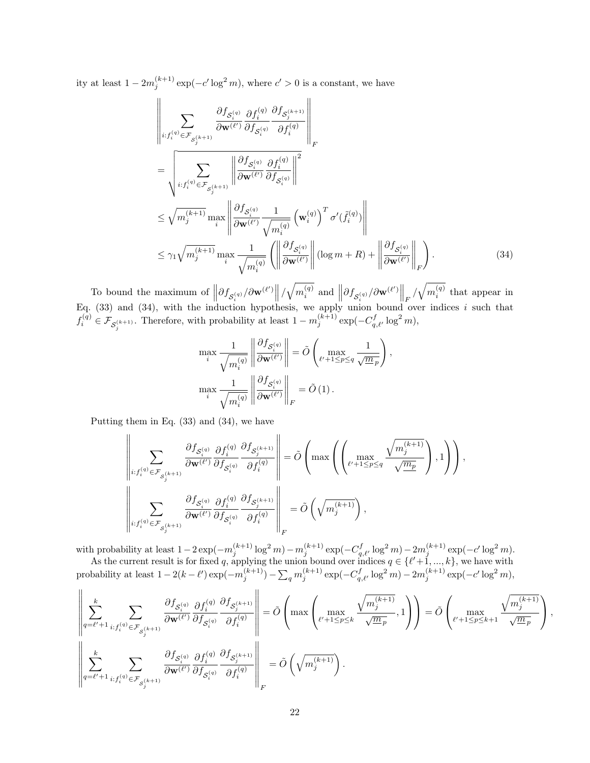ity at least $1 - 2m_j^{(k+1)} \exp(-c' \log^2 m)$, where $c' > 0$ is a constant, we have

$$
\begin{aligned}
&\left\| \sum_{i: f_i^{(q)} \in \mathcal{F}_{\mathcal{S}_j^{(k+1)}}} \frac{\partial f_{\mathcal{S}_i^{(q)}}}{\partial \mathbf{w}^{(\ell')}} \frac{\partial f_i^{(q)}}{\partial f_{\mathcal{S}_i^{(q)}}} \frac{\partial f_{\mathcal{S}_j^{(k+1)}}}{\partial f_i^{(q)}} \right\|_F \\
&= \sqrt{\sum_{i: f_i^{(q)} \in \mathcal{F}_{\mathcal{S}_j^{(k+1)}}} \left\| \frac{\partial f_{\mathcal{S}_i^{(q)}}}{\partial \mathbf{w}^{(\ell')}} \frac{\partial f_i^{(q)}}{\partial f_{\mathcal{S}_i^{(q)}}} \right\|^2} \\
&\leq \sqrt{m_j^{(k+1)}} \max_i \left\| \frac{\partial f_{\mathcal{S}_i^{(q)}}}{\partial \mathbf{w}^{(\ell')}} \frac{1}{\sqrt{m_i^{(q)}}} \left(\mathbf{w}_i^{(q)}\right)^T \sigma'(\tilde{f}_i^{(q)}) \right\| \\
&\leq \gamma_1 \sqrt{m_j^{(k+1)}} \max_i \frac{1}{\sqrt{m_i^{(q)}}} \left( \left\| \frac{\partial f_{\mathcal{S}_i^{(q)}}}{\partial \mathbf{w}^{(\ell')}} \right\| (\log m + R) + \left\| \frac{\partial f_{\mathcal{S}_i^{(q)}}}{\partial \mathbf{w}^{(\ell')}} \right\|_F \right).
\end{aligned} \tag{34}
$$

To bound the maximum of $\left\|\partial f_{\mathcal{S}_i^{(q)}}/\partial \mathbf{w}^{(\ell')}\right\| / \sqrt{m_i^{(q)}}$ and $\left\|\partial f_{\mathcal{S}_i^{(q)}}/\partial \mathbf{w}^{(\ell')}\right\|_F / \sqrt{m_i^{(q)}}$ that appear in Eq. (33) and (34), with the induction hypothesis, we apply union bound over indices $i$ such that $f_i^{(q)} \in \mathcal{F}_{\mathcal{S}_j^{(k+1)}}$. Therefore, with probability at least $1 - m_j^{(k+1)} \exp(-C_{q,\ell'}^f \log^2 m)$,

$$
\begin{aligned}
\max_i \frac{1}{\sqrt{m_i^{(q)}}} \left\| \frac{\partial f_{\mathcal{S}_i^{(q)}}}{\partial \mathbf{w}^{(\ell')}} \right\| &= \tilde{O}\left( \max_{\ell'+1 \leq p \leq q} \frac{1}{\sqrt{\underline{m}_p}} \right), \\
\max_i \frac{1}{\sqrt{m_i^{(q)}}} \left\| \frac{\partial f_{\mathcal{S}_i^{(q)}}}{\partial \mathbf{w}^{(\ell')}} \right\|_F &= \tilde{O}(1).
\end{aligned}
$$

Putting them in Eq. (33) and (34), we have

$$
\begin{aligned}
\left\| \sum_{i: f_i^{(q)} \in \mathcal{F}_{\mathcal{S}_j^{(k+1)}}} \frac{\partial f_{\mathcal{S}_i^{(q)}}}{\partial \mathbf{w}^{(\ell')}} \frac{\partial f_i^{(q)}}{\partial f_{\mathcal{S}_i^{(q)}}} \frac{\partial f_{\mathcal{S}_j^{(k+1)}}}{\partial f_i^{(q)}} \right\| &= \tilde{O}\left( \max\left( \left( \max_{\ell'+1 \leq p \leq q} \frac{\sqrt{m_j^{(k+1)}}}{\sqrt{\underline{m}_p}} \right), 1 \right) \right), \\
\left\| \sum_{i: f_i^{(q)} \in \mathcal{F}_{\mathcal{S}_j^{(k+1)}}} \frac{\partial f_{\mathcal{S}_i^{(q)}}}{\partial \mathbf{w}^{(\ell')}} \frac{\partial f_i^{(q)}}{\partial f_{\mathcal{S}_i^{(q)}}} \frac{\partial f_{\mathcal{S}_j^{(k+1)}}}{\partial f_i^{(q)}} \right\|_F &= \tilde{O}\left( \sqrt{m_j^{(k+1)}} \right),
\end{aligned}
$$

with probability at least $1 - 2\exp(-m_j^{(k+1)} \log^2 m) - m_j^{(k+1)} \exp(-C_{q,\ell'}^f \log^2 m) - 2m_j^{(k+1)} \exp(-c' \log^2 m)$.

As the current result is for fixed $q$, applying the union bound over indices $q \in \{\ell'+1, ..., k\}$, we have with probability at least $1 - 2(k - \ell')\exp(-m_j^{(k+1)}) - \sum_q m_j^{(k+1)} \exp(-C_{q,\ell'}^f \log^2 m) - 2m_j^{(k+1)} \exp(-c' \log^2 m)$,

$$
\begin{aligned}
\left\| \sum_{q=\ell'+1}^{k} \sum_{i: f_i^{(q)} \in \mathcal{F}_{\mathcal{S}_j^{(k+1)}}} \frac{\partial f_{\mathcal{S}_i^{(q)}}}{\partial \mathbf{w}^{(\ell')}} \frac{\partial f_i^{(q)}}{\partial f_{\mathcal{S}_i^{(q)}}} \frac{\partial f_{\mathcal{S}_j^{(k+1)}}}{\partial f_i^{(q)}} \right\| &= \tilde{O}\left( \max\left( \max_{\ell'+1 \leq p \leq k} \frac{\sqrt{m_j^{(k+1)}}}{\sqrt{\underline{m}_p}}, 1 \right) \right) = \tilde{O}\left( \max_{\ell'+1 \leq p \leq k+1} \frac{\sqrt{m_j^{(k+1)}}}{\sqrt{\underline{m}_p}} \right), \\
\left\| \sum_{q=\ell'+1}^{k} \sum_{i: f_i^{(q)} \in \mathcal{F}_{\mathcal{S}_j^{(k+1)}}} \frac{\partial f_{\mathcal{S}_i^{(q)}}}{\partial \mathbf{w}^{(\ell')}} \frac{\partial f_i^{(q)}}{\partial f_{\mathcal{S}_i^{(q)}}} \frac{\partial f_{\mathcal{S}_j^{(k+1)}}}{\partial f_i^{(q)}} \right\|_F &= \tilde{O}\left( \sqrt{m_j^{(k+1)}} \right).
\end{aligned}
$$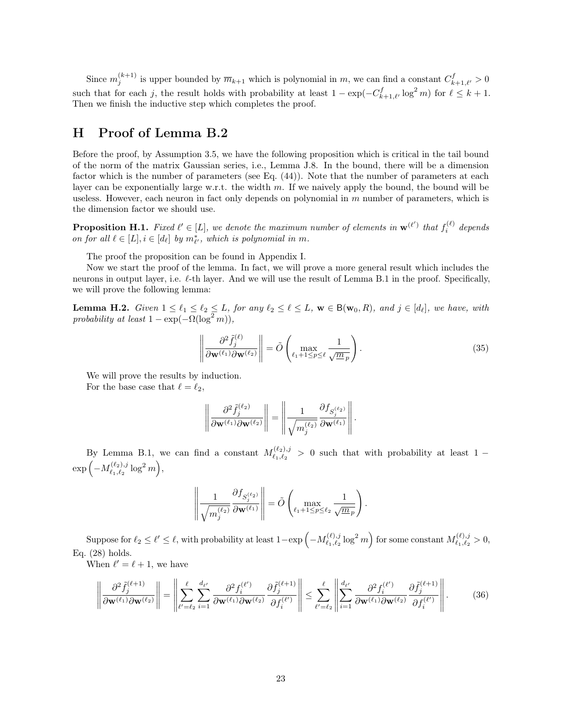Since $m_j^{(k+1)}$ is upper bounded by $\overline{m}_{k+1}$ which is polynomial in $m$, we can find a constant $C_{k+1,\ell'}^f > 0$ such that for each $j$, the result holds with probability at least $1 - \exp(-C_{k+1,\ell'}^f \log^2 m)$ for $\ell \leq k+1$. Then we finish the inductive step which completes the proof.

# H Proof of Lemma B.2

Before the proof, by Assumption 3.5, we have the following proposition which is critical in the tail bound of the norm of the matrix Gaussian series, i.e., Lemma J.8. In the bound, there will be a dimension factor which is the number of parameters (see Eq. (44)). Note that the number of parameters at each layer can be exponentially large w.r.t. the width $m$. If we naively apply the bound, the bound will be useless. However, each neuron in fact only depends on polynomial in $m$ number of parameters, which is the dimension factor we should use.

**Proposition H.1.** *Fixed $\ell' \in [L]$, we denote the maximum number of elements in $\mathbf{w}^{(\ell')}$ that $f_i^{(\ell)}$ depends on for all $\ell \in [L], i \in [d_\ell]$ by $m_{\ell'}^*$, which is polynomial in $m$.*

The proof the proposition can be found in Appendix I.

Now we start the proof of the lemma. In fact, we will prove a more general result which includes the neurons in output layer, i.e. $\ell$-th layer. And we will use the result of Lemma B.1 in the proof. Specifically, we will prove the following lemma:

**Lemma H.2.** *Given $1 \leq \ell_1 \leq \ell_2 \leq L$, for any $\ell_2 \leq \ell \leq L$, $\mathbf{w} \in \mathsf{B}(\mathbf{w}_0, R)$, and $j \in [d_\ell]$, we have, with probability at least $1 - \exp(-\Omega(\log^2 m))$,*

$$\left\| \frac{\partial^2 \tilde{f}_j^{(\ell)}}{\partial \mathbf{w}^{(\ell_1)} \partial \mathbf{w}^{(\ell_2)}} \right\| = \tilde{O}\left( \max_{\ell_1+1 \leq p \leq \ell} \frac{1}{\sqrt{\underline{m}_p}} \right). \tag{35}$$

We will prove the results by induction.

For the base case that $\ell = \ell_2$,

$$\left\| \frac{\partial^2 \tilde{f}_j^{(\ell_2)}}{\partial \mathbf{w}^{(\ell_1)} \partial \mathbf{w}^{(\ell_2)}} \right\| = \left\| \frac{1}{\sqrt{m_j^{(\ell_2)}}} \frac{\partial f_{\mathcal{S}_j^{(\ell_2)}}}{\partial \mathbf{w}^{(\ell_1)}} \right\|.$$

By Lemma B.1, we can find a constant $M_{\ell_1,\ell_2}^{(\ell_2),j} > 0$ such that with probability at least $1 - \exp\left(-M_{\ell_1,\ell_2}^{(\ell_2),j} \log^2 m\right)$,

$$\left\| \frac{1}{\sqrt{m_j^{(\ell_2)}}} \frac{\partial f_{\mathcal{S}_j^{(\ell_2)}}}{\partial \mathbf{w}^{(\ell_1)}} \right\| = \tilde{O}\left( \max_{\ell_1+1 \leq p \leq \ell_2} \frac{1}{\sqrt{\underline{m}_p}} \right).$$

Suppose for $\ell_2 \leq \ell' \leq \ell$, with probability at least $1 - \exp\left(-M_{\ell_1,\ell_2}^{(\ell),j} \log^2 m\right)$ for some constant $M_{\ell_1,\ell_2}^{(\ell),j} > 0$, Eq. (28) holds.

When $\ell' = \ell + 1$, we have

$$\left\| \frac{\partial^2 \tilde{f}_j^{(\ell+1)}}{\partial \mathbf{w}^{(\ell_1)} \partial \mathbf{w}^{(\ell_2)}} \right\| = \left\| \sum_{\ell'=\ell_2}^{\ell} \sum_{i=1}^{d_{\ell'}} \frac{\partial^2 f_i^{(\ell')}}{\partial \mathbf{w}^{(\ell_1)} \partial \mathbf{w}^{(\ell_2)}} \frac{\partial \tilde{f}_j^{(\ell+1)}}{\partial f_i^{(\ell')}} \right\| \leq \sum_{\ell'=\ell_2}^{\ell} \left\| \sum_{i=1}^{d_{\ell'}} \frac{\partial^2 f_i^{(\ell')}}{\partial \mathbf{w}^{(\ell_1)} \partial \mathbf{w}^{(\ell_2)}} \frac{\partial \tilde{f}_j^{(\ell+1)}}{\partial f_i^{(\ell')}} \right\|. \tag{36}$$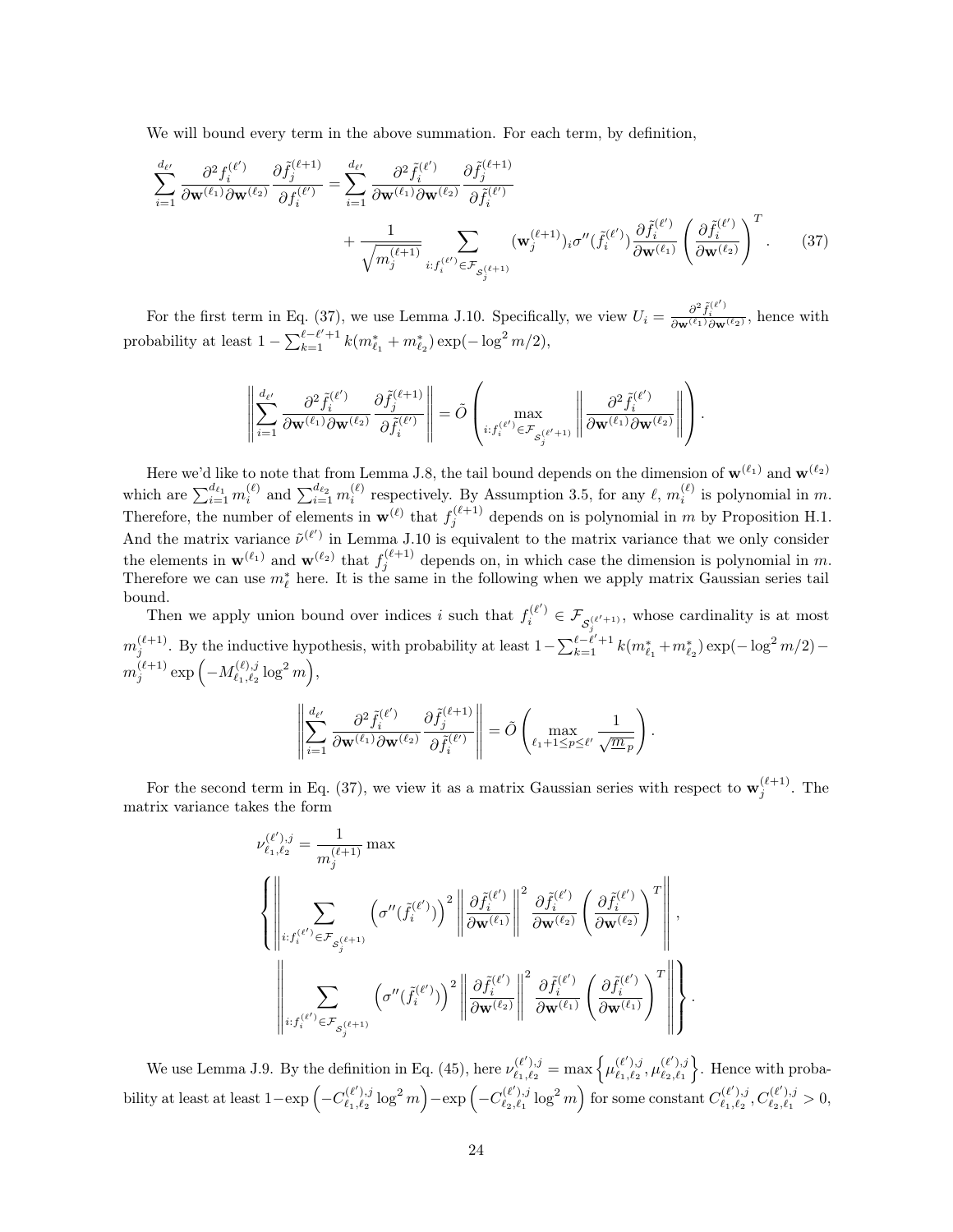We will bound every term in the above summation. For each term, by definition,

$$\sum_{i=1}^{d_{\ell'}} \frac{\partial^2 f_i^{(\ell')}}{\partial \mathbf{w}^{(\ell_1)} \partial \mathbf{w}^{(\ell_2)}} \frac{\partial \tilde{f}_j^{(\ell+1)}}{\partial f_i^{(\ell')}} = \sum_{i=1}^{d_{\ell'}} \frac{\partial^2 \tilde{f}_i^{(\ell')}}{\partial \mathbf{w}^{(\ell_1)} \partial \mathbf{w}^{(\ell_2)}} \frac{\partial \tilde{f}_j^{(\ell+1)}}{\partial \tilde{f}_i^{(\ell')}} + \frac{1}{\sqrt{m_j^{(\ell+1)}}} \sum_{i: f_i^{(\ell')} \in \mathcal{F}_{\mathcal{S}_j^{(\ell+1)}}} (\mathbf{w}_j^{(\ell+1)})_i \sigma''(\tilde{f}_i^{(\ell')}) \frac{\partial \tilde{f}_i^{(\ell')}}{\partial \mathbf{w}^{(\ell_1)}} \left( \frac{\partial \tilde{f}_i^{(\ell')}}{\partial \mathbf{w}^{(\ell_2)}} \right)^T. \tag{37}$$

For the first term in Eq. (37), we use Lemma J.10. Specifically, we view $U_i = \frac{\partial^2 \tilde{f}_i^{(\ell')}}{\partial \mathbf{w}^{(\ell_1)} \partial \mathbf{w}^{(\ell_2)}}$, hence with probability at least $1 - \sum_{k=1}^{\ell-\ell'+1} k(m_{\ell_1}^* + m_{\ell_2}^*) \exp(-\log^2 m/2)$,

$$\left\| \sum_{i=1}^{d_{\ell'}} \frac{\partial^2 \tilde{f}_i^{(\ell')}}{\partial \mathbf{w}^{(\ell_1)} \partial \mathbf{w}^{(\ell_2)}} \frac{\partial \tilde{f}_j^{(\ell+1)}}{\partial \tilde{f}_i^{(\ell')}} \right\| = \tilde{O}\left( \max_{i: f_i^{(\ell')} \in \mathcal{F}_{\mathcal{S}_j^{(\ell'+1)}}} \left\| \frac{\partial^2 \tilde{f}_i^{(\ell')}}{\partial \mathbf{w}^{(\ell_1)} \partial \mathbf{w}^{(\ell_2)}} \right\| \right).$$

Here we'd like to note that from Lemma J.8, the tail bound depends on the dimension of $\mathbf{w}^{(\ell_1)}$ and $\mathbf{w}^{(\ell_2)}$ which are $\sum_{i=1}^{d_{\ell_1}} m_i^{(\ell)}$ and $\sum_{i=1}^{d_{\ell_2}} m_i^{(\ell)}$ respectively. By Assumption 3.5, for any $\ell$, $m_i^{(\ell)}$ is polynomial in $m$. Therefore, the number of elements in $\mathbf{w}^{(\ell)}$ that $f_j^{(\ell+1)}$ depends on is polynomial in $m$ by Proposition H.1. And the matrix variance $\tilde{\nu}^{(\ell')}$ in Lemma J.10 is equivalent to the matrix variance that we only consider the elements in $\mathbf{w}^{(\ell_1)}$ and $\mathbf{w}^{(\ell_2)}$ that $f_j^{(\ell+1)}$ depends on, in which case the dimension is polynomial in $m$. Therefore we can use $m_\ell^*$ here. It is the same in the following when we apply matrix Gaussian series tail bound.

Then we apply union bound over indices $i$ such that $f_i^{(\ell')} \in \mathcal{F}_{\mathcal{S}_j^{(\ell'+1)}}$, whose cardinality is at most $m_j^{(\ell+1)}$. By the inductive hypothesis, with probability at least $1 - \sum_{k=1}^{\ell-\ell'+1} k(m_{\ell_1}^* + m_{\ell_2}^*) \exp(-\log^2 m/2) - m_j^{(\ell+1)} \exp\left(-M_{\ell_1,\ell_2}^{(\ell),j} \log^2 m\right)$,

$$\left\| \sum_{i=1}^{d_{\ell'}} \frac{\partial^2 \tilde{f}_i^{(\ell')}}{\partial \mathbf{w}^{(\ell_1)} \partial \mathbf{w}^{(\ell_2)}} \frac{\partial \tilde{f}_j^{(\ell+1)}}{\partial \tilde{f}_i^{(\ell')}} \right\| = \tilde{O}\left( \max_{\ell_1+1 \le p \le \ell'} \frac{1}{\sqrt{\underline{m}_p}} \right).$$

For the second term in Eq. (37), we view it as a matrix Gaussian series with respect to $\mathbf{w}_j^{(\ell+1)}$. The matrix variance takes the form

$$\nu_{\ell_1,\ell_2}^{(\ell'),j} = \frac{1}{m_j^{(\ell+1)}} \max \left\{ \left\| \sum_{i: f_i^{(\ell')} \in \mathcal{F}_{\mathcal{S}_j^{(\ell+1)}}} \left(\sigma''(\tilde{f}_i^{(\ell')})\right)^2 \left\| \frac{\partial \tilde{f}_i^{(\ell')}}{\partial \mathbf{w}^{(\ell_1)}} \right\|^2 \frac{\partial \tilde{f}_i^{(\ell')}}{\partial \mathbf{w}^{(\ell_2)}} \left( \frac{\partial \tilde{f}_i^{(\ell')}}{\partial \mathbf{w}^{(\ell_2)}} \right)^T \right\|, \left\| \sum_{i: f_i^{(\ell')} \in \mathcal{F}_{\mathcal{S}_j^{(\ell+1)}}} \left(\sigma''(\tilde{f}_i^{(\ell')})\right)^2 \left\| \frac{\partial \tilde{f}_i^{(\ell')}}{\partial \mathbf{w}^{(\ell_2)}} \right\|^2 \frac{\partial \tilde{f}_i^{(\ell')}}{\partial \mathbf{w}^{(\ell_1)}} \left( \frac{\partial \tilde{f}_i^{(\ell')}}{\partial \mathbf{w}^{(\ell_1)}} \right)^T \right\| \right\}.$$

We use Lemma J.9. By the definition in Eq. (45), here $\nu_{\ell_1,\ell_2}^{(\ell'),j} = \max\left\{ \mu_{\ell_1,\ell_2}^{(\ell'),j}, \mu_{\ell_2,\ell_1}^{(\ell'),j} \right\}$. Hence with probability at least at least $1 - \exp\left(-C_{\ell_1,\ell_2}^{(\ell'),j} \log^2 m\right) - \exp\left(-C_{\ell_2,\ell_1}^{(\ell'),j} \log^2 m\right)$ for some constant $C_{\ell_1,\ell_2}^{(\ell'),j}, C_{\ell_2,\ell_1}^{(\ell'),j} > 0$,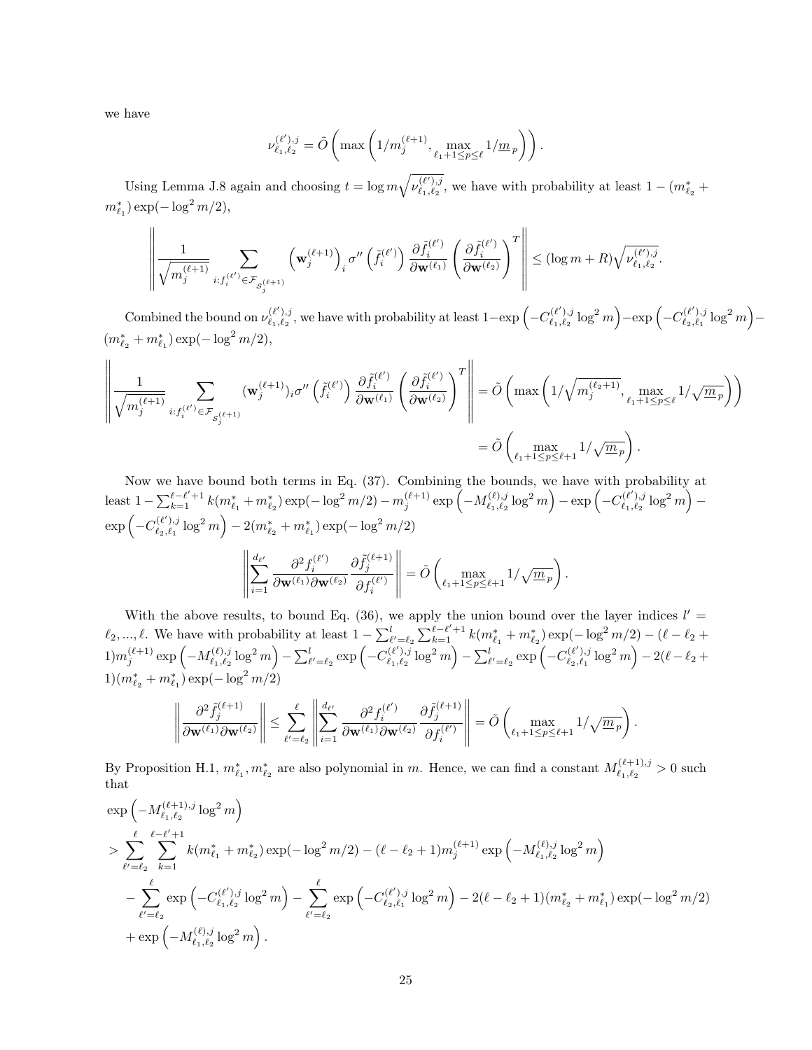we have

$$\nu_{\ell_1,\ell_2}^{(\ell'),j} = \tilde{O}\left(\max\left(1/m_j^{(\ell+1)}, \max_{\ell_1+1\le p\le \ell} 1/\underline{m}_p\right)\right).$$

Using Lemma J.8 again and choosing $t = \log m \sqrt{\nu_{\ell_1,\ell_2}^{(\ell'),j}}$, we have with probability at least $1 - (m_{\ell_2}^* + m_{\ell_1}^*)\exp(-\log^2 m/2)$,

$$\left\| \frac{1}{\sqrt{m_j^{(\ell+1)}}} \sum_{i: f_i^{(\ell')} \in \mathcal{F}_{\mathcal{S}_j^{(\ell+1)}}} \left(\mathbf{w}_j^{(\ell+1)}\right)_i \sigma''\left(\tilde{f}_i^{(\ell')}\right) \frac{\partial \tilde{f}_i^{(\ell')}}{\partial \mathbf{w}^{(\ell_1)}} \left(\frac{\partial \tilde{f}_i^{(\ell')}}{\partial \mathbf{w}^{(\ell_2)}}\right)^T \right\| \le (\log m + R)\sqrt{\nu_{\ell_1,\ell_2}^{(\ell'),j}}.$$

Combined the bound on $\nu_{\ell_1,\ell_2}^{(\ell'),j}$, we have with probability at least $1 - \exp\left(-C_{\ell_1,\ell_2}^{(\ell'),j}\log^2 m\right) - \exp\left(-C_{\ell_2,\ell_1}^{(\ell'),j}\log^2 m\right) - (m_{\ell_2}^* + m_{\ell_1}^*)\exp(-\log^2 m/2)$,

$$\left\| \frac{1}{\sqrt{m_j^{(\ell+1)}}} \sum_{i: f_i^{(\ell')} \in \mathcal{F}_{\mathcal{S}_j^{(\ell+1)}}} (\mathbf{w}_j^{(\ell+1)})_i \sigma''\left(\tilde{f}_i^{(\ell')}\right) \frac{\partial \tilde{f}_i^{(\ell')}}{\partial \mathbf{w}^{(\ell_1)}} \left(\frac{\partial \tilde{f}_i^{(\ell')}}{\partial \mathbf{w}^{(\ell_2)}}\right)^T \right\| = \tilde{O}\left(\max\left(1/\sqrt{m_j^{(\ell_2+1)}}, \max_{\ell_1+1\le p\le \ell} 1/\sqrt{\underline{m}_p}\right)\right)$$

$$= \tilde{O}\left(\max_{\ell_1+1\le p\le \ell+1} 1/\sqrt{\underline{m}_p}\right).$$

Now we have bound both terms in Eq. (37). Combining the bounds, we have with probability at least $1 - \sum_{k=1}^{\ell-\ell'+1} k(m_{\ell_1}^* + m_{\ell_2}^*)\exp(-\log^2 m/2) - m_j^{(\ell+1)}\exp\left(-M_{\ell_1,\ell_2}^{(\ell),j}\log^2 m\right) - \exp\left(-C_{\ell_1,\ell_2}^{(\ell'),j}\log^2 m\right) - \exp\left(-C_{\ell_2,\ell_1}^{(\ell'),j}\log^2 m\right) - 2(m_{\ell_2}^* + m_{\ell_1}^*)\exp(-\log^2 m/2)$

$$\left\| \sum_{i=1}^{d_{\ell'}} \frac{\partial^2 f_i^{(\ell')}}{\partial \mathbf{w}^{(\ell_1)} \partial \mathbf{w}^{(\ell_2)}} \frac{\partial \tilde{f}_j^{(\ell+1)}}{\partial f_i^{(\ell')}} \right\| = \tilde{O}\left(\max_{\ell_1+1\le p\le \ell+1} 1/\sqrt{\underline{m}_p}\right).$$

With the above results, to bound Eq. (36), we apply the union bound over the layer indices $l' = \ell_2, ..., \ell$. We have with probability at least $1 - \sum_{\ell'=\ell_2}^{l}\sum_{k=1}^{\ell-\ell'+1} k(m_{\ell_1}^* + m_{\ell_2}^*)\exp(-\log^2 m/2) - (\ell - \ell_2 + 1)m_j^{(\ell+1)}\exp\left(-M_{\ell_1,\ell_2}^{(\ell),j}\log^2 m\right) - \sum_{\ell'=\ell_2}^{l}\exp\left(-C_{\ell_1,\ell_2}^{(\ell'),j}\log^2 m\right) - \sum_{\ell'=\ell_2}^{l}\exp\left(-C_{\ell_2,\ell_1}^{(\ell'),j}\log^2 m\right) - 2(\ell - \ell_2 + 1)(m_{\ell_2}^* + m_{\ell_1}^*)\exp(-\log^2 m/2)$

$$\left\| \frac{\partial^2 \tilde{f}_j^{(\ell+1)}}{\partial \mathbf{w}^{(\ell_1)} \partial \mathbf{w}^{(\ell_2)}} \right\| \le \sum_{\ell'=\ell_2}^{\ell} \left\| \sum_{i=1}^{d_{\ell'}} \frac{\partial^2 f_i^{(\ell')}}{\partial \mathbf{w}^{(\ell_1)} \partial \mathbf{w}^{(\ell_2)}} \frac{\partial \tilde{f}_j^{(\ell+1)}}{\partial f_i^{(\ell')}} \right\| = \tilde{O}\left(\max_{\ell_1+1\le p\le \ell+1} 1/\sqrt{\underline{m}_p}\right).$$

By Proposition H.1, $m_{\ell_1}^*, m_{\ell_2}^*$ are also polynomial in $m$. Hence, we can find a constant $M_{\ell_1,\ell_2}^{(\ell+1),j} > 0$ such that

$$\begin{aligned}
&\exp\left(-M_{\ell_1,\ell_2}^{(\ell+1),j}\log^2 m\right) \\
&> \sum_{\ell'=\ell_2}^{\ell}\sum_{k=1}^{\ell-\ell'+1} k(m_{\ell_1}^* + m_{\ell_2}^*)\exp(-\log^2 m/2) - (\ell - \ell_2 + 1)m_j^{(\ell+1)}\exp\left(-M_{\ell_1,\ell_2}^{(\ell),j}\log^2 m\right) \\
&\quad - \sum_{\ell'=\ell_2}^{\ell}\exp\left(-C_{\ell_1,\ell_2}^{(\ell'),j}\log^2 m\right) - \sum_{\ell'=\ell_2}^{\ell}\exp\left(-C_{\ell_2,\ell_1}^{(\ell'),j}\log^2 m\right) - 2(\ell - \ell_2 + 1)(m_{\ell_2}^* + m_{\ell_1}^*)\exp(-\log^2 m/2) \\
&\quad + \exp\left(-M_{\ell_1,\ell_2}^{(\ell),j}\log^2 m\right).
\end{aligned}$$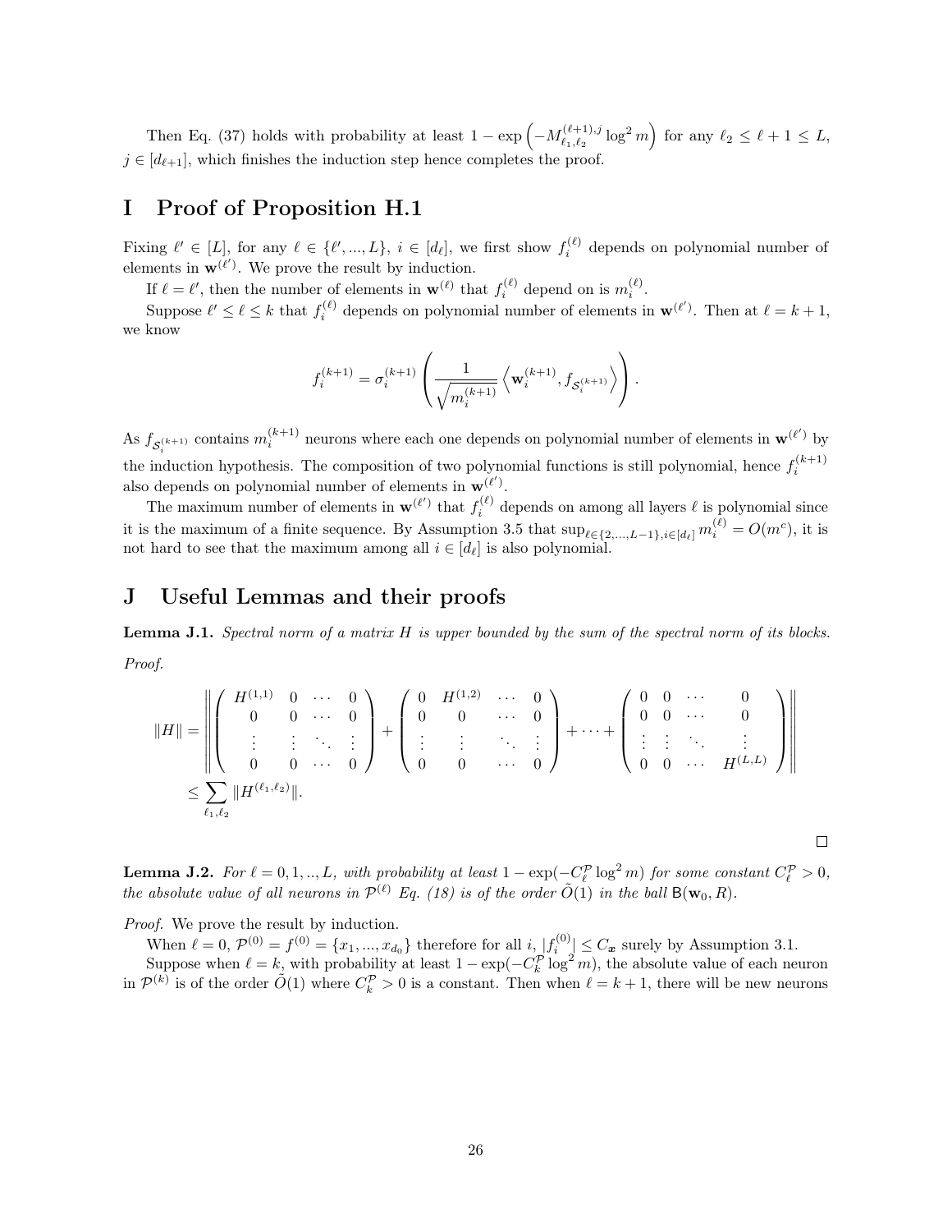Then Eq. (37) holds with probability at least $1 - \exp\left(-M_{\ell_1,\ell_2}^{(\ell+1),j} \log^2 m\right)$ for any $\ell_2 \leq \ell + 1 \leq L$, $j \in [d_{\ell+1}]$, which finishes the induction step hence completes the proof.

# I Proof of Proposition H.1

Fixing $\ell' \in [L]$, for any $\ell \in \{\ell', ..., L\}$, $i \in [d_\ell]$, we first show $f_i^{(\ell)}$ depends on polynomial number of elements in $\mathbf{w}^{(\ell')}$. We prove the result by induction.

If $\ell = \ell'$, then the number of elements in $\mathbf{w}^{(\ell)}$ that $f_i^{(\ell)}$ depend on is $m_i^{(\ell)}$.

Suppose $\ell' \leq \ell \leq k$ that $f_i^{(\ell)}$ depends on polynomial number of elements in $\mathbf{w}^{(\ell')}$. Then at $\ell = k+1$, we know

$$f_i^{(k+1)} = \sigma_i^{(k+1)} \left( \frac{1}{\sqrt{m_i^{(k+1)}}} \left\langle \mathbf{w}_i^{(k+1)}, f_{\mathcal{S}_i^{(k+1)}} \right\rangle \right).$$

As $f_{\mathcal{S}_i^{(k+1)}}$ contains $m_i^{(k+1)}$ neurons where each one depends on polynomial number of elements in $\mathbf{w}^{(\ell')}$ by the induction hypothesis. The composition of two polynomial functions is still polynomial, hence $f_i^{(k+1)}$ also depends on polynomial number of elements in $\mathbf{w}^{(\ell')}$.

The maximum number of elements in $\mathbf{w}^{(\ell')}$ that $f_i^{(\ell)}$ depends on among all layers $\ell$ is polynomial since it is the maximum of a finite sequence. By Assumption 3.5 that $\sup_{\ell \in \{2,...,L-1\}, i \in [d_\ell]} m_i^{(\ell)} = O(m^c)$, it is not hard to see that the maximum among all $i \in [d_\ell]$ is also polynomial.

# J Useful Lemmas and their proofs

**Lemma J.1.** *Spectral norm of a matrix $H$ is upper bounded by the sum of the spectral norm of its blocks.*

*Proof.*

$$\begin{aligned}
\|H\| &= \left\| \begin{pmatrix} H^{(1,1)} & 0 & \cdots & 0 \\ 0 & 0 & \cdots & 0 \\ \vdots & \vdots & \ddots & \vdots \\ 0 & 0 & \cdots & 0 \end{pmatrix} + \begin{pmatrix} 0 & H^{(1,2)} & \cdots & 0 \\ 0 & 0 & \cdots & 0 \\ \vdots & \vdots & \ddots & \vdots \\ 0 & 0 & \cdots & 0 \end{pmatrix} + \cdots + \begin{pmatrix} 0 & 0 & \cdots & 0 \\ 0 & 0 & \cdots & 0 \\ \vdots & \vdots & \ddots & \vdots \\ 0 & 0 & \cdots & H^{(L,L)} \end{pmatrix} \right\| \\
&\leq \sum_{\ell_1,\ell_2} \|H^{(\ell_1,\ell_2)}\|.
\end{aligned}$$

$\square$

**Lemma J.2.** *For $\ell = 0, 1, .., L$, with probability at least $1 - \exp(-C_\ell^{\mathcal{P}} \log^2 m)$ for some constant $C_\ell^{\mathcal{P}} > 0$, the absolute value of all neurons in $\mathcal{P}^{(\ell)}$ Eq. (18) is of the order $\tilde{O}(1)$ in the ball $\mathsf{B}(\mathbf{w}_0, R)$.*

*Proof.* We prove the result by induction.

When $\ell = 0$, $\mathcal{P}^{(0)} = f^{(0)} = \{x_1, ..., x_{d_0}\}$ therefore for all $i$, $|f_i^{(0)}| \leq C_{\boldsymbol{x}}$ surely by Assumption 3.1.

Suppose when $\ell = k$, with probability at least $1 - \exp(-C_k^{\mathcal{P}} \log^2 m)$, the absolute value of each neuron in $\mathcal{P}^{(k)}$ is of the order $\tilde{O}(1)$ where $C_k^{\mathcal{P}} > 0$ is a constant. Then when $\ell = k+1$, there will be new neurons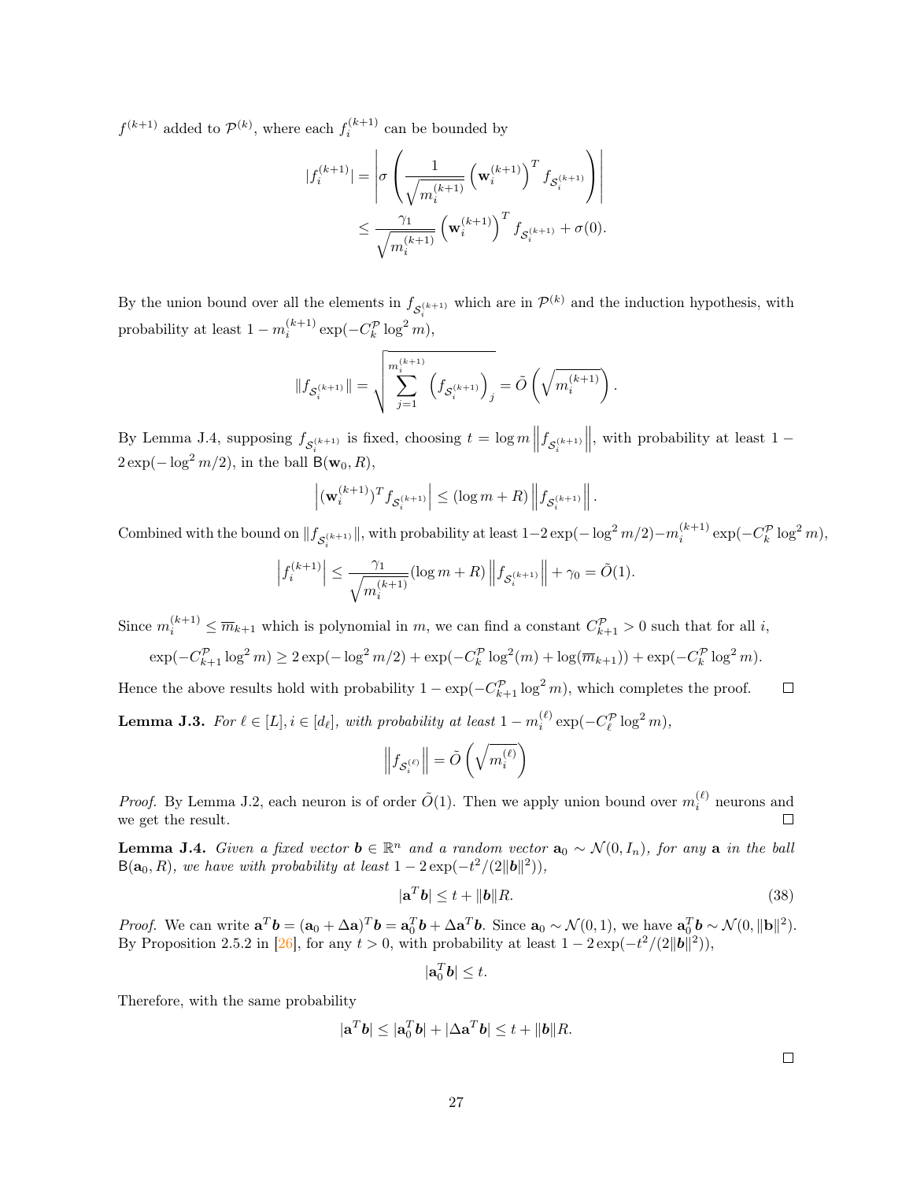$f^{(k+1)}$ added to $\mathcal{P}^{(k)}$, where each $f_i^{(k+1)}$ can be bounded by

$$
\begin{aligned}
|f_i^{(k+1)}| &= \left| \sigma \left( \frac{1}{\sqrt{m_i^{(k+1)}}} \left( \mathbf{w}_i^{(k+1)} \right)^T f_{\mathcal{S}_i^{(k+1)}} \right) \right| \\
&\le \frac{\gamma_1}{\sqrt{m_i^{(k+1)}}} \left( \mathbf{w}_i^{(k+1)} \right)^T f_{\mathcal{S}_i^{(k+1)}} + \sigma(0).
\end{aligned}
$$

By the union bound over all the elements in $f_{\mathcal{S}_i^{(k+1)}}$ which are in $\mathcal{P}^{(k)}$ and the induction hypothesis, with probability at least $1 - m_i^{(k+1)} \exp(-C_k^{\mathcal{P}} \log^2 m)$,

$$
\|f_{\mathcal{S}_i^{(k+1)}}\| = \sqrt{\sum_{j=1}^{m_i^{(k+1)}} \left( f_{\mathcal{S}_i^{(k+1)}} \right)_j} = \tilde{O}\left( \sqrt{m_i^{(k+1)}} \right).
$$

By Lemma J.4, supposing $f_{\mathcal{S}_i^{(k+1)}}$ is fixed, choosing $t = \log m \left\| f_{\mathcal{S}_i^{(k+1)}} \right\|$, with probability at least $1 - 2\exp(-\log^2 m/2)$, in the ball $\mathsf{B}(\mathbf{w}_0, R)$,

$$
\left| (\mathbf{w}_i^{(k+1)})^T f_{\mathcal{S}_i^{(k+1)}} \right| \le (\log m + R) \left\| f_{\mathcal{S}_i^{(k+1)}} \right\|.
$$

Combined with the bound on $\|f_{\mathcal{S}_i^{(k+1)}}\|$, with probability at least $1 - 2\exp(-\log^2 m/2) - m_i^{(k+1)} \exp(-C_k^{\mathcal{P}} \log^2 m)$,

$$
\left| f_i^{(k+1)} \right| \le \frac{\gamma_1}{\sqrt{m_i^{(k+1)}}} (\log m + R) \left\| f_{\mathcal{S}_i^{(k+1)}} \right\| + \gamma_0 = \tilde{O}(1).
$$

Since $m_i^{(k+1)} \le \overline{m}_{k+1}$ which is polynomial in $m$, we can find a constant $C_{k+1}^{\mathcal{P}} > 0$ such that for all $i$,

$$
\exp(-C_{k+1}^{\mathcal{P}} \log^2 m) \ge 2\exp(-\log^2 m/2) + \exp(-C_k^{\mathcal{P}} \log^2(m) + \log(\overline{m}_{k+1})) + \exp(-C_k^{\mathcal{P}} \log^2 m).
$$

Hence the above results hold with probability $1 - \exp(-C_{k+1}^{\mathcal{P}} \log^2 m)$, which completes the proof. □

**Lemma J.3.** *For $\ell \in [L], i \in [d_\ell]$, with probability at least $1 - m_i^{(\ell)} \exp(-C_\ell^{\mathcal{P}} \log^2 m)$,*

$$
\left\| f_{\mathcal{S}_i^{(\ell)}} \right\| = \tilde{O}\left( \sqrt{m_i^{(\ell)}} \right)
$$

*Proof.* By Lemma J.2, each neuron is of order $\tilde{O}(1)$. Then we apply union bound over $m_i^{(\ell)}$ neurons and we get the result. □

**Lemma J.4.** *Given a fixed vector $\boldsymbol{b} \in \mathbb{R}^n$ and a random vector $\mathbf{a}_0 \sim \mathcal{N}(0, I_n)$, for any $\mathbf{a}$ in the ball $\mathsf{B}(\mathbf{a}_0, R)$, we have with probability at least $1 - 2\exp(-t^2/(2\|\boldsymbol{b}\|^2))$,*

$$
|\mathbf{a}^T \boldsymbol{b}| \le t + \|\boldsymbol{b}\| R. \tag{38}
$$

*Proof.* We can write $\mathbf{a}^T \boldsymbol{b} = (\mathbf{a}_0 + \Delta\mathbf{a})^T \boldsymbol{b} = \mathbf{a}_0^T \boldsymbol{b} + \Delta\mathbf{a}^T \boldsymbol{b}$. Since $\mathbf{a}_0 \sim \mathcal{N}(0, 1)$, we have $\mathbf{a}_0^T \boldsymbol{b} \sim \mathcal{N}(0, \|\mathbf{b}\|^2)$. By Proposition 2.5.2 in [26], for any $t > 0$, with probability at least $1 - 2\exp(-t^2/(2\|\boldsymbol{b}\|^2))$,

$$
|\mathbf{a}_0^T \boldsymbol{b}| \le t.
$$

Therefore, with the same probability

$$
|\mathbf{a}^T \boldsymbol{b}| \le |\mathbf{a}_0^T \boldsymbol{b}| + |\Delta\mathbf{a}^T \boldsymbol{b}| \le t + \|\boldsymbol{b}\| R.
$$

□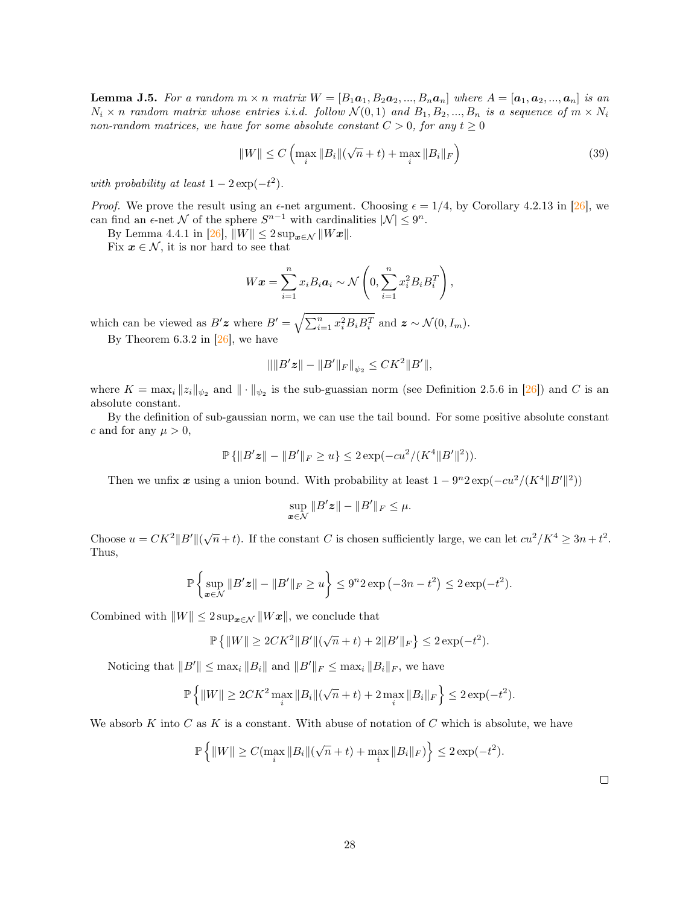**Lemma J.5.** *For a random $m \times n$ matrix $W = [B_1\boldsymbol{a}_1, B_2\boldsymbol{a}_2, ..., B_n\boldsymbol{a}_n]$ where $A = [\boldsymbol{a}_1, \boldsymbol{a}_2, ..., \boldsymbol{a}_n]$ is an $N_i \times n$ random matrix whose entries i.i.d. follow $\mathcal{N}(0,1)$ and $B_1, B_2, ..., B_n$ is a sequence of $m \times N_i$ non-random matrices, we have for some absolute constant $C > 0$, for any $t \geq 0$*

$$\|W\| \leq C\left(\max_i \|B_i\|(\sqrt{n} + t) + \max_i \|B_i\|_F\right) \tag{39}$$

*with probability at least $1 - 2\exp(-t^2)$.*

*Proof.* We prove the result using an $\epsilon$-net argument. Choosing $\epsilon = 1/4$, by Corollary 4.2.13 in [26], we can find an $\epsilon$-net $\mathcal{N}$ of the sphere $S^{n-1}$ with cardinalities $|\mathcal{N}| \leq 9^n$.

By Lemma 4.4.1 in [26], $\|W\| \leq 2\sup_{\boldsymbol{x}\in\mathcal{N}} \|W\boldsymbol{x}\|$.

Fix $\boldsymbol{x} \in \mathcal{N}$, it is nor hard to see that

$$W\boldsymbol{x} = \sum_{i=1}^{n} x_i B_i \boldsymbol{a}_i \sim \mathcal{N}\left(0, \sum_{i=1}^{n} x_i^2 B_i B_i^T\right),$$

which can be viewed as $B'\boldsymbol{z}$ where $B' = \sqrt{\sum_{i=1}^{n} x_i^2 B_i B_i^T}$ and $\boldsymbol{z} \sim \mathcal{N}(0, I_m)$.

By Theorem 6.3.2 in [26], we have

$$\|\|B'\boldsymbol{z}\| - \|B'\|_F\|_{\psi_2} \leq CK^2\|B'\|,$$

where $K = \max_i \|z_i\|_{\psi_2}$ and $\|\cdot\|_{\psi_2}$ is the sub-guassian norm (see Definition 2.5.6 in [26]) and $C$ is an absolute constant.

By the definition of sub-gaussian norm, we can use the tail bound. For some positive absolute constant $c$ and for any $\mu > 0$,

$$\mathbb{P}\left\{\|B'\boldsymbol{z}\| - \|B'\|_F \geq u\right\} \leq 2\exp(-cu^2/(K^4\|B'\|^2)).$$

Then we unfix $\boldsymbol{x}$ using a union bound. With probability at least $1 - 9^n 2\exp(-cu^2/(K^4\|B'\|^2))$

$$\sup_{\boldsymbol{x}\in\mathcal{N}} \|B'\boldsymbol{z}\| - \|B'\|_F \leq \mu.$$

Choose $u = CK^2\|B'\|(\sqrt{n} + t)$. If the constant $C$ is chosen sufficiently large, we can let $cu^2/K^4 \geq 3n + t^2$. Thus,

$$\mathbb{P}\left\{\sup_{\boldsymbol{x}\in\mathcal{N}} \|B'\boldsymbol{z}\| - \|B'\|_F \geq u\right\} \leq 9^n 2\exp\left(-3n - t^2\right) \leq 2\exp(-t^2).$$

Combined with $\|W\| \leq 2\sup_{\boldsymbol{x}\in\mathcal{N}} \|W\boldsymbol{x}\|$, we conclude that

$$\mathbb{P}\left\{\|W\| \geq 2CK^2\|B'\|(\sqrt{n} + t) + 2\|B'\|_F\right\} \leq 2\exp(-t^2).$$

Noticing that $\|B'\| \leq \max_i \|B_i\|$ and $\|B'\|_F \leq \max_i \|B_i\|_F$, we have

$$\mathbb{P}\left\{\|W\| \geq 2CK^2 \max_i \|B_i\|(\sqrt{n} + t) + 2\max_i \|B_i\|_F\right\} \leq 2\exp(-t^2).$$

We absorb $K$ into $C$ as $K$ is a constant. With abuse of notation of $C$ which is absolute, we have

$$\mathbb{P}\left\{\|W\| \geq C(\max_i \|B_i\|(\sqrt{n} + t) + \max_i \|B_i\|_F)\right\} \leq 2\exp(-t^2).$$

□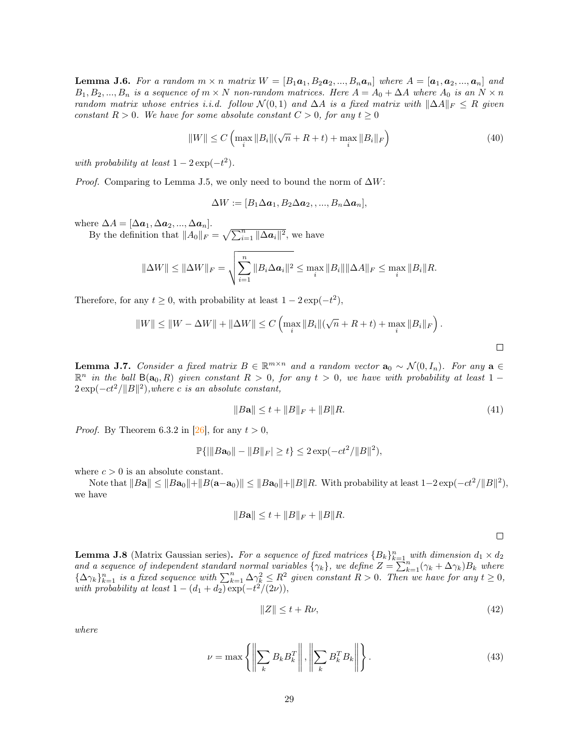**Lemma J.6.** *For a random $m \times n$ matrix $W = [B_1\boldsymbol{a}_1, B_2\boldsymbol{a}_2, ..., B_n\boldsymbol{a}_n]$ where $A = [\boldsymbol{a}_1, \boldsymbol{a}_2, ..., \boldsymbol{a}_n]$ and $B_1, B_2, ..., B_n$ is a sequence of $m \times N$ non-random matrices. Here $A = A_0 + \Delta A$ where $A_0$ is an $N \times n$ random matrix whose entries i.i.d. follow $\mathcal{N}(0,1)$ and $\Delta A$ is a fixed matrix with $\|\Delta A\|_F \leq R$ given constant $R > 0$. We have for some absolute constant $C > 0$, for any $t \geq 0$*

$$\|W\| \leq C\left(\max_i \|B_i\|(\sqrt{n} + R + t) + \max_i \|B_i\|_F\right) \tag{40}$$

*with probability at least $1 - 2\exp(-t^2)$.*

*Proof.* Comparing to Lemma J.5, we only need to bound the norm of $\Delta W$:

$$\Delta W := [B_1\Delta\boldsymbol{a}_1, B_2\Delta\boldsymbol{a}_2, , ..., B_n\Delta\boldsymbol{a}_n],$$

where $\Delta A = [\Delta\boldsymbol{a}_1, \Delta\boldsymbol{a}_2, ..., \Delta\boldsymbol{a}_n]$.

By the definition that $\|A_0\|_F = \sqrt{\sum_{i=1}^n \|\Delta\boldsymbol{a}_i\|^2}$, we have

$$\|\Delta W\| \leq \|\Delta W\|_F = \sqrt{\sum_{i=1}^n \|B_i\Delta\boldsymbol{a}_i\|^2} \leq \max_i \|B_i\|\|\Delta A\|_F \leq \max_i \|B_i\|R.$$

Therefore, for any $t \geq 0$, with probability at least $1 - 2\exp(-t^2)$,

$$\|W\| \leq \|W - \Delta W\| + \|\Delta W\| \leq C\left(\max_i \|B_i\|(\sqrt{n} + R + t) + \max_i \|B_i\|_F\right).$$

□

**Lemma J.7.** *Consider a fixed matrix $B \in \mathbb{R}^{m\times n}$ and a random vector $\mathbf{a}_0 \sim \mathcal{N}(0, I_n)$. For any $\mathbf{a} \in \mathbb{R}^n$ in the ball $\mathsf{B}(\mathbf{a}_0, R)$ given constant $R > 0$, for any $t > 0$, we have with probability at least $1 - 2\exp(-ct^2/\|B\|^2)$,where $c$ is an absolute constant,*

$$\|B\mathbf{a}\| \leq t + \|B\|_F + \|B\|R. \tag{41}$$

*Proof.* By Theorem 6.3.2 in [26], for any $t > 0$,

$$\mathbb{P}\{|\|B\mathbf{a}_0\| - \|B\|_F| \geq t\} \leq 2\exp(-ct^2/\|B\|^2),$$

where $c > 0$ is an absolute constant.

Note that $\|B\mathbf{a}\| \leq \|B\mathbf{a}_0\| + \|B(\mathbf{a}-\mathbf{a}_0)\| \leq \|B\mathbf{a}_0\| + \|B\|R$. With probability at least $1-2\exp(-ct^2/\|B\|^2)$, we have

$$\|B\mathbf{a}\| \leq t + \|B\|_F + \|B\|R.$$

□

**Lemma J.8** (Matrix Gaussian series)**.** *For a sequence of fixed matrices $\{B_k\}_{k=1}^n$ with dimension $d_1 \times d_2$ and a sequence of independent standard normal variables $\{\gamma_k\}$, we define $Z = \sum_{k=1}^n (\gamma_k + \Delta\gamma_k)B_k$ where $\{\Delta\gamma_k\}_{k=1}^n$ is a fixed sequence with $\sum_{k=1}^n \Delta\gamma_k^2 \leq R^2$ given constant $R > 0$. Then we have for any $t \geq 0$, with probability at least $1 - (d_1 + d_2)\exp(-t^2/(2\nu))$,*

$$\|Z\| \leq t + R\nu, \tag{42}$$

*where*

$$\nu = \max\left\{\left\|\sum_k B_k B_k^T\right\|, \left\|\sum_k B_k^T B_k\right\|\right\}. \tag{43}$$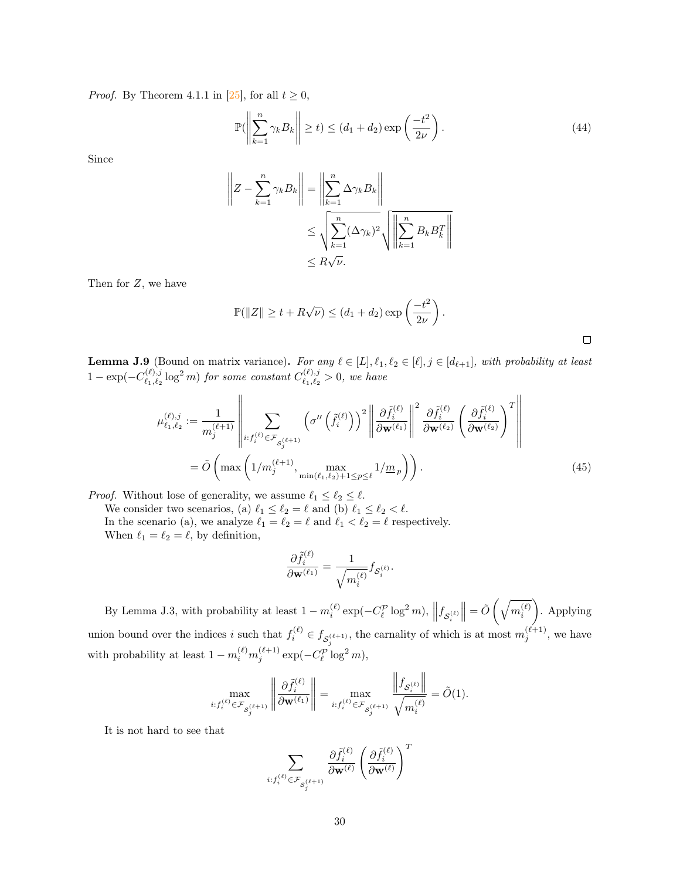*Proof.* By Theorem 4.1.1 in [25], for all $t \geq 0$,

$$\mathbb{P}(\left\| \sum_{k=1}^{n} \gamma_k B_k \right\| \geq t) \leq (d_1 + d_2) \exp\left(\frac{-t^2}{2\nu}\right). \tag{44}$$

Since

$$\begin{aligned}
\left\| Z - \sum_{k=1}^{n} \gamma_k B_k \right\| &= \left\| \sum_{k=1}^{n} \Delta\gamma_k B_k \right\| \\
&\leq \sqrt{\sum_{k=1}^{n} (\Delta\gamma_k)^2} \sqrt{\left\| \sum_{k=1}^{n} B_k B_k^T \right\|} \\
&\leq R\sqrt{\nu}.
\end{aligned}$$

Then for $Z$, we have

$$\mathbb{P}(\|Z\| \geq t + R\sqrt{\nu}) \leq (d_1 + d_2) \exp\left(\frac{-t^2}{2\nu}\right).$$

□

**Lemma J.9** (Bound on matrix variance)**.** *For any $\ell \in [L], \ell_1, \ell_2 \in [\ell], j \in [d_{\ell+1}]$, with probability at least $1 - \exp(-C_{\ell_1,\ell_2}^{(\ell),j} \log^2 m)$ for some constant $C_{\ell_1,\ell_2}^{(\ell),j} > 0$, we have*

$$\begin{aligned}
\mu_{\ell_1,\ell_2}^{(\ell),j} &:= \frac{1}{m_j^{(\ell+1)}} \left\| \sum_{i: f_i^{(\ell)} \in \mathcal{F}_{\mathcal{S}_j^{(\ell+1)}}} \left(\sigma''\left(\tilde{f}_i^{(\ell)}\right)\right)^2 \left\| \frac{\partial \tilde{f}_i^{(\ell)}}{\partial \mathbf{w}^{(\ell_1)}} \right\|^2 \frac{\partial \tilde{f}_i^{(\ell)}}{\partial \mathbf{w}^{(\ell_2)}} \left(\frac{\partial \tilde{f}_i^{(\ell)}}{\partial \mathbf{w}^{(\ell_2)}}\right)^T \right\| \\
&= \tilde{O}\left(\max\left(1/m_j^{(\ell+1)}, \max_{\min(\ell_1,\ell_2)+1 \leq p \leq \ell} 1/\underline{m}_p\right)\right).
\end{aligned} \tag{45}$$

*Proof.* Without lose of generality, we assume $\ell_1 \leq \ell_2 \leq \ell$.

We consider two scenarios, (a) $\ell_1 \leq \ell_2 = \ell$ and (b) $\ell_1 \leq \ell_2 < \ell$.

In the scenario (a), we analyze $\ell_1 = \ell_2 = \ell$ and $\ell_1 < \ell_2 = \ell$ respectively.

When $\ell_1 = \ell_2 = \ell$, by definition,

$$\frac{\partial \tilde{f}_i^{(\ell)}}{\partial \mathbf{w}^{(\ell_1)}} = \frac{1}{\sqrt{m_i^{(\ell)}}} f_{\mathcal{S}_i^{(\ell)}}.$$

By Lemma J.3, with probability at least $1 - m_i^{(\ell)} \exp(-C_\ell^{\mathcal{P}} \log^2 m)$, $\left\| f_{\mathcal{S}_i^{(\ell)}} \right\| = \tilde{O}\left(\sqrt{m_i^{(\ell)}}\right)$. Applying union bound over the indices $i$ such that $f_i^{(\ell)} \in f_{\mathcal{S}_j^{(\ell+1)}}$, the carnality of which is at most $m_j^{(\ell+1)}$, we have with probability at least $1 - m_i^{(\ell)} m_j^{(\ell+1)} \exp(-C_\ell^{\mathcal{P}} \log^2 m)$,

$$\max_{i: f_i^{(\ell)} \in \mathcal{F}_{\mathcal{S}_j^{(\ell+1)}}} \left\| \frac{\partial \tilde{f}_i^{(\ell)}}{\partial \mathbf{w}^{(\ell_1)}} \right\| = \max_{i: f_i^{(\ell)} \in \mathcal{F}_{\mathcal{S}_j^{(\ell+1)}}} \frac{\left\| f_{\mathcal{S}_i^{(\ell)}} \right\|}{\sqrt{m_i^{(\ell)}}} = \tilde{O}(1).$$

It is not hard to see that

$$\sum_{i: f_i^{(\ell)} \in \mathcal{F}_{\mathcal{S}_j^{(\ell+1)}}} \frac{\partial \tilde{f}_i^{(\ell)}}{\partial \mathbf{w}^{(\ell)}} \left(\frac{\partial \tilde{f}_i^{(\ell)}}{\partial \mathbf{w}^{(\ell)}}\right)^T$$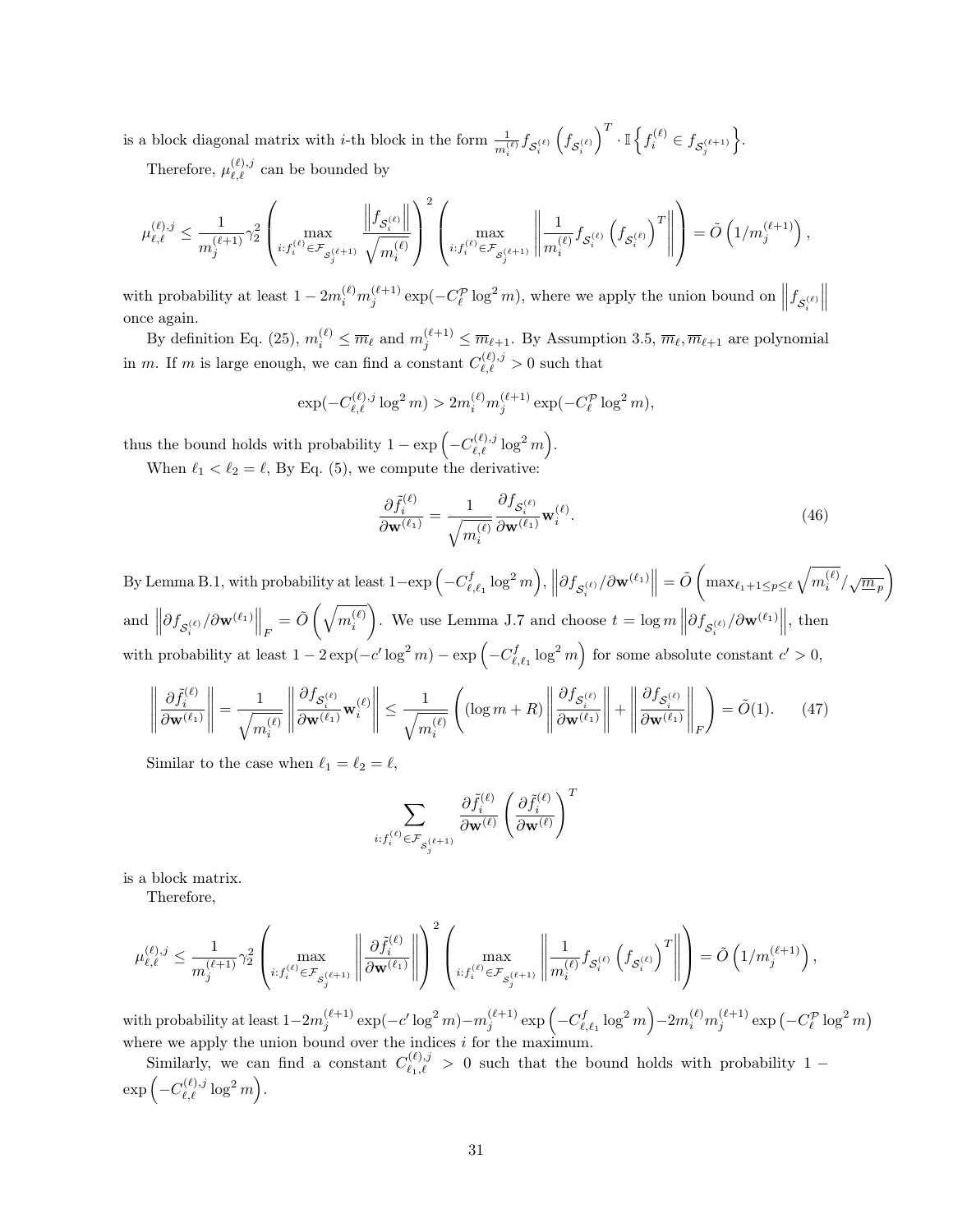is a block diagonal matrix with $i$-th block in the form $\frac{1}{m_i^{(\ell)}} f_{\mathcal{S}_i^{(\ell)}} \left(f_{\mathcal{S}_i^{(\ell)}}\right)^T \cdot \mathbb{I}\left\{f_i^{(\ell)} \in f_{\mathcal{S}_j^{(\ell+1)}}\right\}$.

Therefore, $\mu_{\ell,\ell}^{(\ell),j}$ can be bounded by

$$\mu_{\ell,\ell}^{(\ell),j} \leq \frac{1}{m_j^{(\ell+1)}} \gamma_2^2 \left( \max_{i: f_i^{(\ell)} \in \mathcal{F}_{\mathcal{S}_j^{(\ell+1)}}} \frac{\left\| f_{\mathcal{S}_i^{(\ell)}} \right\|}{\sqrt{m_i^{(\ell)}}} \right)^2 \left( \max_{i: f_i^{(\ell)} \in \mathcal{F}_{\mathcal{S}_j^{(\ell+1)}}} \left\| \frac{1}{m_i^{(\ell)}} f_{\mathcal{S}_i^{(\ell)}} \left(f_{\mathcal{S}_i^{(\ell)}}\right)^T \right\| \right) = \tilde{O}\left(1/m_j^{(\ell+1)}\right),$$

with probability at least $1 - 2m_i^{(\ell)} m_j^{(\ell+1)} \exp(-C_\ell^{\mathcal{P}} \log^2 m)$, where we apply the union bound on $\left\| f_{\mathcal{S}_i^{(\ell)}} \right\|$ once again.

By definition Eq. (25), $m_i^{(\ell)} \leq \overline{m}_\ell$ and $m_j^{(\ell+1)} \leq \overline{m}_{\ell+1}$. By Assumption 3.5, $\overline{m}_\ell, \overline{m}_{\ell+1}$ are polynomial in $m$. If $m$ is large enough, we can find a constant $C_{\ell,\ell}^{(\ell),j} > 0$ such that

$$\exp(-C_{\ell,\ell}^{(\ell),j} \log^2 m) > 2m_i^{(\ell)} m_j^{(\ell+1)} \exp(-C_\ell^{\mathcal{P}} \log^2 m),$$

thus the bound holds with probability $1 - \exp\left(-C_{\ell,\ell}^{(\ell),j} \log^2 m\right)$.

When $\ell_1 < \ell_2 = \ell$, By Eq. (5), we compute the derivative:

$$\frac{\partial \tilde{f}_i^{(\ell)}}{\partial \mathbf{w}^{(\ell_1)}} = \frac{1}{\sqrt{m_i^{(\ell)}}} \frac{\partial f_{\mathcal{S}_i^{(\ell)}}}{\partial \mathbf{w}^{(\ell_1)}} \mathbf{w}_i^{(\ell)}. \tag{46}$$

By Lemma B.1, with probability at least $1 - \exp\left(-C_{\ell,\ell_1}^f \log^2 m\right)$, $\left\| \partial f_{\mathcal{S}_i^{(\ell)}} / \partial \mathbf{w}^{(\ell_1)} \right\| = \tilde{O}\left( \max_{\ell_1+1 \leq p \leq \ell} \sqrt{m_i^{(\ell)}} / \sqrt{\underline{m}_p} \right)$ and $\left\| \partial f_{\mathcal{S}_i^{(\ell)}} / \partial \mathbf{w}^{(\ell_1)} \right\|_F = \tilde{O}\left(\sqrt{m_i^{(\ell)}}\right)$. We use Lemma J.7 and choose $t = \log m \left\| \partial f_{\mathcal{S}_i^{(\ell)}} / \partial \mathbf{w}^{(\ell_1)} \right\|$, then with probability at least $1 - 2\exp(-c' \log^2 m) - \exp\left(-C_{\ell,\ell_1}^f \log^2 m\right)$ for some absolute constant $c' > 0$,

$$\left\| \frac{\partial \tilde{f}_i^{(\ell)}}{\partial \mathbf{w}^{(\ell_1)}} \right\| = \frac{1}{\sqrt{m_i^{(\ell)}}} \left\| \frac{\partial f_{\mathcal{S}_i^{(\ell)}}}{\partial \mathbf{w}^{(\ell_1)}} \mathbf{w}_i^{(\ell)} \right\| \leq \frac{1}{\sqrt{m_i^{(\ell)}}} \left( (\log m + R) \left\| \frac{\partial f_{\mathcal{S}_i^{(\ell)}}}{\partial \mathbf{w}^{(\ell_1)}} \right\| + \left\| \frac{\partial f_{\mathcal{S}_i^{(\ell)}}}{\partial \mathbf{w}^{(\ell_1)}} \right\|_F \right) = \tilde{O}(1). \tag{47}$$

Similar to the case when $\ell_1 = \ell_2 = \ell$,

$$\sum_{i: f_i^{(\ell)} \in \mathcal{F}_{\mathcal{S}_j^{(\ell+1)}}} \frac{\partial \tilde{f}_i^{(\ell)}}{\partial \mathbf{w}^{(\ell)}} \left( \frac{\partial \tilde{f}_i^{(\ell)}}{\partial \mathbf{w}^{(\ell)}} \right)^T$$

is a block matrix.

Therefore,

$$\mu_{\ell,\ell}^{(\ell),j} \leq \frac{1}{m_j^{(\ell+1)}} \gamma_2^2 \left( \max_{i: f_i^{(\ell)} \in \mathcal{F}_{\mathcal{S}_j^{(\ell+1)}}} \left\| \frac{\partial \tilde{f}_i^{(\ell)}}{\partial \mathbf{w}^{(\ell_1)}} \right\| \right)^2 \left( \max_{i: f_i^{(\ell)} \in \mathcal{F}_{\mathcal{S}_j^{(\ell+1)}}} \left\| \frac{1}{m_i^{(\ell)}} f_{\mathcal{S}_i^{(\ell)}} \left(f_{\mathcal{S}_i^{(\ell)}}\right)^T \right\| \right) = \tilde{O}\left(1/m_j^{(\ell+1)}\right),$$

with probability at least $1 - 2m_j^{(\ell+1)} \exp(-c' \log^2 m) - m_j^{(\ell+1)} \exp\left(-C_{\ell,\ell_1}^f \log^2 m\right) - 2m_i^{(\ell)} m_j^{(\ell+1)} \exp\left(-C_\ell^{\mathcal{P}} \log^2 m\right)$ where we apply the union bound over the indices $i$ for the maximum.

Similarly, we can find a constant $C_{\ell_1,\ell}^{(\ell),j} > 0$ such that the bound holds with probability $1 - \exp\left(-C_{\ell,\ell}^{(\ell),j} \log^2 m\right)$.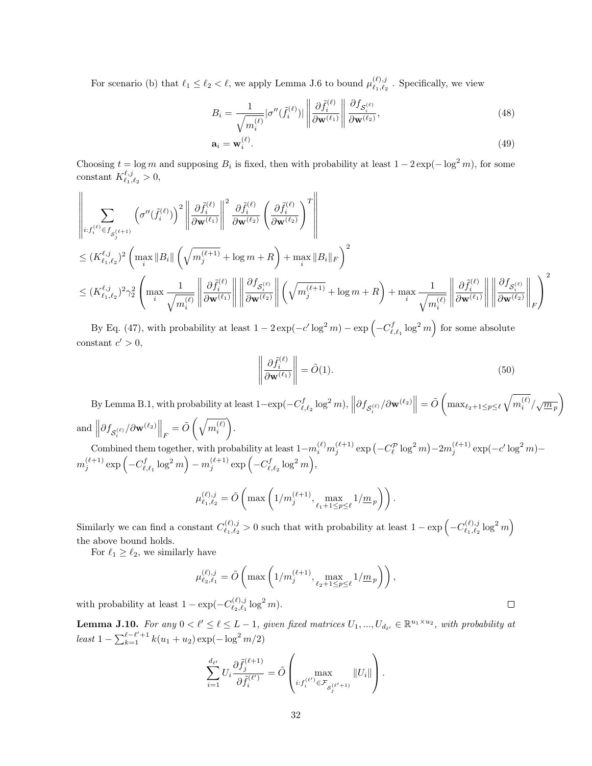For scenario (b) that $\ell_1 \leq \ell_2 < \ell$, we apply Lemma J.6 to bound $\mu^{(\ell),j}_{\ell_1,\ell_2}$. Specifically, we view

$$B_i = \frac{1}{\sqrt{m_i^{(\ell)}}} |\sigma''(\tilde{f}_i^{(\ell)})| \left\| \frac{\partial \tilde{f}_i^{(\ell)}}{\partial \mathbf{w}^{(\ell_1)}} \right\| \frac{\partial f_{\mathcal{S}_i^{(\ell)}}}{\partial \mathbf{w}^{(\ell_2)}}, \tag{48}$$

$$\mathbf{a}_i = \mathbf{w}_i^{(\ell)}. \tag{49}$$

Choosing $t = \log m$ and supposing $B_i$ is fixed, then with probability at least $1 - 2\exp(-\log^2 m)$, for some constant $K^{\ell,j}_{\ell_1,\ell_2} > 0$,

$$\begin{aligned}
&\left\| \sum_{i: f_i^{(\ell)} \in f_{\mathcal{S}_j^{(\ell+1)}}} \left(\sigma''(\tilde{f}_i^{(\ell)})\right)^2 \left\| \frac{\partial \tilde{f}_i^{(\ell)}}{\partial \mathbf{w}^{(\ell_1)}} \right\|^2 \frac{\partial \tilde{f}_i^{(\ell)}}{\partial \mathbf{w}^{(\ell_2)}} \left( \frac{\partial \tilde{f}_i^{(\ell)}}{\partial \mathbf{w}^{(\ell_2)}} \right)^T \right\| \\
&\leq (K^{\ell,j}_{\ell_1,\ell_2})^2 \left( \max_i \|B_i\| \left( \sqrt{m_j^{(\ell+1)}} + \log m + R \right) + \max_i \|B_i\|_F \right)^2 \\
&\leq (K^{\ell,j}_{\ell_1,\ell_2})^2 \gamma_2^2 \left( \max_i \frac{1}{\sqrt{m_i^{(\ell)}}} \left\| \frac{\partial \tilde{f}_i^{(\ell)}}{\partial \mathbf{w}^{(\ell_1)}} \right\| \left\| \frac{\partial f_{\mathcal{S}_i^{(\ell)}}}{\partial \mathbf{w}^{(\ell_2)}} \right\| \left( \sqrt{m_j^{(\ell+1)}} + \log m + R \right) + \max_i \frac{1}{\sqrt{m_i^{(\ell)}}} \left\| \frac{\partial \tilde{f}_i^{(\ell)}}{\partial \mathbf{w}^{(\ell_1)}} \right\| \left\| \frac{\partial f_{\mathcal{S}_i^{(\ell)}}}{\partial \mathbf{w}^{(\ell_2)}} \right\|_F \right)^2
\end{aligned}$$

By Eq. (47), with probability at least $1 - 2\exp(-c' \log^2 m) - \exp\left(-C^f_{\ell,\ell_1} \log^2 m\right)$ for some absolute constant $c' > 0$,

$$\left\| \frac{\partial \tilde{f}_i^{(\ell)}}{\partial \mathbf{w}^{(\ell_1)}} \right\| = \tilde{O}(1). \tag{50}$$

By Lemma B.1, with probability at least $1 - \exp(-C^f_{\ell,\ell_2} \log^2 m)$, $\left\| \partial f_{\mathcal{S}_i^{(\ell)}} / \partial \mathbf{w}^{(\ell_2)} \right\| = \tilde{O}\left( \max_{\ell_2+1 \leq p \leq \ell} \sqrt{m_i^{(\ell)}} / \sqrt{\underline{m}_p} \right)$ and $\left\| \partial f_{\mathcal{S}_i^{(\ell)}} / \partial \mathbf{w}^{(\ell_2)} \right\|_F = \tilde{O}\left( \sqrt{m_i^{(\ell)}} \right)$.

Combined them together, with probability at least $1 - m_i^{(\ell)} m_j^{(\ell+1)} \exp\left(-C^{\mathcal{P}}_\ell \log^2 m\right) - 2 m_j^{(\ell+1)} \exp(-c' \log^2 m) - m_j^{(\ell+1)} \exp\left(-C^f_{\ell,\ell_1} \log^2 m\right) - m_j^{(\ell+1)} \exp\left(-C^f_{\ell,\ell_2} \log^2 m\right)$,

$$\mu^{(\ell),j}_{\ell_1,\ell_2} = \tilde{O}\left( \max\left( 1/m_j^{(\ell+1)}, \max_{\ell_1+1 \leq p \leq \ell} 1/\underline{m}_p \right) \right).$$

Similarly we can find a constant $C^{(\ell),j}_{\ell_1,\ell_2} > 0$ such that with probability at least $1 - \exp\left(-C^{(\ell),j}_{\ell_1,\ell_2} \log^2 m\right)$ the above bound holds.

For $\ell_1 \geq \ell_2$, we similarly have

$$\mu^{(\ell),j}_{\ell_2,\ell_1} = \tilde{O}\left( \max\left( 1/m_j^{(\ell+1)}, \max_{\ell_2+1 \leq p \leq \ell} 1/\underline{m}_p \right) \right),$$

with probability at least $1 - \exp(-C^{(\ell),j}_{\ell_2,\ell_1} \log^2 m)$. ◻

**Lemma J.10.** *For any $0 < \ell' \leq \ell \leq L-1$, given fixed matrices $U_1, ..., U_{d_{\ell'}} \in \mathbb{R}^{u_1 \times u_2}$, with probability at least $1 - \sum_{k=1}^{\ell-\ell'+1} k(u_1+u_2)\exp(-\log^2 m/2)$*

$$\sum_{i=1}^{d_{\ell'}} U_i \frac{\partial \tilde{f}_j^{(\ell+1)}}{\partial \tilde{f}_i^{(\ell')}} = \tilde{O}\left( \max_{i: f_i^{(\ell')} \in \mathcal{F}_{\mathcal{S}_j^{(\ell'+1)}}} \|U_i\| \right).$$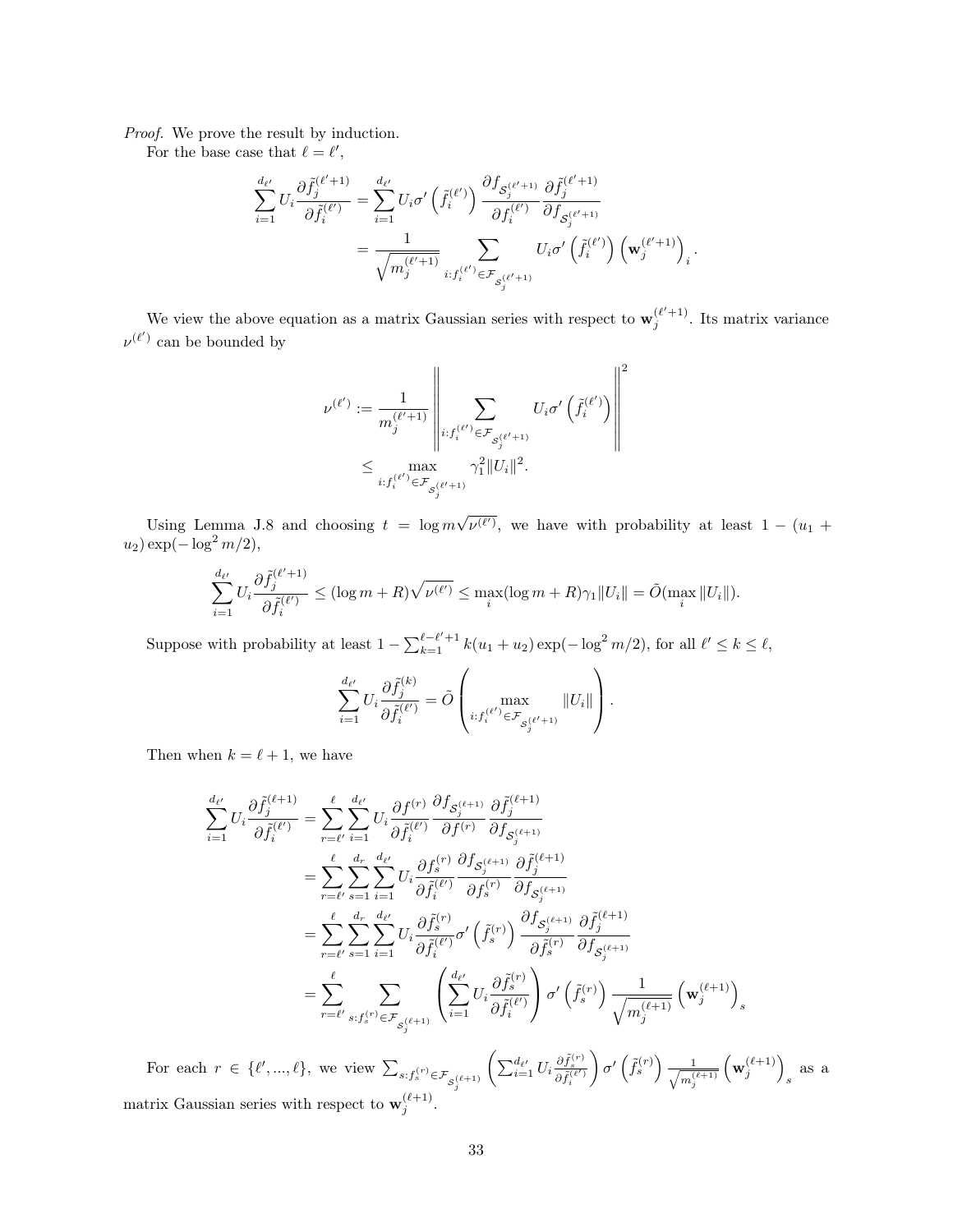*Proof.* We prove the result by induction.

For the base case that $\ell = \ell'$,

$$
\begin{aligned}
\sum_{i=1}^{d_{\ell'}} U_i \frac{\partial \tilde{f}_j^{(\ell'+1)}}{\partial \tilde{f}_i^{(\ell')}} &= \sum_{i=1}^{d_{\ell'}} U_i \sigma'\left(\tilde{f}_i^{(\ell')}\right) \frac{\partial f_{\mathcal{S}_j^{(\ell'+1)}}}{\partial f_i^{(\ell')}} \frac{\partial \tilde{f}_j^{(\ell'+1)}}{\partial f_{\mathcal{S}_j^{(\ell'+1)}}} \\
&= \frac{1}{\sqrt{m_j^{(\ell'+1)}}} \sum_{i: f_i^{(\ell')} \in \mathcal{F}_{\mathcal{S}_j^{(\ell'+1)}}} U_i \sigma'\left(\tilde{f}_i^{(\ell')}\right) \left(\mathbf{w}_j^{(\ell'+1)}\right)_i .
\end{aligned}
$$

We view the above equation as a matrix Gaussian series with respect to $\mathbf{w}_j^{(\ell'+1)}$. Its matrix variance $\nu^{(\ell')}$ can be bounded by

$$
\begin{aligned}
\nu^{(\ell')} &:= \frac{1}{m_j^{(\ell'+1)}} \left\| \sum_{i: f_i^{(\ell')} \in \mathcal{F}_{\mathcal{S}_j^{(\ell'+1)}}} U_i \sigma'\left(\tilde{f}_i^{(\ell')}\right) \right\|^2 \\
&\leq \max_{i: f_i^{(\ell')} \in \mathcal{F}_{\mathcal{S}_j^{(\ell'+1)}}} \gamma_1^2 \|U_i\|^2.
\end{aligned}
$$

Using Lemma J.8 and choosing $t = \log m \sqrt{\nu^{(\ell')}}$, we have with probability at least $1 - (u_1 + u_2)\exp(-\log^2 m/2)$,

$$
\sum_{i=1}^{d_{\ell'}} U_i \frac{\partial \tilde{f}_j^{(\ell'+1)}}{\partial \tilde{f}_i^{(\ell')}} \leq (\log m + R)\sqrt{\nu^{(\ell')}} \leq \max_i (\log m + R)\gamma_1 \|U_i\| = \tilde{O}(\max_i \|U_i\|).
$$

Suppose with probability at least $1 - \sum_{k=1}^{\ell-\ell'+1} k(u_1+u_2)\exp(-\log^2 m/2)$, for all $\ell' \leq k \leq \ell$,

$$
\sum_{i=1}^{d_{\ell'}} U_i \frac{\partial \tilde{f}_j^{(k)}}{\partial \tilde{f}_i^{(\ell')}} = \tilde{O}\left( \max_{i: f_i^{(\ell')} \in \mathcal{F}_{\mathcal{S}_j^{(\ell'+1)}}} \|U_i\| \right).
$$

Then when $k = \ell + 1$, we have

$$
\begin{aligned}
\sum_{i=1}^{d_{\ell'}} U_i \frac{\partial \tilde{f}_j^{(\ell+1)}}{\partial \tilde{f}_i^{(\ell')}} &= \sum_{r=\ell'}^{\ell} \sum_{i=1}^{d_{\ell'}} U_i \frac{\partial f^{(r)}}{\partial \tilde{f}_i^{(\ell')}} \frac{\partial f_{\mathcal{S}_j^{(\ell+1)}}}{\partial f^{(r)}} \frac{\partial \tilde{f}_j^{(\ell+1)}}{\partial f_{\mathcal{S}_j^{(\ell+1)}}} \\
&= \sum_{r=\ell'}^{\ell} \sum_{s=1}^{d_r} \sum_{i=1}^{d_{\ell'}} U_i \frac{\partial f_s^{(r)}}{\partial \tilde{f}_i^{(\ell')}} \frac{\partial f_{\mathcal{S}_j^{(\ell+1)}}}{\partial f_s^{(r)}} \frac{\partial \tilde{f}_j^{(\ell+1)}}{\partial f_{\mathcal{S}_j^{(\ell+1)}}} \\
&= \sum_{r=\ell'}^{\ell} \sum_{s=1}^{d_r} \sum_{i=1}^{d_{\ell'}} U_i \frac{\partial \tilde{f}_s^{(r)}}{\partial \tilde{f}_i^{(\ell')}} \sigma'\left(\tilde{f}_s^{(r)}\right) \frac{\partial f_{\mathcal{S}_j^{(\ell+1)}}}{\partial \tilde{f}_s^{(r)}} \frac{\partial \tilde{f}_j^{(\ell+1)}}{\partial f_{\mathcal{S}_j^{(\ell+1)}}} \\
&= \sum_{r=\ell'}^{\ell} \sum_{s: f_s^{(r)} \in \mathcal{F}_{\mathcal{S}_j^{(\ell+1)}}} \left( \sum_{i=1}^{d_{\ell'}} U_i \frac{\partial \tilde{f}_s^{(r)}}{\partial \tilde{f}_i^{(\ell')}} \right) \sigma'\left(\tilde{f}_s^{(r)}\right) \frac{1}{\sqrt{m_j^{(\ell+1)}}} \left(\mathbf{w}_j^{(\ell+1)}\right)_s
\end{aligned}
$$

For each $r \in \{\ell', ..., \ell\}$, we view $\sum_{s: f_s^{(r)} \in \mathcal{F}_{\mathcal{S}_j^{(\ell+1)}}} \left( \sum_{i=1}^{d_{\ell'}} U_i \frac{\partial \tilde{f}_s^{(r)}}{\partial \tilde{f}_i^{(\ell')}} \right) \sigma'\left(\tilde{f}_s^{(r)}\right) \frac{1}{\sqrt{m_j^{(\ell+1)}}} \left(\mathbf{w}_j^{(\ell+1)}\right)_s$ as a matrix Gaussian series with respect to $\mathbf{w}_j^{(\ell+1)}$.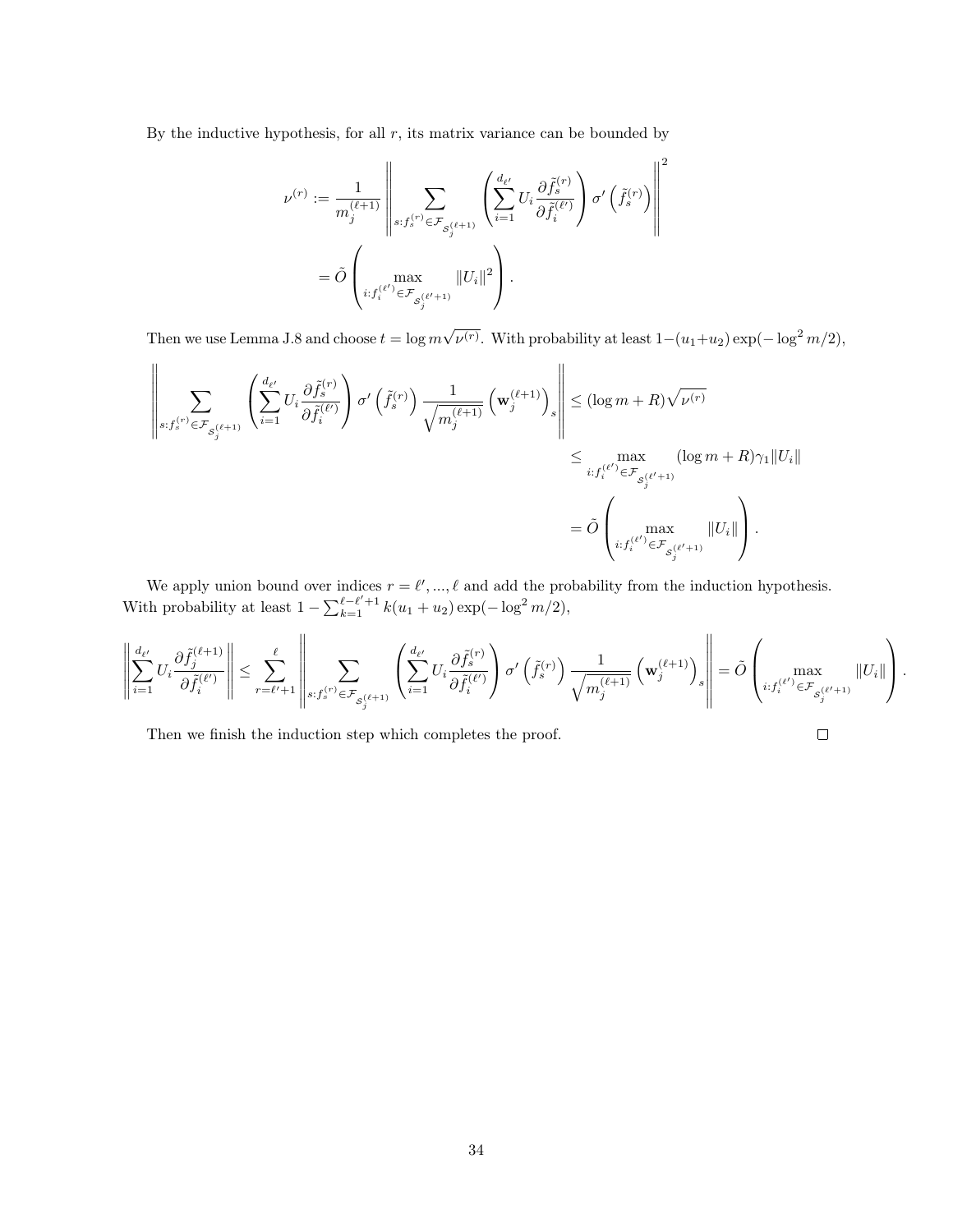By the inductive hypothesis, for all $r$, its matrix variance can be bounded by

$$
\begin{aligned}
\nu^{(r)} &:= \frac{1}{m_j^{(\ell+1)}} \left\| \sum_{s: f_s^{(r)} \in \mathcal{F}_{\mathcal{S}_j^{(\ell+1)}}} \left( \sum_{i=1}^{d_{\ell'}} U_i \frac{\partial \tilde{f}_s^{(r)}}{\partial \tilde{f}_i^{(\ell')}} \right) \sigma'\left(\tilde{f}_s^{(r)}\right) \right\|^2 \\
&= \tilde{O}\left( \max_{i: f_i^{(\ell')} \in \mathcal{F}_{\mathcal{S}_j^{(\ell'+1)}}} \|U_i\|^2 \right).
\end{aligned}
$$

Then we use Lemma J.8 and choose $t = \log m \sqrt{\nu^{(r)}}$. With probability at least $1-(u_1+u_2)\exp(-\log^2 m/2)$,

$$
\begin{aligned}
\left\| \sum_{s: f_s^{(r)} \in \mathcal{F}_{\mathcal{S}_j^{(\ell+1)}}} \left( \sum_{i=1}^{d_{\ell'}} U_i \frac{\partial \tilde{f}_s^{(r)}}{\partial \tilde{f}_i^{(\ell')}} \right) \sigma'\left(\tilde{f}_s^{(r)}\right) \frac{1}{\sqrt{m_j^{(\ell+1)}}} \left(\mathbf{w}_j^{(\ell+1)}\right)_s \right\| &\leq (\log m + R)\sqrt{\nu^{(r)}} \\
&\leq \max_{i: f_i^{(\ell')} \in \mathcal{F}_{\mathcal{S}_j^{(\ell'+1)}}} (\log m + R)\gamma_1 \|U_i\| \\
&= \tilde{O}\left( \max_{i: f_i^{(\ell')} \in \mathcal{F}_{\mathcal{S}_j^{(\ell'+1)}}} \|U_i\| \right).
\end{aligned}
$$

We apply union bound over indices $r = \ell', ..., \ell$ and add the probability from the induction hypothesis. With probability at least $1 - \sum_{k=1}^{\ell-\ell'+1} k(u_1+u_2)\exp(-\log^2 m/2)$,

$$
\left\| \sum_{i=1}^{d_{\ell'}} U_i \frac{\partial \tilde{f}_j^{(\ell+1)}}{\partial \tilde{f}_i^{(\ell')}} \right\| \leq \sum_{r=\ell'+1}^{\ell} \left\| \sum_{s: f_s^{(r)} \in \mathcal{F}_{\mathcal{S}_j^{(\ell+1)}}} \left( \sum_{i=1}^{d_{\ell'}} U_i \frac{\partial \tilde{f}_s^{(r)}}{\partial \tilde{f}_i^{(\ell')}} \right) \sigma'\left(\tilde{f}_s^{(r)}\right) \frac{1}{\sqrt{m_j^{(\ell+1)}}} \left(\mathbf{w}_j^{(\ell+1)}\right)_s \right\| = \tilde{O}\left( \max_{i: f_i^{(\ell')} \in \mathcal{F}_{\mathcal{S}_j^{(\ell'+1)}}} \|U_i\| \right).
$$

Then we finish the induction step which completes the proof. □